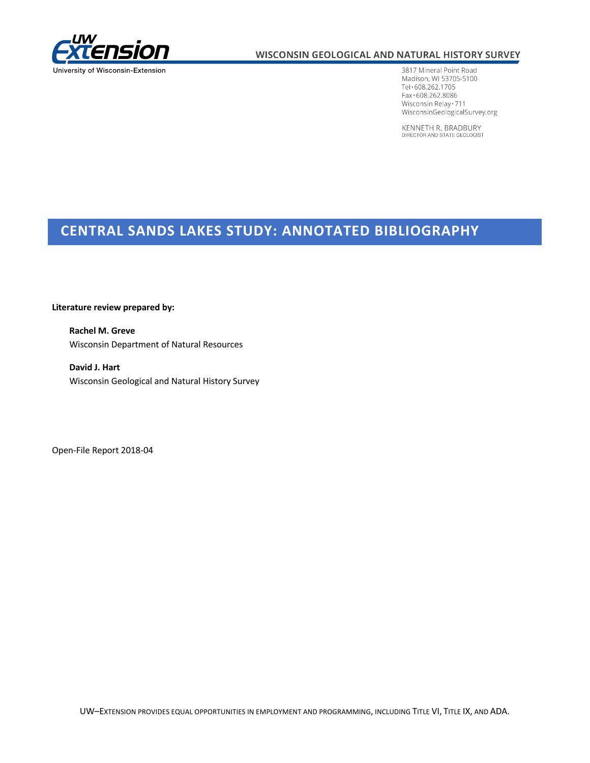UW Extension

University of Wisconsin-Extension

**WISCONSIN GEOLOGICAL AND NATURAL HISTORY SURVEY**

3817 Mineral Point Road
Madison, WI 53705-5100
Tel • 608.262.1705
Fax • 608.262.8086
Wisconsin Relay • 711
WisconsinGeologicalSurvey.org

KENNETH R. BRADBURY
DIRECTOR AND STATE GEOLOGIST

# CENTRAL SANDS LAKES STUDY: ANNOTATED BIBLIOGRAPHY

**Literature review prepared by:**

**Rachel M. Greve**
Wisconsin Department of Natural Resources

**David J. Hart**
Wisconsin Geological and Natural History Survey

Open-File Report 2018-04

UW–EXTENSION PROVIDES EQUAL OPPORTUNITIES IN EMPLOYMENT AND PROGRAMMING, INCLUDING TITLE VI, TITLE IX, AND ADA.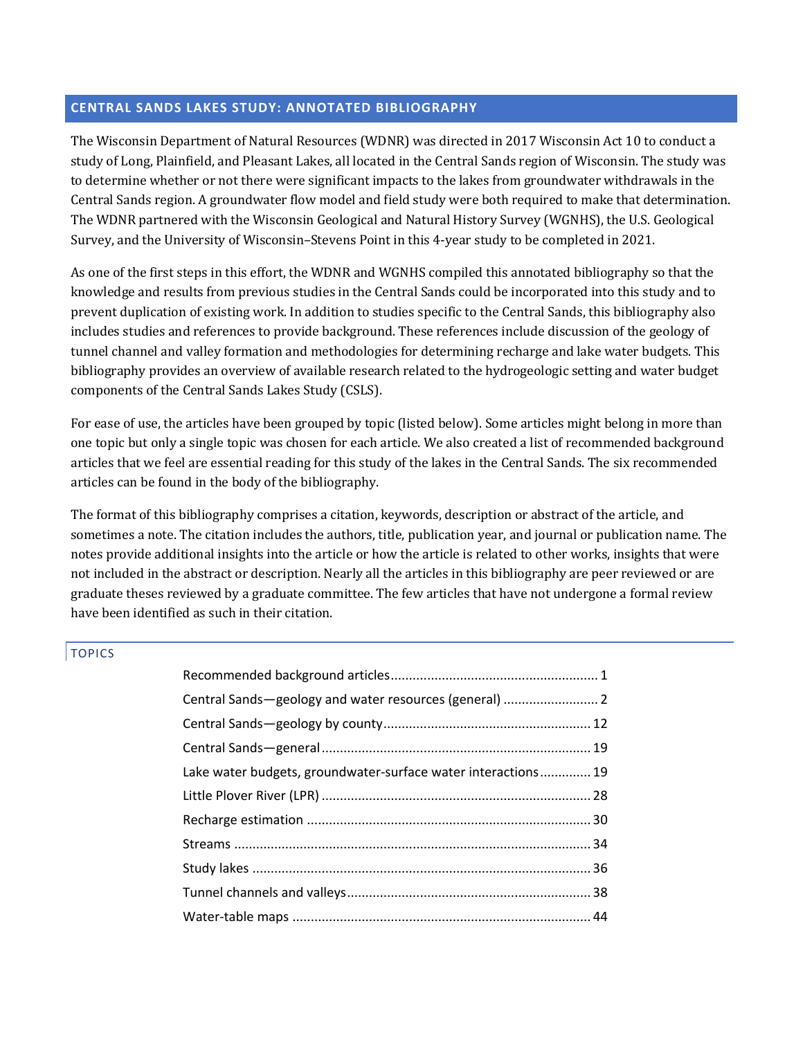## CENTRAL SANDS LAKES STUDY: ANNOTATED BIBLIOGRAPHY

The Wisconsin Department of Natural Resources (WDNR) was directed in 2017 Wisconsin Act 10 to conduct a study of Long, Plainfield, and Pleasant Lakes, all located in the Central Sands region of Wisconsin. The study was to determine whether or not there were significant impacts to the lakes from groundwater withdrawals in the Central Sands region. A groundwater flow model and field study were both required to make that determination. The WDNR partnered with the Wisconsin Geological and Natural History Survey (WGNHS), the U.S. Geological Survey, and the University of Wisconsin–Stevens Point in this 4-year study to be completed in 2021.

As one of the first steps in this effort, the WDNR and WGNHS compiled this annotated bibliography so that the knowledge and results from previous studies in the Central Sands could be incorporated into this study and to prevent duplication of existing work. In addition to studies specific to the Central Sands, this bibliography also includes studies and references to provide background. These references include discussion of the geology of tunnel channel and valley formation and methodologies for determining recharge and lake water budgets. This bibliography provides an overview of available research related to the hydrogeologic setting and water budget components of the Central Sands Lakes Study (CSLS).

For ease of use, the articles have been grouped by topic (listed below). Some articles might belong in more than one topic but only a single topic was chosen for each article. We also created a list of recommended background articles that we feel are essential reading for this study of the lakes in the Central Sands. The six recommended articles can be found in the body of the bibliography.

The format of this bibliography comprises a citation, keywords, description or abstract of the article, and sometimes a note. The citation includes the authors, title, publication year, and journal or publication name. The notes provide additional insights into the article or how the article is related to other works, insights that were not included in the abstract or description. Nearly all the articles in this bibliography are peer reviewed or are graduate theses reviewed by a graduate committee. The few articles that have not undergone a formal review have been identified as such in their citation.

### TOPICS

- Recommended background articles ........ 1
- Central Sands—geology and water resources (general) ........ 2
- Central Sands—geology by county ........ 12
- Central Sands—general ........ 19
- Lake water budgets, groundwater-surface water interactions ........ 19
- Little Plover River (LPR) ........ 28
- Recharge estimation ........ 30
- Streams ........ 34
- Study lakes ........ 36
- Tunnel channels and valleys ........ 38
- Water-table maps ........ 44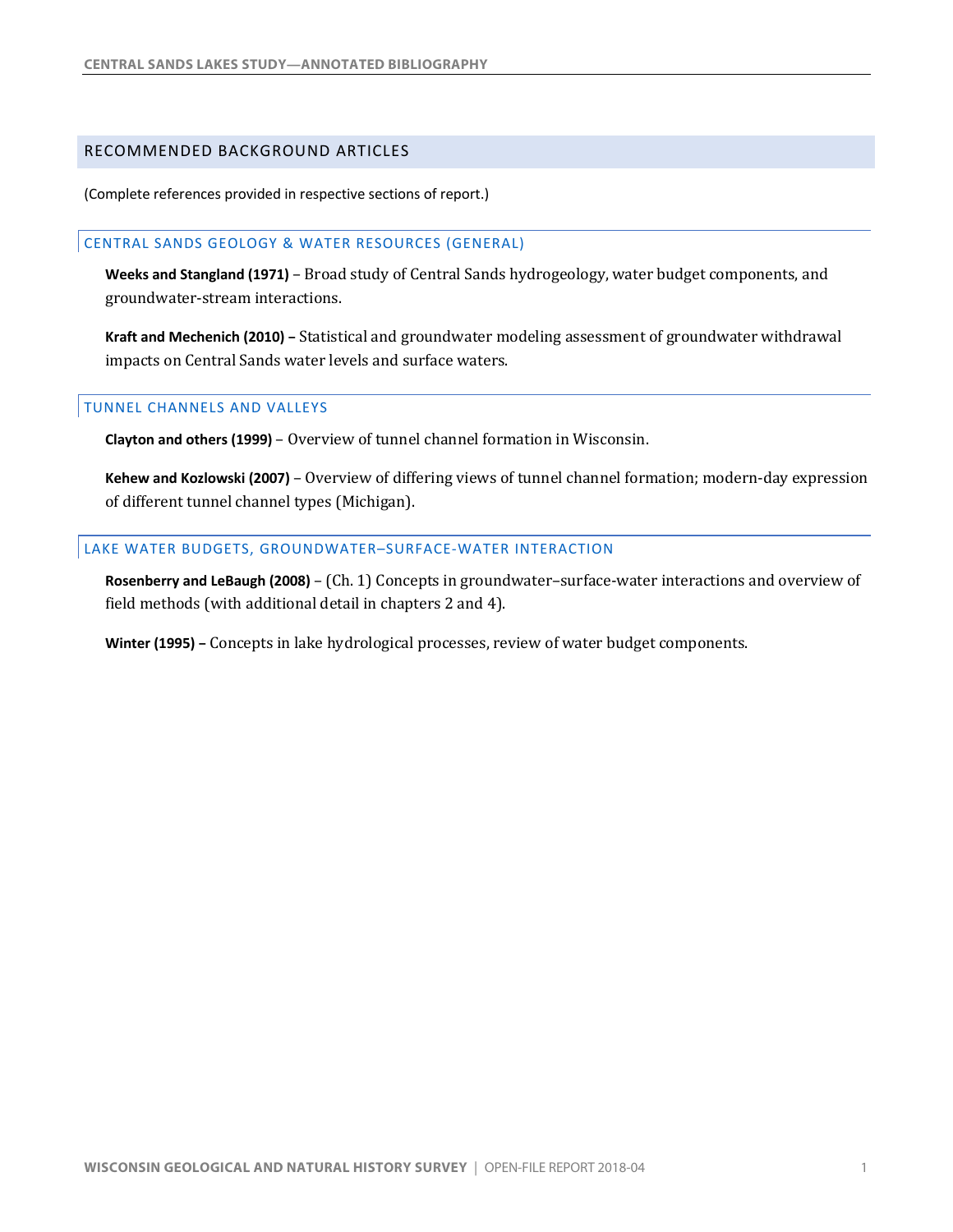## RECOMMENDED BACKGROUND ARTICLES

(Complete references provided in respective sections of report.)

### CENTRAL SANDS GEOLOGY & WATER RESOURCES (GENERAL)

**Weeks and Stangland (1971)** – Broad study of Central Sands hydrogeology, water budget components, and groundwater-stream interactions.

**Kraft and Mechenich (2010) –** Statistical and groundwater modeling assessment of groundwater withdrawal impacts on Central Sands water levels and surface waters.

### TUNNEL CHANNELS AND VALLEYS

**Clayton and others (1999)** – Overview of tunnel channel formation in Wisconsin.

**Kehew and Kozlowski (2007)** – Overview of differing views of tunnel channel formation; modern-day expression of different tunnel channel types (Michigan).

### LAKE WATER BUDGETS, GROUNDWATER–SURFACE-WATER INTERACTION

**Rosenberry and LeBaugh (2008)** – (Ch. 1) Concepts in groundwater–surface-water interactions and overview of field methods (with additional detail in chapters 2 and 4).

**Winter (1995) –** Concepts in lake hydrological processes, review of water budget components.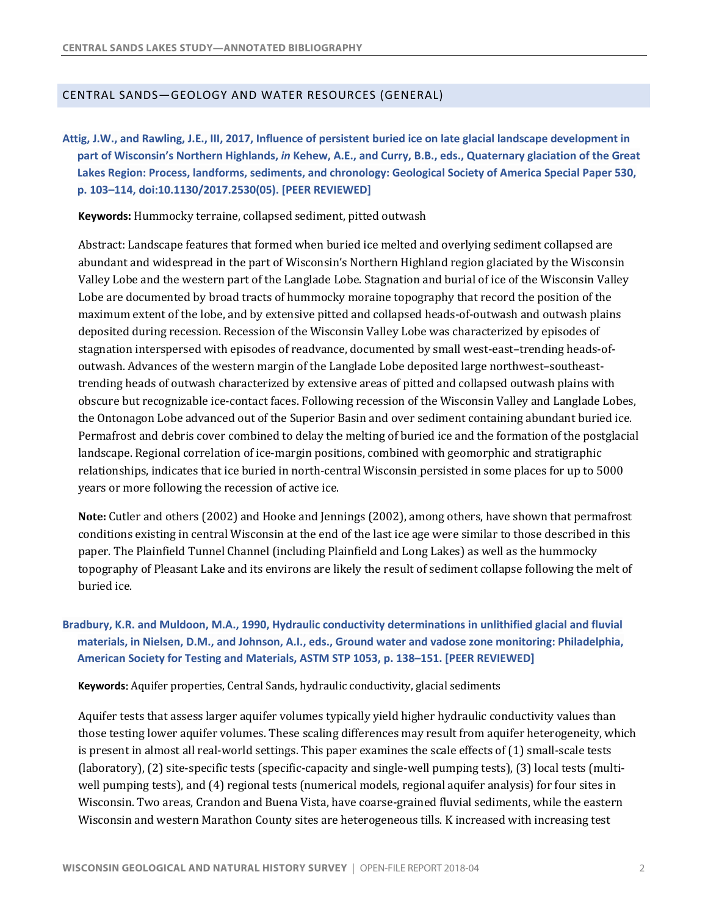## CENTRAL SANDS—GEOLOGY AND WATER RESOURCES (GENERAL)

**Attig, J.W., and Rawling, J.E., III, 2017, Influence of persistent buried ice on late glacial landscape development in part of Wisconsin's Northern Highlands, *in* Kehew, A.E., and Curry, B.B., eds., Quaternary glaciation of the Great Lakes Region: Process, landforms, sediments, and chronology: Geological Society of America Special Paper 530, p. 103–114, doi:10.1130/2017.2530(05). [PEER REVIEWED]**

**Keywords:** Hummocky terraine, collapsed sediment, pitted outwash

Abstract: Landscape features that formed when buried ice melted and overlying sediment collapsed are abundant and widespread in the part of Wisconsin's Northern Highland region glaciated by the Wisconsin Valley Lobe and the western part of the Langlade Lobe. Stagnation and burial of ice of the Wisconsin Valley Lobe are documented by broad tracts of hummocky moraine topography that record the position of the maximum extent of the lobe, and by extensive pitted and collapsed heads-of-outwash and outwash plains deposited during recession. Recession of the Wisconsin Valley Lobe was characterized by episodes of stagnation interspersed with episodes of readvance, documented by small west-east–trending heads-of-outwash. Advances of the western margin of the Langlade Lobe deposited large northwest–southeast-trending heads of outwash characterized by extensive areas of pitted and collapsed outwash plains with obscure but recognizable ice-contact faces. Following recession of the Wisconsin Valley and Langlade Lobes, the Ontonagon Lobe advanced out of the Superior Basin and over sediment containing abundant buried ice. Permafrost and debris cover combined to delay the melting of buried ice and the formation of the postglacial landscape. Regional correlation of ice-margin positions, combined with geomorphic and stratigraphic relationships, indicates that ice buried in north-central Wisconsin persisted in some places for up to 5000 years or more following the recession of active ice.

**Note:** Cutler and others (2002) and Hooke and Jennings (2002), among others, have shown that permafrost conditions existing in central Wisconsin at the end of the last ice age were similar to those described in this paper. The Plainfield Tunnel Channel (including Plainfield and Long Lakes) as well as the hummocky topography of Pleasant Lake and its environs are likely the result of sediment collapse following the melt of buried ice.

**Bradbury, K.R. and Muldoon, M.A., 1990, Hydraulic conductivity determinations in unlithified glacial and fluvial materials, in Nielsen, D.M., and Johnson, A.I., eds., Ground water and vadose zone monitoring: Philadelphia, American Society for Testing and Materials, ASTM STP 1053, p. 138–151. [PEER REVIEWED]**

**Keywords**: Aquifer properties, Central Sands, hydraulic conductivity, glacial sediments

Aquifer tests that assess larger aquifer volumes typically yield higher hydraulic conductivity values than those testing lower aquifer volumes. These scaling differences may result from aquifer heterogeneity, which is present in almost all real-world settings. This paper examines the scale effects of (1) small-scale tests (laboratory), (2) site-specific tests (specific-capacity and single-well pumping tests), (3) local tests (multi-well pumping tests), and (4) regional tests (numerical models, regional aquifer analysis) for four sites in Wisconsin. Two areas, Crandon and Buena Vista, have coarse-grained fluvial sediments, while the eastern Wisconsin and western Marathon County sites are heterogeneous tills. K increased with increasing test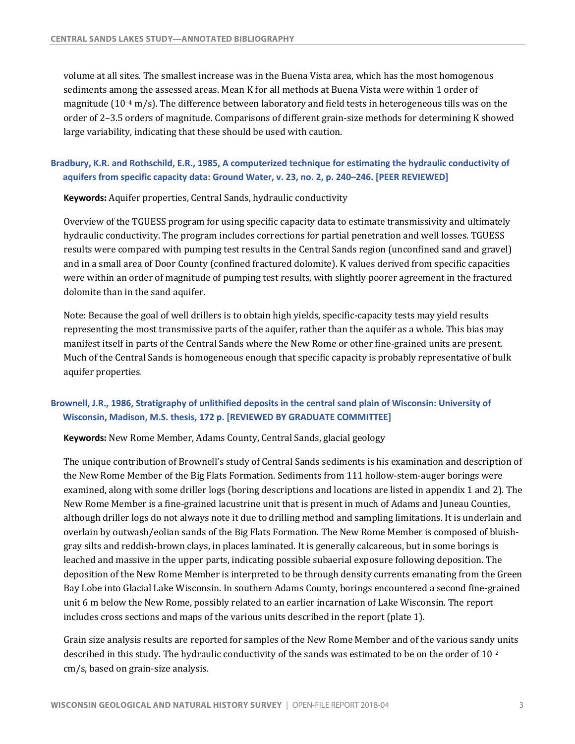volume at all sites. The smallest increase was in the Buena Vista area, which has the most homogenous sediments among the assessed areas. Mean K for all methods at Buena Vista were within 1 order of magnitude ($10^{-4}$ m/s). The difference between laboratory and field tests in heterogeneous tills was on the order of 2–3.5 orders of magnitude. Comparisons of different grain-size methods for determining K showed large variability, indicating that these should be used with caution.

### Bradbury, K.R. and Rothschild, E.R., 1985, A computerized technique for estimating the hydraulic conductivity of aquifers from specific capacity data: Ground Water, v. 23, no. 2, p. 240–246. [PEER REVIEWED]

**Keywords:** Aquifer properties, Central Sands, hydraulic conductivity

Overview of the TGUESS program for using specific capacity data to estimate transmissivity and ultimately hydraulic conductivity. The program includes corrections for partial penetration and well losses. TGUESS results were compared with pumping test results in the Central Sands region (unconfined sand and gravel) and in a small area of Door County (confined fractured dolomite). K values derived from specific capacities were within an order of magnitude of pumping test results, with slightly poorer agreement in the fractured dolomite than in the sand aquifer.

Note: Because the goal of well drillers is to obtain high yields, specific-capacity tests may yield results representing the most transmissive parts of the aquifer, rather than the aquifer as a whole. This bias may manifest itself in parts of the Central Sands where the New Rome or other fine-grained units are present. Much of the Central Sands is homogeneous enough that specific capacity is probably representative of bulk aquifer properties.

### Brownell, J.R., 1986, Stratigraphy of unlithified deposits in the central sand plain of Wisconsin: University of Wisconsin, Madison, M.S. thesis, 172 p. [REVIEWED BY GRADUATE COMMITTEE]

**Keywords:** New Rome Member, Adams County, Central Sands, glacial geology

The unique contribution of Brownell's study of Central Sands sediments is his examination and description of the New Rome Member of the Big Flats Formation. Sediments from 111 hollow-stem-auger borings were examined, along with some driller logs (boring descriptions and locations are listed in appendix 1 and 2). The New Rome Member is a fine-grained lacustrine unit that is present in much of Adams and Juneau Counties, although driller logs do not always note it due to drilling method and sampling limitations. It is underlain and overlain by outwash/eolian sands of the Big Flats Formation. The New Rome Member is composed of bluish-gray silts and reddish-brown clays, in places laminated. It is generally calcareous, but in some borings is leached and massive in the upper parts, indicating possible subaerial exposure following deposition. The deposition of the New Rome Member is interpreted to be through density currents emanating from the Green Bay Lobe into Glacial Lake Wisconsin. In southern Adams County, borings encountered a second fine-grained unit 6 m below the New Rome, possibly related to an earlier incarnation of Lake Wisconsin. The report includes cross sections and maps of the various units described in the report (plate 1).

Grain size analysis results are reported for samples of the New Rome Member and of the various sandy units described in this study. The hydraulic conductivity of the sands was estimated to be on the order of $10^{-2}$ cm/s, based on grain-size analysis.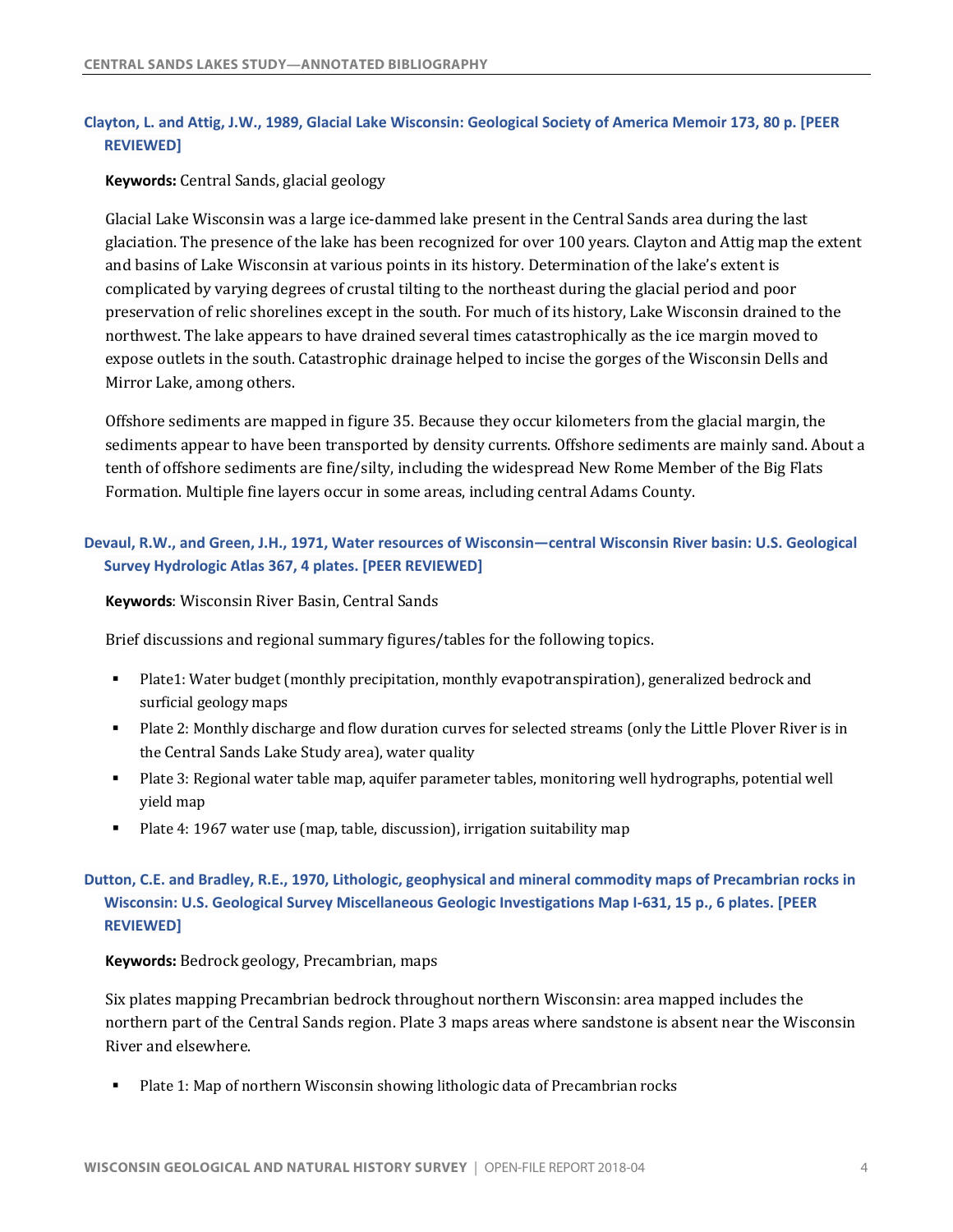### Clayton, L. and Attig, J.W., 1989, Glacial Lake Wisconsin: Geological Society of America Memoir 173, 80 p. [PEER REVIEWED]

**Keywords:** Central Sands, glacial geology

Glacial Lake Wisconsin was a large ice-dammed lake present in the Central Sands area during the last glaciation. The presence of the lake has been recognized for over 100 years. Clayton and Attig map the extent and basins of Lake Wisconsin at various points in its history. Determination of the lake's extent is complicated by varying degrees of crustal tilting to the northeast during the glacial period and poor preservation of relic shorelines except in the south. For much of its history, Lake Wisconsin drained to the northwest. The lake appears to have drained several times catastrophically as the ice margin moved to expose outlets in the south. Catastrophic drainage helped to incise the gorges of the Wisconsin Dells and Mirror Lake, among others.

Offshore sediments are mapped in figure 35. Because they occur kilometers from the glacial margin, the sediments appear to have been transported by density currents. Offshore sediments are mainly sand. About a tenth of offshore sediments are fine/silty, including the widespread New Rome Member of the Big Flats Formation. Multiple fine layers occur in some areas, including central Adams County.

### Devaul, R.W., and Green, J.H., 1971, Water resources of Wisconsin—central Wisconsin River basin: U.S. Geological Survey Hydrologic Atlas 367, 4 plates. [PEER REVIEWED]

**Keywords**: Wisconsin River Basin, Central Sands

Brief discussions and regional summary figures/tables for the following topics.

- Plate1: Water budget (monthly precipitation, monthly evapotranspiration), generalized bedrock and surficial geology maps
- Plate 2: Monthly discharge and flow duration curves for selected streams (only the Little Plover River is in the Central Sands Lake Study area), water quality
- Plate 3: Regional water table map, aquifer parameter tables, monitoring well hydrographs, potential well yield map
- Plate 4: 1967 water use (map, table, discussion), irrigation suitability map

### Dutton, C.E. and Bradley, R.E., 1970, Lithologic, geophysical and mineral commodity maps of Precambrian rocks in Wisconsin: U.S. Geological Survey Miscellaneous Geologic Investigations Map I-631, 15 p., 6 plates. [PEER REVIEWED]

**Keywords:** Bedrock geology, Precambrian, maps

Six plates mapping Precambrian bedrock throughout northern Wisconsin: area mapped includes the northern part of the Central Sands region. Plate 3 maps areas where sandstone is absent near the Wisconsin River and elsewhere.

- Plate 1: Map of northern Wisconsin showing lithologic data of Precambrian rocks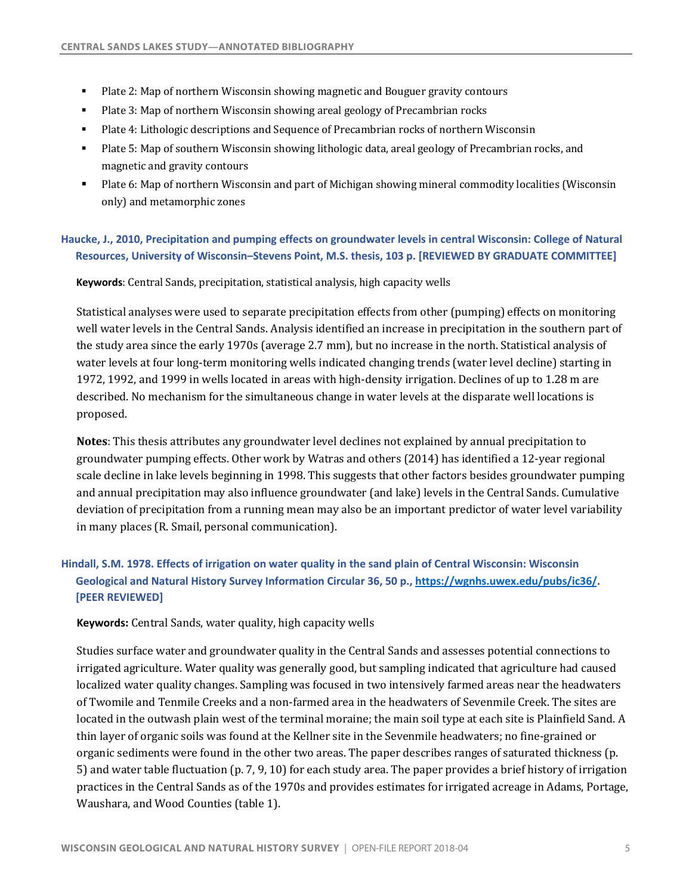- Plate 2: Map of northern Wisconsin showing magnetic and Bouguer gravity contours
- Plate 3: Map of northern Wisconsin showing areal geology of Precambrian rocks
- Plate 4: Lithologic descriptions and Sequence of Precambrian rocks of northern Wisconsin
- Plate 5: Map of southern Wisconsin showing lithologic data, areal geology of Precambrian rocks, and magnetic and gravity contours
- Plate 6: Map of northern Wisconsin and part of Michigan showing mineral commodity localities (Wisconsin only) and metamorphic zones

### Haucke, J., 2010, Precipitation and pumping effects on groundwater levels in central Wisconsin: College of Natural Resources, University of Wisconsin–Stevens Point, M.S. thesis, 103 p. [REVIEWED BY GRADUATE COMMITTEE]

**Keywords**: Central Sands, precipitation, statistical analysis, high capacity wells

Statistical analyses were used to separate precipitation effects from other (pumping) effects on monitoring well water levels in the Central Sands. Analysis identified an increase in precipitation in the southern part of the study area since the early 1970s (average 2.7 mm), but no increase in the north. Statistical analysis of water levels at four long-term monitoring wells indicated changing trends (water level decline) starting in 1972, 1992, and 1999 in wells located in areas with high-density irrigation. Declines of up to 1.28 m are described. No mechanism for the simultaneous change in water levels at the disparate well locations is proposed.

**Notes**: This thesis attributes any groundwater level declines not explained by annual precipitation to groundwater pumping effects. Other work by Watras and others (2014) has identified a 12-year regional scale decline in lake levels beginning in 1998. This suggests that other factors besides groundwater pumping and annual precipitation may also influence groundwater (and lake) levels in the Central Sands. Cumulative deviation of precipitation from a running mean may also be an important predictor of water level variability in many places (R. Smail, personal communication).

### Hindall, S.M. 1978. Effects of irrigation on water quality in the sand plain of Central Wisconsin: Wisconsin Geological and Natural History Survey Information Circular 36, 50 p., https://wgnhs.uwex.edu/pubs/ic36/. [PEER REVIEWED]

**Keywords:** Central Sands, water quality, high capacity wells

Studies surface water and groundwater quality in the Central Sands and assesses potential connections to irrigated agriculture. Water quality was generally good, but sampling indicated that agriculture had caused localized water quality changes. Sampling was focused in two intensively farmed areas near the headwaters of Twomile and Tenmile Creeks and a non-farmed area in the headwaters of Sevenmile Creek. The sites are located in the outwash plain west of the terminal moraine; the main soil type at each site is Plainfield Sand. A thin layer of organic soils was found at the Kellner site in the Sevenmile headwaters; no fine-grained or organic sediments were found in the other two areas. The paper describes ranges of saturated thickness (p. 5) and water table fluctuation (p. 7, 9, 10) for each study area. The paper provides a brief history of irrigation practices in the Central Sands as of the 1970s and provides estimates for irrigated acreage in Adams, Portage, Waushara, and Wood Counties (table 1).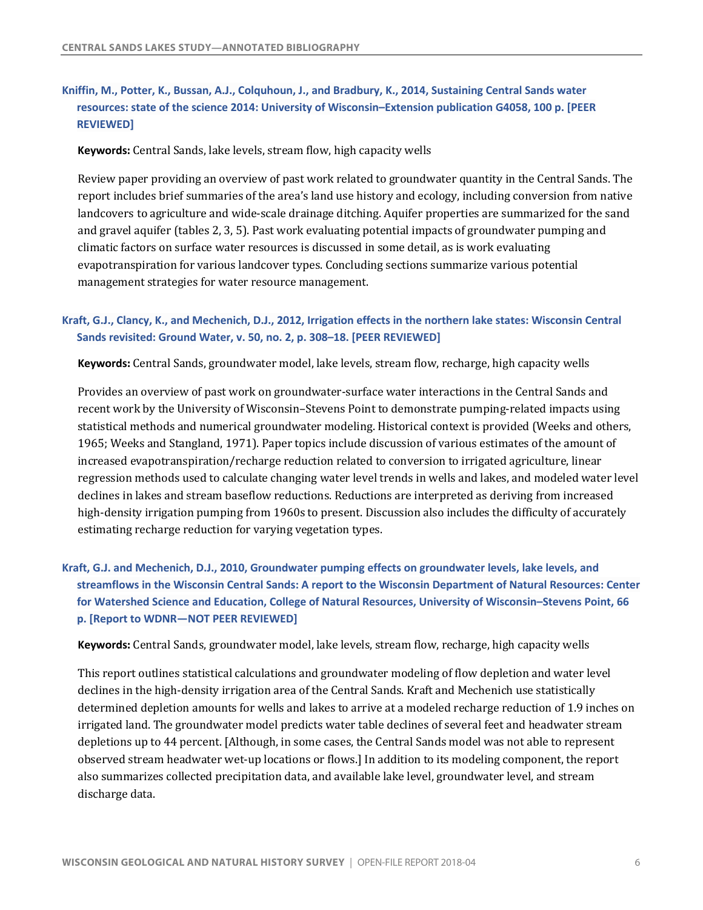**Kniffin, M., Potter, K., Bussan, A.J., Colquhoun, J., and Bradbury, K., 2014, Sustaining Central Sands water resources: state of the science 2014: University of Wisconsin–Extension publication G4058, 100 p. [PEER REVIEWED]**

**Keywords:** Central Sands, lake levels, stream flow, high capacity wells

Review paper providing an overview of past work related to groundwater quantity in the Central Sands. The report includes brief summaries of the area's land use history and ecology, including conversion from native landcovers to agriculture and wide-scale drainage ditching. Aquifer properties are summarized for the sand and gravel aquifer (tables 2, 3, 5). Past work evaluating potential impacts of groundwater pumping and climatic factors on surface water resources is discussed in some detail, as is work evaluating evapotranspiration for various landcover types. Concluding sections summarize various potential management strategies for water resource management.

**Kraft, G.J., Clancy, K., and Mechenich, D.J., 2012, Irrigation effects in the northern lake states: Wisconsin Central Sands revisited: Ground Water, v. 50, no. 2, p. 308–18. [PEER REVIEWED]**

**Keywords:** Central Sands, groundwater model, lake levels, stream flow, recharge, high capacity wells

Provides an overview of past work on groundwater-surface water interactions in the Central Sands and recent work by the University of Wisconsin–Stevens Point to demonstrate pumping-related impacts using statistical methods and numerical groundwater modeling. Historical context is provided (Weeks and others, 1965; Weeks and Stangland, 1971). Paper topics include discussion of various estimates of the amount of increased evapotranspiration/recharge reduction related to conversion to irrigated agriculture, linear regression methods used to calculate changing water level trends in wells and lakes, and modeled water level declines in lakes and stream baseflow reductions. Reductions are interpreted as deriving from increased high-density irrigation pumping from 1960s to present. Discussion also includes the difficulty of accurately estimating recharge reduction for varying vegetation types.

**Kraft, G.J. and Mechenich, D.J., 2010, Groundwater pumping effects on groundwater levels, lake levels, and streamflows in the Wisconsin Central Sands: A report to the Wisconsin Department of Natural Resources: Center for Watershed Science and Education, College of Natural Resources, University of Wisconsin–Stevens Point, 66 p. [Report to WDNR—NOT PEER REVIEWED]**

**Keywords:** Central Sands, groundwater model, lake levels, stream flow, recharge, high capacity wells

This report outlines statistical calculations and groundwater modeling of flow depletion and water level declines in the high-density irrigation area of the Central Sands. Kraft and Mechenich use statistically determined depletion amounts for wells and lakes to arrive at a modeled recharge reduction of 1.9 inches on irrigated land. The groundwater model predicts water table declines of several feet and headwater stream depletions up to 44 percent. [Although, in some cases, the Central Sands model was not able to represent observed stream headwater wet-up locations or flows.] In addition to its modeling component, the report also summarizes collected precipitation data, and available lake level, groundwater level, and stream discharge data.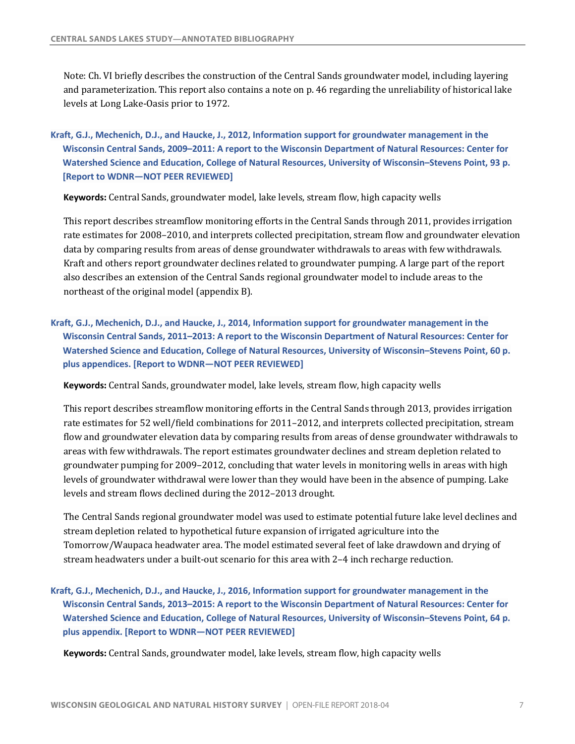Note: Ch. VI briefly describes the construction of the Central Sands groundwater model, including layering and parameterization. This report also contains a note on p. 46 regarding the unreliability of historical lake levels at Long Lake-Oasis prior to 1972.

**Kraft, G.J., Mechenich, D.J., and Haucke, J., 2012, Information support for groundwater management in the Wisconsin Central Sands, 2009–2011: A report to the Wisconsin Department of Natural Resources: Center for Watershed Science and Education, College of Natural Resources, University of Wisconsin–Stevens Point, 93 p. [Report to WDNR—NOT PEER REVIEWED]**

**Keywords:** Central Sands, groundwater model, lake levels, stream flow, high capacity wells

This report describes streamflow monitoring efforts in the Central Sands through 2011, provides irrigation rate estimates for 2008–2010, and interprets collected precipitation, stream flow and groundwater elevation data by comparing results from areas of dense groundwater withdrawals to areas with few withdrawals. Kraft and others report groundwater declines related to groundwater pumping. A large part of the report also describes an extension of the Central Sands regional groundwater model to include areas to the northeast of the original model (appendix B).

**Kraft, G.J., Mechenich, D.J., and Haucke, J., 2014, Information support for groundwater management in the Wisconsin Central Sands, 2011–2013: A report to the Wisconsin Department of Natural Resources: Center for Watershed Science and Education, College of Natural Resources, University of Wisconsin–Stevens Point, 60 p. plus appendices. [Report to WDNR—NOT PEER REVIEWED]**

**Keywords:** Central Sands, groundwater model, lake levels, stream flow, high capacity wells

This report describes streamflow monitoring efforts in the Central Sands through 2013, provides irrigation rate estimates for 52 well/field combinations for 2011–2012, and interprets collected precipitation, stream flow and groundwater elevation data by comparing results from areas of dense groundwater withdrawals to areas with few withdrawals. The report estimates groundwater declines and stream depletion related to groundwater pumping for 2009–2012, concluding that water levels in monitoring wells in areas with high levels of groundwater withdrawal were lower than they would have been in the absence of pumping. Lake levels and stream flows declined during the 2012–2013 drought.

The Central Sands regional groundwater model was used to estimate potential future lake level declines and stream depletion related to hypothetical future expansion of irrigated agriculture into the Tomorrow/Waupaca headwater area. The model estimated several feet of lake drawdown and drying of stream headwaters under a built-out scenario for this area with 2–4 inch recharge reduction.

**Kraft, G.J., Mechenich, D.J., and Haucke, J., 2016, Information support for groundwater management in the Wisconsin Central Sands, 2013–2015: A report to the Wisconsin Department of Natural Resources: Center for Watershed Science and Education, College of Natural Resources, University of Wisconsin–Stevens Point, 64 p. plus appendix. [Report to WDNR—NOT PEER REVIEWED]**

**Keywords:** Central Sands, groundwater model, lake levels, stream flow, high capacity wells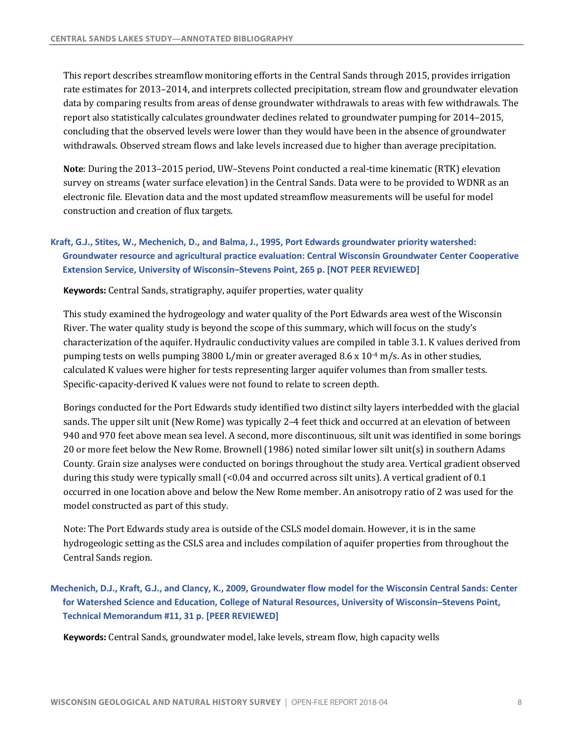This report describes streamflow monitoring efforts in the Central Sands through 2015, provides irrigation rate estimates for 2013–2014, and interprets collected precipitation, stream flow and groundwater elevation data by comparing results from areas of dense groundwater withdrawals to areas with few withdrawals. The report also statistically calculates groundwater declines related to groundwater pumping for 2014–2015, concluding that the observed levels were lower than they would have been in the absence of groundwater withdrawals. Observed stream flows and lake levels increased due to higher than average precipitation.

**Note**: During the 2013–2015 period, UW–Stevens Point conducted a real-time kinematic (RTK) elevation survey on streams (water surface elevation) in the Central Sands. Data were to be provided to WDNR as an electronic file. Elevation data and the most updated streamflow measurements will be useful for model construction and creation of flux targets.

### Kraft, G.J., Stites, W., Mechenich, D., and Balma, J., 1995, Port Edwards groundwater priority watershed: Groundwater resource and agricultural practice evaluation: Central Wisconsin Groundwater Center Cooperative Extension Service, University of Wisconsin–Stevens Point, 265 p. [NOT PEER REVIEWED]

**Keywords:** Central Sands, stratigraphy, aquifer properties, water quality

This study examined the hydrogeology and water quality of the Port Edwards area west of the Wisconsin River. The water quality study is beyond the scope of this summary, which will focus on the study's characterization of the aquifer. Hydraulic conductivity values are compiled in table 3.1. K values derived from pumping tests on wells pumping 3800 L/min or greater averaged $8.6 \times 10^{-4}$ m/s. As in other studies, calculated K values were higher for tests representing larger aquifer volumes than from smaller tests. Specific-capacity-derived K values were not found to relate to screen depth.

Borings conducted for the Port Edwards study identified two distinct silty layers interbedded with the glacial sands. The upper silt unit (New Rome) was typically 2–4 feet thick and occurred at an elevation of between 940 and 970 feet above mean sea level. A second, more discontinuous, silt unit was identified in some borings 20 or more feet below the New Rome. Brownell (1986) noted similar lower silt unit(s) in southern Adams County. Grain size analyses were conducted on borings throughout the study area. Vertical gradient observed during this study were typically small (<0.04 and occurred across silt units). A vertical gradient of 0.1 occurred in one location above and below the New Rome member. An anisotropy ratio of 2 was used for the model constructed as part of this study.

Note: The Port Edwards study area is outside of the CSLS model domain. However, it is in the same hydrogeologic setting as the CSLS area and includes compilation of aquifer properties from throughout the Central Sands region.

### Mechenich, D.J., Kraft, G.J., and Clancy, K., 2009, Groundwater flow model for the Wisconsin Central Sands: Center for Watershed Science and Education, College of Natural Resources, University of Wisconsin–Stevens Point, Technical Memorandum #11, 31 p. [PEER REVIEWED]

**Keywords:** Central Sands, groundwater model, lake levels, stream flow, high capacity wells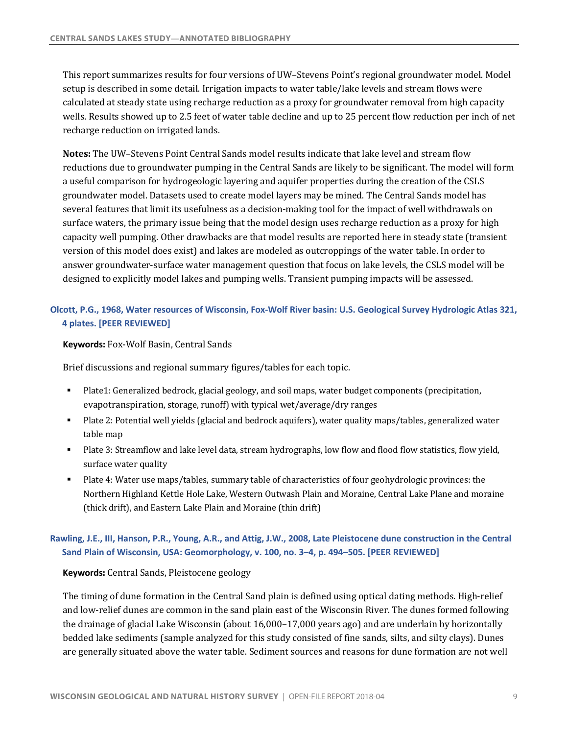This report summarizes results for four versions of UW–Stevens Point's regional groundwater model. Model setup is described in some detail. Irrigation impacts to water table/lake levels and stream flows were calculated at steady state using recharge reduction as a proxy for groundwater removal from high capacity wells. Results showed up to 2.5 feet of water table decline and up to 25 percent flow reduction per inch of net recharge reduction on irrigated lands.

**Notes:** The UW–Stevens Point Central Sands model results indicate that lake level and stream flow reductions due to groundwater pumping in the Central Sands are likely to be significant. The model will form a useful comparison for hydrogeologic layering and aquifer properties during the creation of the CSLS groundwater model. Datasets used to create model layers may be mined. The Central Sands model has several features that limit its usefulness as a decision-making tool for the impact of well withdrawals on surface waters, the primary issue being that the model design uses recharge reduction as a proxy for high capacity well pumping. Other drawbacks are that model results are reported here in steady state (transient version of this model does exist) and lakes are modeled as outcroppings of the water table. In order to answer groundwater-surface water management question that focus on lake levels, the CSLS model will be designed to explicitly model lakes and pumping wells. Transient pumping impacts will be assessed.

### Olcott, P.G., 1968, Water resources of Wisconsin, Fox-Wolf River basin: U.S. Geological Survey Hydrologic Atlas 321, 4 plates. [PEER REVIEWED]

**Keywords:** Fox-Wolf Basin, Central Sands

Brief discussions and regional summary figures/tables for each topic.

- Plate1: Generalized bedrock, glacial geology, and soil maps, water budget components (precipitation, evapotranspiration, storage, runoff) with typical wet/average/dry ranges
- Plate 2: Potential well yields (glacial and bedrock aquifers), water quality maps/tables, generalized water table map
- Plate 3: Streamflow and lake level data, stream hydrographs, low flow and flood flow statistics, flow yield, surface water quality
- Plate 4: Water use maps/tables, summary table of characteristics of four geohydrologic provinces: the Northern Highland Kettle Hole Lake, Western Outwash Plain and Moraine, Central Lake Plane and moraine (thick drift), and Eastern Lake Plain and Moraine (thin drift)

### Rawling, J.E., III, Hanson, P.R., Young, A.R., and Attig, J.W., 2008, Late Pleistocene dune construction in the Central Sand Plain of Wisconsin, USA: Geomorphology, v. 100, no. 3–4, p. 494–505. [PEER REVIEWED]

**Keywords:** Central Sands, Pleistocene geology

The timing of dune formation in the Central Sand plain is defined using optical dating methods. High-relief and low-relief dunes are common in the sand plain east of the Wisconsin River. The dunes formed following the drainage of glacial Lake Wisconsin (about 16,000–17,000 years ago) and are underlain by horizontally bedded lake sediments (sample analyzed for this study consisted of fine sands, silts, and silty clays). Dunes are generally situated above the water table. Sediment sources and reasons for dune formation are not well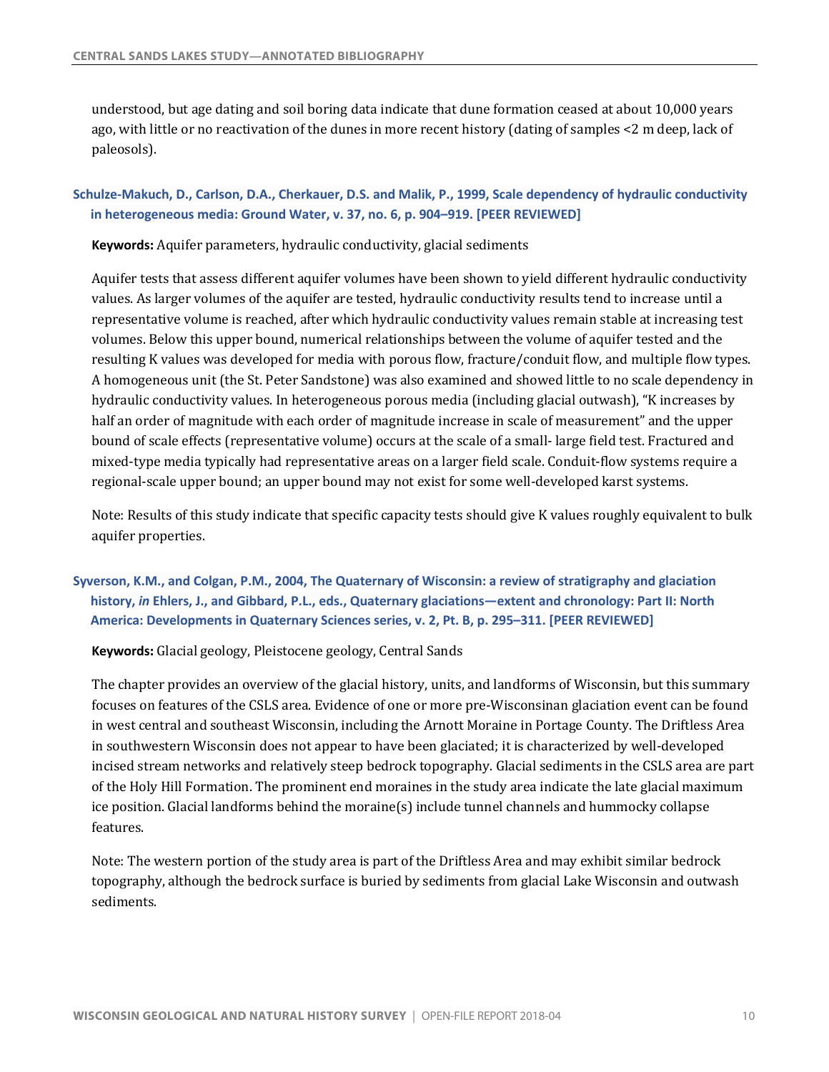understood, but age dating and soil boring data indicate that dune formation ceased at about 10,000 years ago, with little or no reactivation of the dunes in more recent history (dating of samples <2 m deep, lack of paleosols).

### Schulze-Makuch, D., Carlson, D.A., Cherkauer, D.S. and Malik, P., 1999, Scale dependency of hydraulic conductivity in heterogeneous media: Ground Water, v. 37, no. 6, p. 904–919. [PEER REVIEWED]

**Keywords:** Aquifer parameters, hydraulic conductivity, glacial sediments

Aquifer tests that assess different aquifer volumes have been shown to yield different hydraulic conductivity values. As larger volumes of the aquifer are tested, hydraulic conductivity results tend to increase until a representative volume is reached, after which hydraulic conductivity values remain stable at increasing test volumes. Below this upper bound, numerical relationships between the volume of aquifer tested and the resulting K values was developed for media with porous flow, fracture/conduit flow, and multiple flow types. A homogeneous unit (the St. Peter Sandstone) was also examined and showed little to no scale dependency in hydraulic conductivity values. In heterogeneous porous media (including glacial outwash), "K increases by half an order of magnitude with each order of magnitude increase in scale of measurement" and the upper bound of scale effects (representative volume) occurs at the scale of a small- large field test. Fractured and mixed-type media typically had representative areas on a larger field scale. Conduit-flow systems require a regional-scale upper bound; an upper bound may not exist for some well-developed karst systems.

Note: Results of this study indicate that specific capacity tests should give K values roughly equivalent to bulk aquifer properties.

### Syverson, K.M., and Colgan, P.M., 2004, The Quaternary of Wisconsin: a review of stratigraphy and glaciation history, *in* Ehlers, J., and Gibbard, P.L., eds., Quaternary glaciations—extent and chronology: Part II: North America: Developments in Quaternary Sciences series, v. 2, Pt. B, p. 295–311. [PEER REVIEWED]

**Keywords:** Glacial geology, Pleistocene geology, Central Sands

The chapter provides an overview of the glacial history, units, and landforms of Wisconsin, but this summary focuses on features of the CSLS area. Evidence of one or more pre-Wisconsinan glaciation event can be found in west central and southeast Wisconsin, including the Arnott Moraine in Portage County. The Driftless Area in southwestern Wisconsin does not appear to have been glaciated; it is characterized by well-developed incised stream networks and relatively steep bedrock topography. Glacial sediments in the CSLS area are part of the Holy Hill Formation. The prominent end moraines in the study area indicate the late glacial maximum ice position. Glacial landforms behind the moraine(s) include tunnel channels and hummocky collapse features.

Note: The western portion of the study area is part of the Driftless Area and may exhibit similar bedrock topography, although the bedrock surface is buried by sediments from glacial Lake Wisconsin and outwash sediments.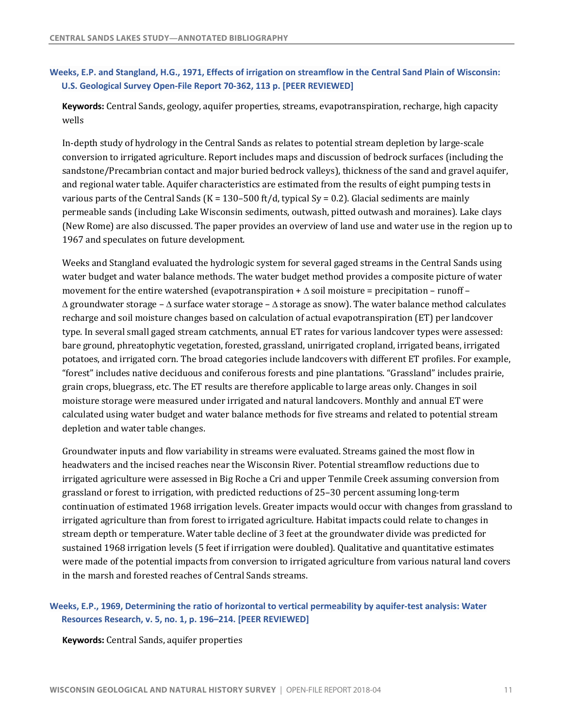### Weeks, E.P. and Stangland, H.G., 1971, Effects of irrigation on streamflow in the Central Sand Plain of Wisconsin: U.S. Geological Survey Open-File Report 70-362, 113 p. [PEER REVIEWED]

**Keywords:** Central Sands, geology, aquifer properties, streams, evapotranspiration, recharge, high capacity wells

In-depth study of hydrology in the Central Sands as relates to potential stream depletion by large-scale conversion to irrigated agriculture. Report includes maps and discussion of bedrock surfaces (including the sandstone/Precambrian contact and major buried bedrock valleys), thickness of the sand and gravel aquifer, and regional water table. Aquifer characteristics are estimated from the results of eight pumping tests in various parts of the Central Sands (K = 130–500 ft/d, typical Sy = 0.2). Glacial sediments are mainly permeable sands (including Lake Wisconsin sediments, outwash, pitted outwash and moraines). Lake clays (New Rome) are also discussed. The paper provides an overview of land use and water use in the region up to 1967 and speculates on future development.

Weeks and Stangland evaluated the hydrologic system for several gaged streams in the Central Sands using water budget and water balance methods. The water budget method provides a composite picture of water movement for the entire watershed (evapotranspiration + $\Delta$ soil moisture = precipitation – runoff – $\Delta$ groundwater storage – $\Delta$ surface water storage – $\Delta$ storage as snow). The water balance method calculates recharge and soil moisture changes based on calculation of actual evapotranspiration (ET) per landcover type. In several small gaged stream catchments, annual ET rates for various landcover types were assessed: bare ground, phreatophytic vegetation, forested, grassland, unirrigated cropland, irrigated beans, irrigated potatoes, and irrigated corn. The broad categories include landcovers with different ET profiles. For example, "forest" includes native deciduous and coniferous forests and pine plantations. "Grassland" includes prairie, grain crops, bluegrass, etc. The ET results are therefore applicable to large areas only. Changes in soil moisture storage were measured under irrigated and natural landcovers. Monthly and annual ET were calculated using water budget and water balance methods for five streams and related to potential stream depletion and water table changes.

Groundwater inputs and flow variability in streams were evaluated. Streams gained the most flow in headwaters and the incised reaches near the Wisconsin River. Potential streamflow reductions due to irrigated agriculture were assessed in Big Roche a Cri and upper Tenmile Creek assuming conversion from grassland or forest to irrigation, with predicted reductions of 25–30 percent assuming long-term continuation of estimated 1968 irrigation levels. Greater impacts would occur with changes from grassland to irrigated agriculture than from forest to irrigated agriculture. Habitat impacts could relate to changes in stream depth or temperature. Water table decline of 3 feet at the groundwater divide was predicted for sustained 1968 irrigation levels (5 feet if irrigation were doubled). Qualitative and quantitative estimates were made of the potential impacts from conversion to irrigated agriculture from various natural land covers in the marsh and forested reaches of Central Sands streams.

### Weeks, E.P., 1969, Determining the ratio of horizontal to vertical permeability by aquifer-test analysis: Water Resources Research, v. 5, no. 1, p. 196–214. [PEER REVIEWED]

**Keywords:** Central Sands, aquifer properties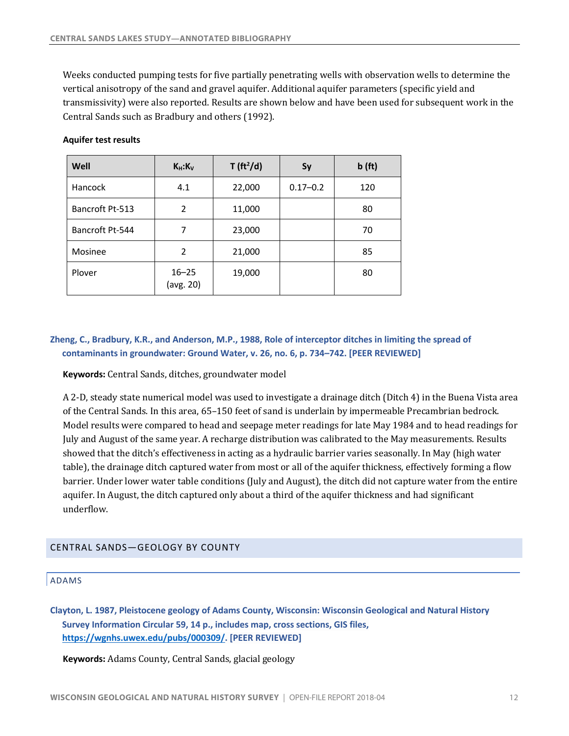Weeks conducted pumping tests for five partially penetrating wells with observation wells to determine the vertical anisotropy of the sand and gravel aquifer. Additional aquifer parameters (specific yield and transmissivity) were also reported. Results are shown below and have been used for subsequent work in the Central Sands such as Bradbury and others (1992).

**Aquifer test results**

| Well | $K_H$:$K_V$ | T (ft$^2$/d) | Sy | b (ft) |
|---|---|---|---|---|
| Hancock | 4.1 | 22,000 | 0.17–0.2 | 120 |
| Bancroft Pt-513 | 2 | 11,000 | | 80 |
| Bancroft Pt-544 | 7 | 23,000 | | 70 |
| Mosinee | 2 | 21,000 | | 85 |
| Plover | 16–25 (avg. 20) | 19,000 | | 80 |

**Zheng, C., Bradbury, K.R., and Anderson, M.P., 1988, Role of interceptor ditches in limiting the spread of contaminants in groundwater: Ground Water, v. 26, no. 6, p. 734–742. [PEER REVIEWED]**

**Keywords:** Central Sands, ditches, groundwater model

A 2-D, steady state numerical model was used to investigate a drainage ditch (Ditch 4) in the Buena Vista area of the Central Sands. In this area, 65–150 feet of sand is underlain by impermeable Precambrian bedrock. Model results were compared to head and seepage meter readings for late May 1984 and to head readings for July and August of the same year. A recharge distribution was calibrated to the May measurements. Results showed that the ditch's effectiveness in acting as a hydraulic barrier varies seasonally. In May (high water table), the drainage ditch captured water from most or all of the aquifer thickness, effectively forming a flow barrier. Under lower water table conditions (July and August), the ditch did not capture water from the entire aquifer. In August, the ditch captured only about a third of the aquifer thickness and had significant underflow.

## CENTRAL SANDS—GEOLOGY BY COUNTY

### ADAMS

**Clayton, L. 1987, Pleistocene geology of Adams County, Wisconsin: Wisconsin Geological and Natural History Survey Information Circular 59, 14 p., includes map, cross sections, GIS files, https://wgnhs.uwex.edu/pubs/000309/. [PEER REVIEWED]**

**Keywords:** Adams County, Central Sands, glacial geology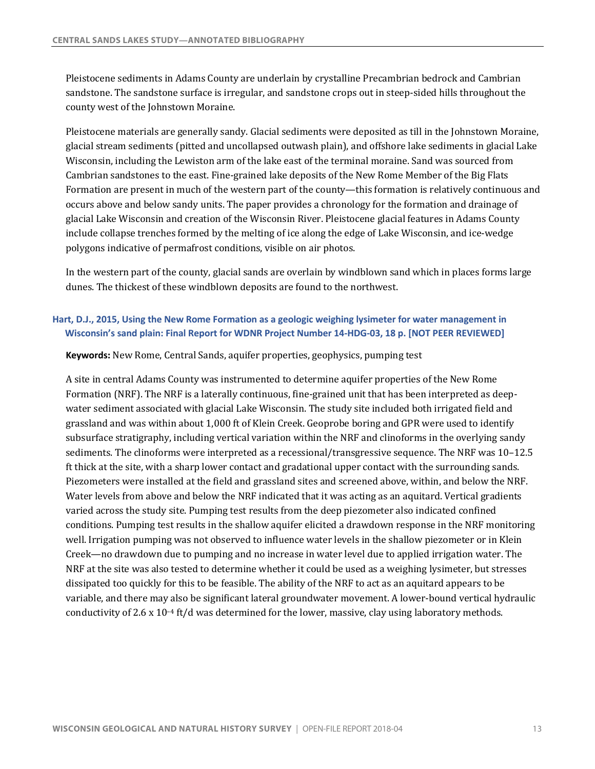Pleistocene sediments in Adams County are underlain by crystalline Precambrian bedrock and Cambrian sandstone. The sandstone surface is irregular, and sandstone crops out in steep-sided hills throughout the county west of the Johnstown Moraine.

Pleistocene materials are generally sandy. Glacial sediments were deposited as till in the Johnstown Moraine, glacial stream sediments (pitted and uncollapsed outwash plain), and offshore lake sediments in glacial Lake Wisconsin, including the Lewiston arm of the lake east of the terminal moraine. Sand was sourced from Cambrian sandstones to the east. Fine-grained lake deposits of the New Rome Member of the Big Flats Formation are present in much of the western part of the county—this formation is relatively continuous and occurs above and below sandy units. The paper provides a chronology for the formation and drainage of glacial Lake Wisconsin and creation of the Wisconsin River. Pleistocene glacial features in Adams County include collapse trenches formed by the melting of ice along the edge of Lake Wisconsin, and ice-wedge polygons indicative of permafrost conditions, visible on air photos.

In the western part of the county, glacial sands are overlain by windblown sand which in places forms large dunes. The thickest of these windblown deposits are found to the northwest.

### Hart, D.J., 2015, Using the New Rome Formation as a geologic weighing lysimeter for water management in Wisconsin's sand plain: Final Report for WDNR Project Number 14-HDG-03, 18 p. [NOT PEER REVIEWED]

**Keywords:** New Rome, Central Sands, aquifer properties, geophysics, pumping test

A site in central Adams County was instrumented to determine aquifer properties of the New Rome Formation (NRF). The NRF is a laterally continuous, fine-grained unit that has been interpreted as deep-water sediment associated with glacial Lake Wisconsin. The study site included both irrigated field and grassland and was within about 1,000 ft of Klein Creek. Geoprobe boring and GPR were used to identify subsurface stratigraphy, including vertical variation within the NRF and clinoforms in the overlying sandy sediments. The clinoforms were interpreted as a recessional/transgressive sequence. The NRF was 10–12.5 ft thick at the site, with a sharp lower contact and gradational upper contact with the surrounding sands. Piezometers were installed at the field and grassland sites and screened above, within, and below the NRF. Water levels from above and below the NRF indicated that it was acting as an aquitard. Vertical gradients varied across the study site. Pumping test results from the deep piezometer also indicated confined conditions. Pumping test results in the shallow aquifer elicited a drawdown response in the NRF monitoring well. Irrigation pumping was not observed to influence water levels in the shallow piezometer or in Klein Creek—no drawdown due to pumping and no increase in water level due to applied irrigation water. The NRF at the site was also tested to determine whether it could be used as a weighing lysimeter, but stresses dissipated too quickly for this to be feasible. The ability of the NRF to act as an aquitard appears to be variable, and there may also be significant lateral groundwater movement. A lower-bound vertical hydraulic conductivity of $2.6 \times 10^{-4}$ ft/d was determined for the lower, massive, clay using laboratory methods.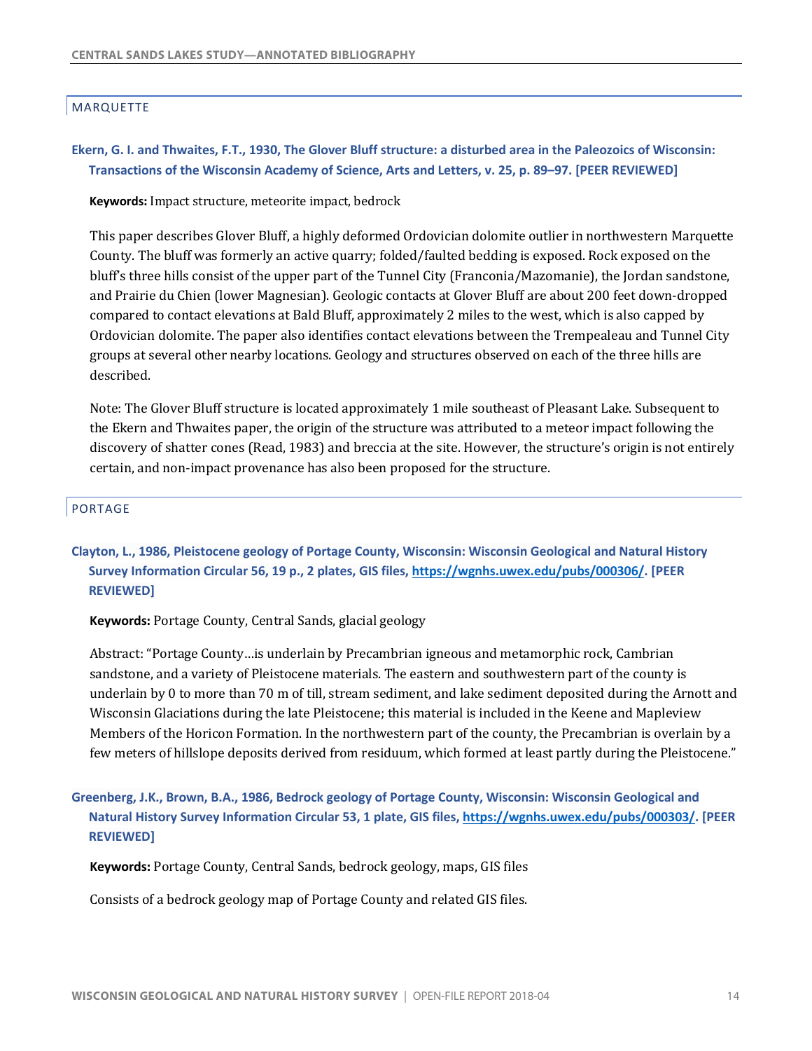## MARQUETTE

**Ekern, G. I. and Thwaites, F.T., 1930, The Glover Bluff structure: a disturbed area in the Paleozoics of Wisconsin: Transactions of the Wisconsin Academy of Science, Arts and Letters, v. 25, p. 89–97. [PEER REVIEWED]**

**Keywords:** Impact structure, meteorite impact, bedrock

This paper describes Glover Bluff, a highly deformed Ordovician dolomite outlier in northwestern Marquette County. The bluff was formerly an active quarry; folded/faulted bedding is exposed. Rock exposed on the bluff's three hills consist of the upper part of the Tunnel City (Franconia/Mazomanie), the Jordan sandstone, and Prairie du Chien (lower Magnesian). Geologic contacts at Glover Bluff are about 200 feet down-dropped compared to contact elevations at Bald Bluff, approximately 2 miles to the west, which is also capped by Ordovician dolomite. The paper also identifies contact elevations between the Trempealeau and Tunnel City groups at several other nearby locations. Geology and structures observed on each of the three hills are described.

Note: The Glover Bluff structure is located approximately 1 mile southeast of Pleasant Lake. Subsequent to the Ekern and Thwaites paper, the origin of the structure was attributed to a meteor impact following the discovery of shatter cones (Read, 1983) and breccia at the site. However, the structure's origin is not entirely certain, and non-impact provenance has also been proposed for the structure.

## PORTAGE

**Clayton, L., 1986, Pleistocene geology of Portage County, Wisconsin: Wisconsin Geological and Natural History Survey Information Circular 56, 19 p., 2 plates, GIS files, https://wgnhs.uwex.edu/pubs/000306/. [PEER REVIEWED]**

**Keywords:** Portage County, Central Sands, glacial geology

Abstract: "Portage County…is underlain by Precambrian igneous and metamorphic rock, Cambrian sandstone, and a variety of Pleistocene materials. The eastern and southwestern part of the county is underlain by 0 to more than 70 m of till, stream sediment, and lake sediment deposited during the Arnott and Wisconsin Glaciations during the late Pleistocene; this material is included in the Keene and Mapleview Members of the Horicon Formation. In the northwestern part of the county, the Precambrian is overlain by a few meters of hillslope deposits derived from residuum, which formed at least partly during the Pleistocene."

**Greenberg, J.K., Brown, B.A., 1986, Bedrock geology of Portage County, Wisconsin: Wisconsin Geological and Natural History Survey Information Circular 53, 1 plate, GIS files, https://wgnhs.uwex.edu/pubs/000303/. [PEER REVIEWED]**

**Keywords:** Portage County, Central Sands, bedrock geology, maps, GIS files

Consists of a bedrock geology map of Portage County and related GIS files.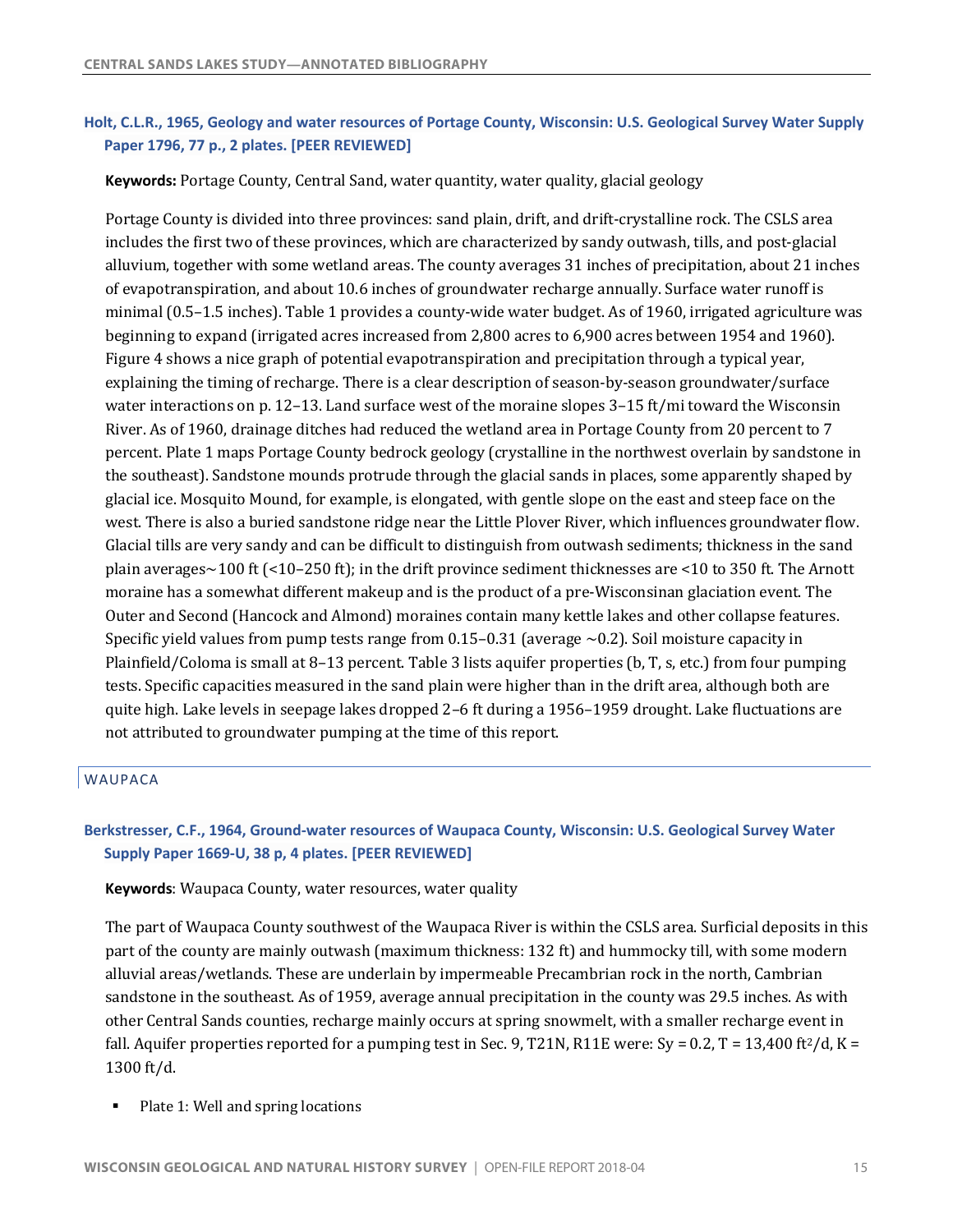### Holt, C.L.R., 1965, Geology and water resources of Portage County, Wisconsin: U.S. Geological Survey Water Supply Paper 1796, 77 p., 2 plates. [PEER REVIEWED]

**Keywords:** Portage County, Central Sand, water quantity, water quality, glacial geology

Portage County is divided into three provinces: sand plain, drift, and drift-crystalline rock. The CSLS area includes the first two of these provinces, which are characterized by sandy outwash, tills, and post-glacial alluvium, together with some wetland areas. The county averages 31 inches of precipitation, about 21 inches of evapotranspiration, and about 10.6 inches of groundwater recharge annually. Surface water runoff is minimal (0.5–1.5 inches). Table 1 provides a county-wide water budget. As of 1960, irrigated agriculture was beginning to expand (irrigated acres increased from 2,800 acres to 6,900 acres between 1954 and 1960). Figure 4 shows a nice graph of potential evapotranspiration and precipitation through a typical year, explaining the timing of recharge. There is a clear description of season-by-season groundwater/surface water interactions on p. 12–13. Land surface west of the moraine slopes 3–15 ft/mi toward the Wisconsin River. As of 1960, drainage ditches had reduced the wetland area in Portage County from 20 percent to 7 percent. Plate 1 maps Portage County bedrock geology (crystalline in the northwest overlain by sandstone in the southeast). Sandstone mounds protrude through the glacial sands in places, some apparently shaped by glacial ice. Mosquito Mound, for example, is elongated, with gentle slope on the east and steep face on the west. There is also a buried sandstone ridge near the Little Plover River, which influences groundwater flow. Glacial tills are very sandy and can be difficult to distinguish from outwash sediments; thickness in the sand plain averages ~100 ft (<10–250 ft); in the drift province sediment thicknesses are <10 to 350 ft. The Arnott moraine has a somewhat different makeup and is the product of a pre-Wisconsinan glaciation event. The Outer and Second (Hancock and Almond) moraines contain many kettle lakes and other collapse features. Specific yield values from pump tests range from 0.15–0.31 (average ~0.2). Soil moisture capacity in Plainfield/Coloma is small at 8–13 percent. Table 3 lists aquifer properties (b, T, s, etc.) from four pumping tests. Specific capacities measured in the sand plain were higher than in the drift area, although both are quite high. Lake levels in seepage lakes dropped 2–6 ft during a 1956–1959 drought. Lake fluctuations are not attributed to groundwater pumping at the time of this report.

## WAUPACA

### Berkstresser, C.F., 1964, Ground-water resources of Waupaca County, Wisconsin: U.S. Geological Survey Water Supply Paper 1669-U, 38 p, 4 plates. [PEER REVIEWED]

**Keywords**: Waupaca County, water resources, water quality

The part of Waupaca County southwest of the Waupaca River is within the CSLS area. Surficial deposits in this part of the county are mainly outwash (maximum thickness: 132 ft) and hummocky till, with some modern alluvial areas/wetlands. These are underlain by impermeable Precambrian rock in the north, Cambrian sandstone in the southeast. As of 1959, average annual precipitation in the county was 29.5 inches. As with other Central Sands counties, recharge mainly occurs at spring snowmelt, with a smaller recharge event in fall. Aquifer properties reported for a pumping test in Sec. 9, T21N, R11E were: Sy = 0.2, T = 13,400 ft$^2$/d, K = 1300 ft/d.

- Plate 1: Well and spring locations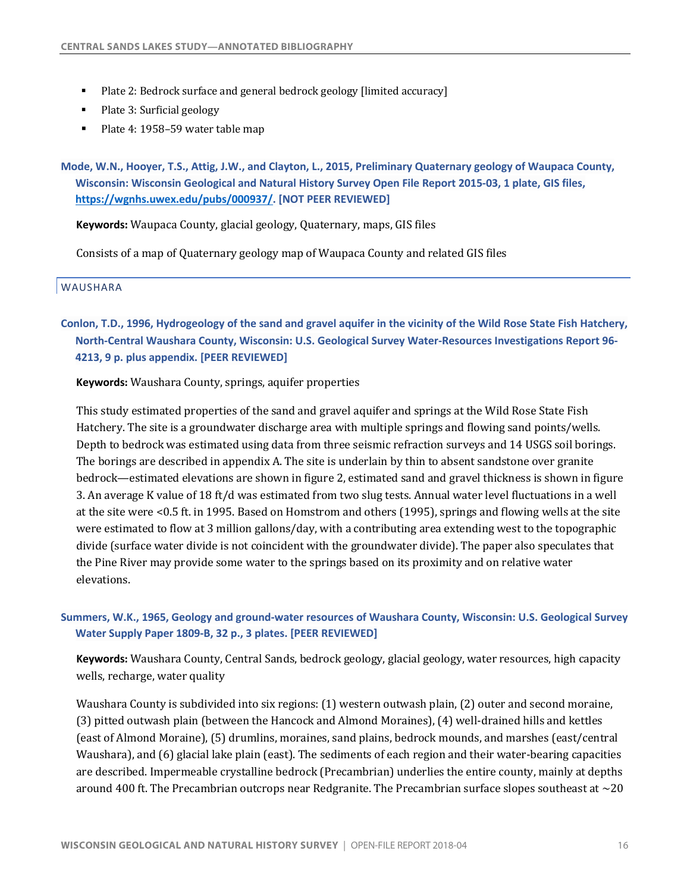- Plate 2: Bedrock surface and general bedrock geology [limited accuracy]
- Plate 3: Surficial geology
- Plate 4: 1958–59 water table map

**Mode, W.N., Hooyer, T.S., Attig, J.W., and Clayton, L., 2015, Preliminary Quaternary geology of Waupaca County, Wisconsin: Wisconsin Geological and Natural History Survey Open File Report 2015-03, 1 plate, GIS files, https://wgnhs.uwex.edu/pubs/000937/. [NOT PEER REVIEWED]**

**Keywords:** Waupaca County, glacial geology, Quaternary, maps, GIS files

Consists of a map of Quaternary geology map of Waupaca County and related GIS files

## WAUSHARA

**Conlon, T.D., 1996, Hydrogeology of the sand and gravel aquifer in the vicinity of the Wild Rose State Fish Hatchery, North-Central Waushara County, Wisconsin: U.S. Geological Survey Water-Resources Investigations Report 96-4213, 9 p. plus appendix. [PEER REVIEWED]**

**Keywords:** Waushara County, springs, aquifer properties

This study estimated properties of the sand and gravel aquifer and springs at the Wild Rose State Fish Hatchery. The site is a groundwater discharge area with multiple springs and flowing sand points/wells. Depth to bedrock was estimated using data from three seismic refraction surveys and 14 USGS soil borings. The borings are described in appendix A. The site is underlain by thin to absent sandstone over granite bedrock—estimated elevations are shown in figure 2, estimated sand and gravel thickness is shown in figure 3. An average K value of 18 ft/d was estimated from two slug tests. Annual water level fluctuations in a well at the site were <0.5 ft. in 1995. Based on Homstrom and others (1995), springs and flowing wells at the site were estimated to flow at 3 million gallons/day, with a contributing area extending west to the topographic divide (surface water divide is not coincident with the groundwater divide). The paper also speculates that the Pine River may provide some water to the springs based on its proximity and on relative water elevations.

**Summers, W.K., 1965, Geology and ground-water resources of Waushara County, Wisconsin: U.S. Geological Survey Water Supply Paper 1809-B, 32 p., 3 plates. [PEER REVIEWED]**

**Keywords:** Waushara County, Central Sands, bedrock geology, glacial geology, water resources, high capacity wells, recharge, water quality

Waushara County is subdivided into six regions: (1) western outwash plain, (2) outer and second moraine, (3) pitted outwash plain (between the Hancock and Almond Moraines), (4) well-drained hills and kettles (east of Almond Moraine), (5) drumlins, moraines, sand plains, bedrock mounds, and marshes (east/central Waushara), and (6) glacial lake plain (east). The sediments of each region and their water-bearing capacities are described. Impermeable crystalline bedrock (Precambrian) underlies the entire county, mainly at depths around 400 ft. The Precambrian outcrops near Redgranite. The Precambrian surface slopes southeast at ~20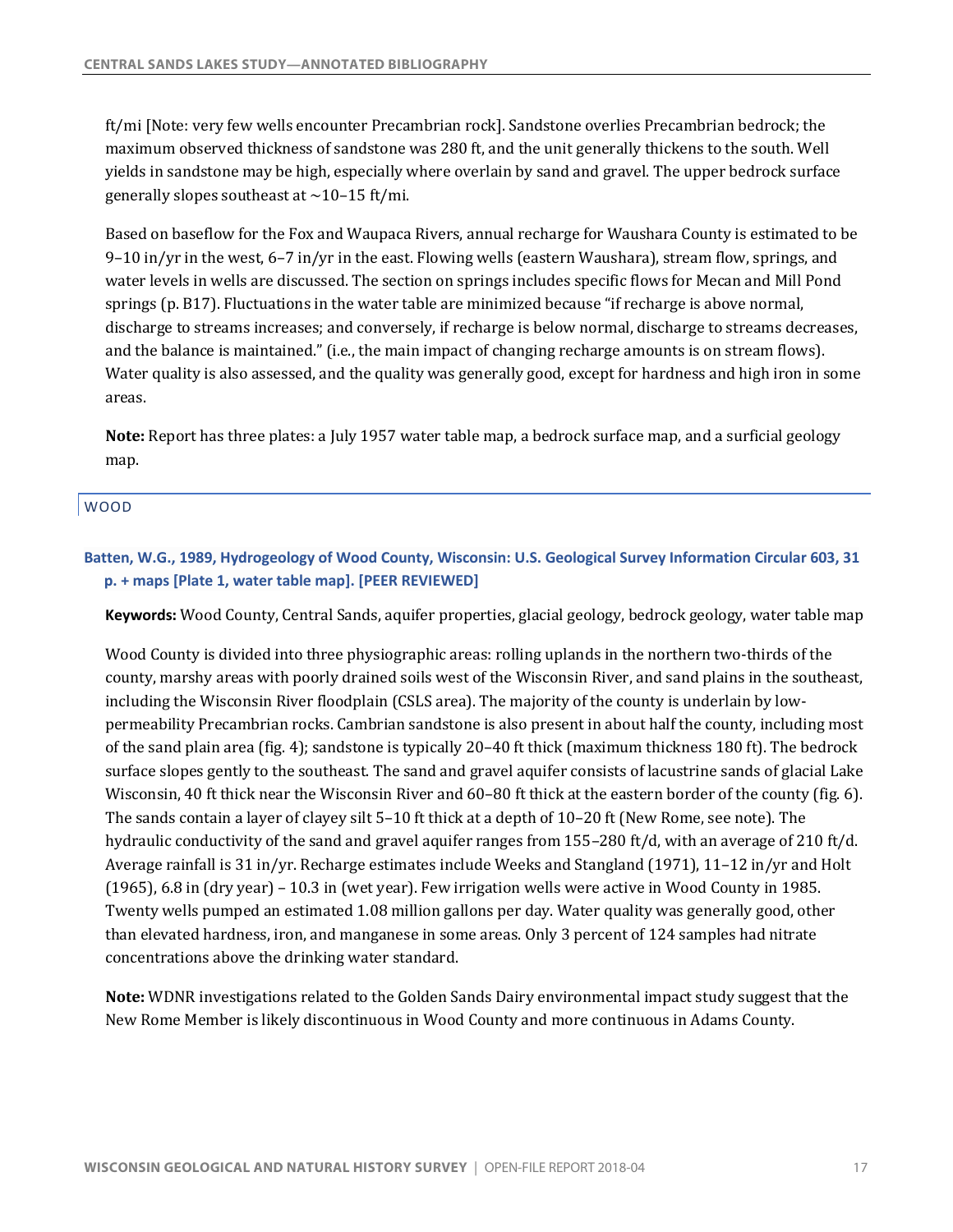ft/mi [Note: very few wells encounter Precambrian rock]. Sandstone overlies Precambrian bedrock; the maximum observed thickness of sandstone was 280 ft, and the unit generally thickens to the south. Well yields in sandstone may be high, especially where overlain by sand and gravel. The upper bedrock surface generally slopes southeast at ~10–15 ft/mi.

Based on baseflow for the Fox and Waupaca Rivers, annual recharge for Waushara County is estimated to be 9–10 in/yr in the west, 6–7 in/yr in the east. Flowing wells (eastern Waushara), stream flow, springs, and water levels in wells are discussed. The section on springs includes specific flows for Mecan and Mill Pond springs (p. B17). Fluctuations in the water table are minimized because "if recharge is above normal, discharge to streams increases; and conversely, if recharge is below normal, discharge to streams decreases, and the balance is maintained." (i.e., the main impact of changing recharge amounts is on stream flows). Water quality is also assessed, and the quality was generally good, except for hardness and high iron in some areas.

**Note:** Report has three plates: a July 1957 water table map, a bedrock surface map, and a surficial geology map.

## WOOD

### Batten, W.G., 1989, Hydrogeology of Wood County, Wisconsin: U.S. Geological Survey Information Circular 603, 31 p. + maps [Plate 1, water table map]. [PEER REVIEWED]

**Keywords:** Wood County, Central Sands, aquifer properties, glacial geology, bedrock geology, water table map

Wood County is divided into three physiographic areas: rolling uplands in the northern two-thirds of the county, marshy areas with poorly drained soils west of the Wisconsin River, and sand plains in the southeast, including the Wisconsin River floodplain (CSLS area). The majority of the county is underlain by low-permeability Precambrian rocks. Cambrian sandstone is also present in about half the county, including most of the sand plain area (fig. 4); sandstone is typically 20–40 ft thick (maximum thickness 180 ft). The bedrock surface slopes gently to the southeast. The sand and gravel aquifer consists of lacustrine sands of glacial Lake Wisconsin, 40 ft thick near the Wisconsin River and 60–80 ft thick at the eastern border of the county (fig. 6). The sands contain a layer of clayey silt 5–10 ft thick at a depth of 10–20 ft (New Rome, see note). The hydraulic conductivity of the sand and gravel aquifer ranges from 155–280 ft/d, with an average of 210 ft/d. Average rainfall is 31 in/yr. Recharge estimates include Weeks and Stangland (1971), 11–12 in/yr and Holt (1965), 6.8 in (dry year) – 10.3 in (wet year). Few irrigation wells were active in Wood County in 1985. Twenty wells pumped an estimated 1.08 million gallons per day. Water quality was generally good, other than elevated hardness, iron, and manganese in some areas. Only 3 percent of 124 samples had nitrate concentrations above the drinking water standard.

**Note:** WDNR investigations related to the Golden Sands Dairy environmental impact study suggest that the New Rome Member is likely discontinuous in Wood County and more continuous in Adams County.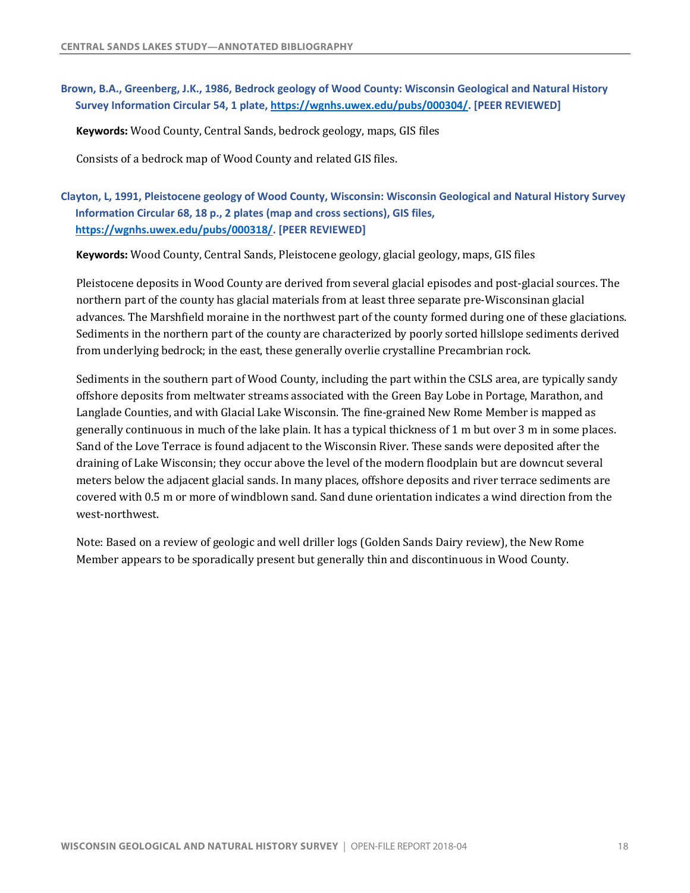**Brown, B.A., Greenberg, J.K., 1986, Bedrock geology of Wood County: Wisconsin Geological and Natural History Survey Information Circular 54, 1 plate, https://wgnhs.uwex.edu/pubs/000304/. [PEER REVIEWED]**

**Keywords:** Wood County, Central Sands, bedrock geology, maps, GIS files

Consists of a bedrock map of Wood County and related GIS files.

**Clayton, L, 1991, Pleistocene geology of Wood County, Wisconsin: Wisconsin Geological and Natural History Survey Information Circular 68, 18 p., 2 plates (map and cross sections), GIS files, https://wgnhs.uwex.edu/pubs/000318/. [PEER REVIEWED]**

**Keywords:** Wood County, Central Sands, Pleistocene geology, glacial geology, maps, GIS files

Pleistocene deposits in Wood County are derived from several glacial episodes and post-glacial sources. The northern part of the county has glacial materials from at least three separate pre-Wisconsinan glacial advances. The Marshfield moraine in the northwest part of the county formed during one of these glaciations. Sediments in the northern part of the county are characterized by poorly sorted hillslope sediments derived from underlying bedrock; in the east, these generally overlie crystalline Precambrian rock.

Sediments in the southern part of Wood County, including the part within the CSLS area, are typically sandy offshore deposits from meltwater streams associated with the Green Bay Lobe in Portage, Marathon, and Langlade Counties, and with Glacial Lake Wisconsin. The fine-grained New Rome Member is mapped as generally continuous in much of the lake plain. It has a typical thickness of 1 m but over 3 m in some places. Sand of the Love Terrace is found adjacent to the Wisconsin River. These sands were deposited after the draining of Lake Wisconsin; they occur above the level of the modern floodplain but are downcut several meters below the adjacent glacial sands. In many places, offshore deposits and river terrace sediments are covered with 0.5 m or more of windblown sand. Sand dune orientation indicates a wind direction from the west-northwest.

Note: Based on a review of geologic and well driller logs (Golden Sands Dairy review), the New Rome Member appears to be sporadically present but generally thin and discontinuous in Wood County.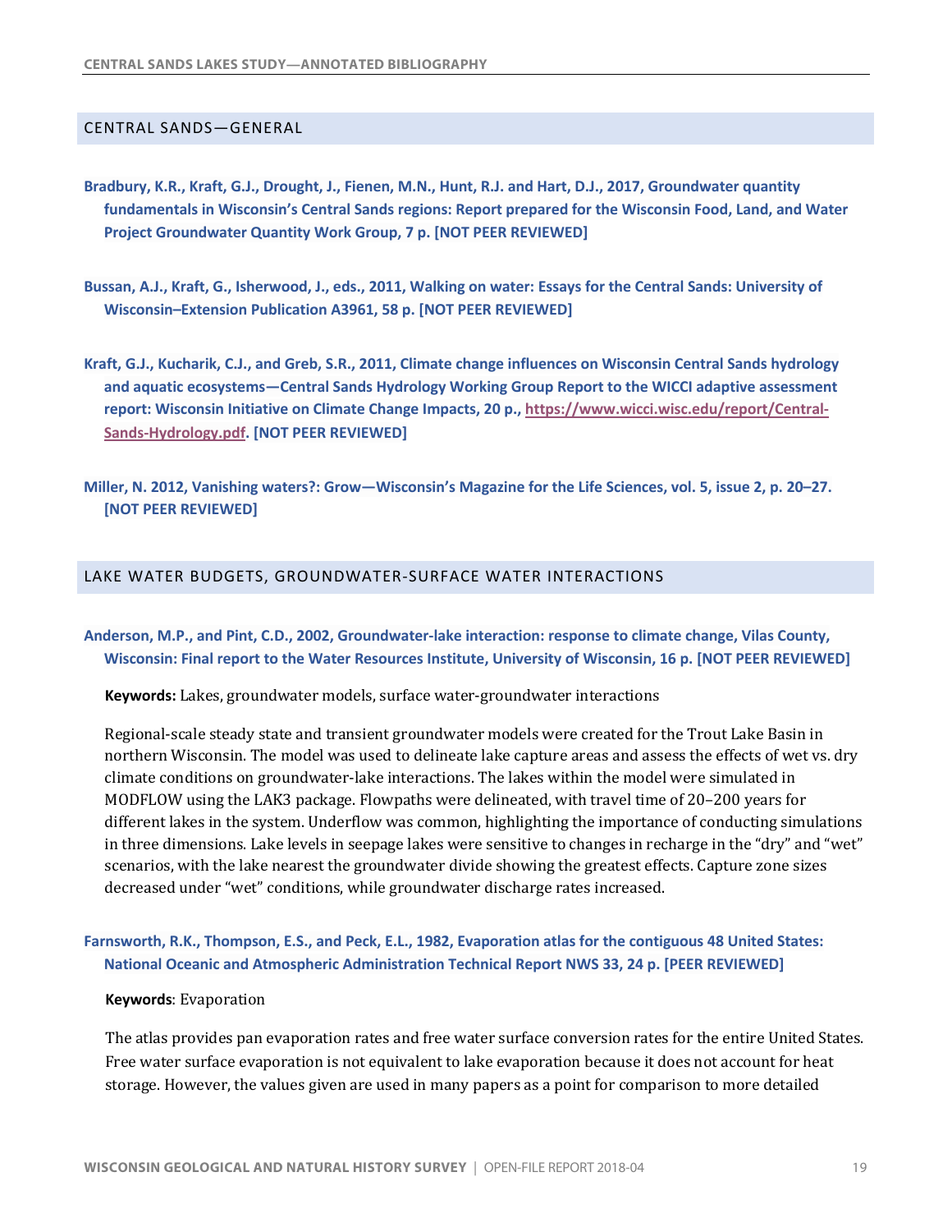## CENTRAL SANDS—GENERAL

**Bradbury, K.R., Kraft, G.J., Drought, J., Fienen, M.N., Hunt, R.J. and Hart, D.J., 2017, Groundwater quantity fundamentals in Wisconsin's Central Sands regions: Report prepared for the Wisconsin Food, Land, and Water Project Groundwater Quantity Work Group, 7 p. [NOT PEER REVIEWED]**

**Bussan, A.J., Kraft, G., Isherwood, J., eds., 2011, Walking on water: Essays for the Central Sands: University of Wisconsin–Extension Publication A3961, 58 p. [NOT PEER REVIEWED]**

**Kraft, G.J., Kucharik, C.J., and Greb, S.R., 2011, Climate change influences on Wisconsin Central Sands hydrology and aquatic ecosystems—Central Sands Hydrology Working Group Report to the WICCI adaptive assessment report: Wisconsin Initiative on Climate Change Impacts, 20 p., [https://www.wicci.wisc.edu/report/Central-Sands-Hydrology.pdf](https://www.wicci.wisc.edu/report/Central-Sands-Hydrology.pdf). [NOT PEER REVIEWED]**

**Miller, N. 2012, Vanishing waters?: Grow—Wisconsin's Magazine for the Life Sciences, vol. 5, issue 2, p. 20–27. [NOT PEER REVIEWED]**

## LAKE WATER BUDGETS, GROUNDWATER-SURFACE WATER INTERACTIONS

**Anderson, M.P., and Pint, C.D., 2002, Groundwater-lake interaction: response to climate change, Vilas County, Wisconsin: Final report to the Water Resources Institute, University of Wisconsin, 16 p. [NOT PEER REVIEWED]**

**Keywords:** Lakes, groundwater models, surface water-groundwater interactions

Regional-scale steady state and transient groundwater models were created for the Trout Lake Basin in northern Wisconsin. The model was used to delineate lake capture areas and assess the effects of wet vs. dry climate conditions on groundwater-lake interactions. The lakes within the model were simulated in MODFLOW using the LAK3 package. Flowpaths were delineated, with travel time of 20–200 years for different lakes in the system. Underflow was common, highlighting the importance of conducting simulations in three dimensions. Lake levels in seepage lakes were sensitive to changes in recharge in the "dry" and "wet" scenarios, with the lake nearest the groundwater divide showing the greatest effects. Capture zone sizes decreased under "wet" conditions, while groundwater discharge rates increased.

**Farnsworth, R.K., Thompson, E.S., and Peck, E.L., 1982, Evaporation atlas for the contiguous 48 United States: National Oceanic and Atmospheric Administration Technical Report NWS 33, 24 p. [PEER REVIEWED]**

**Keywords**: Evaporation

The atlas provides pan evaporation rates and free water surface conversion rates for the entire United States. Free water surface evaporation is not equivalent to lake evaporation because it does not account for heat storage. However, the values given are used in many papers as a point for comparison to more detailed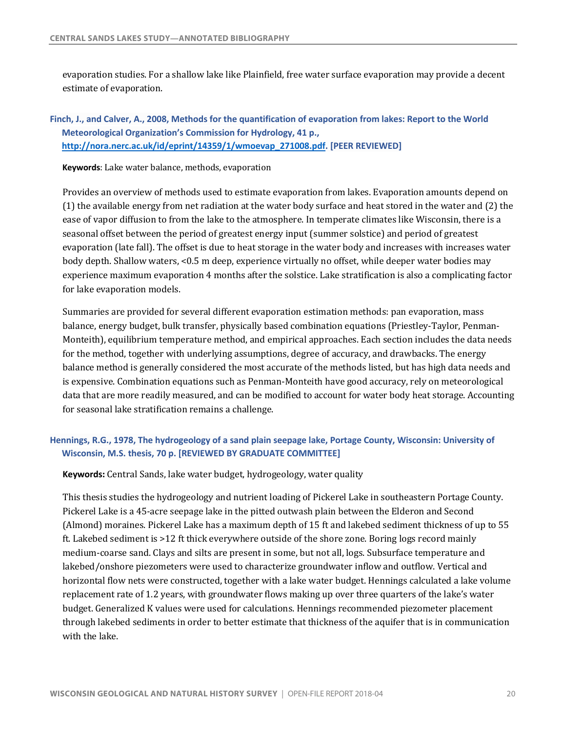evaporation studies. For a shallow lake like Plainfield, free water surface evaporation may provide a decent estimate of evaporation.

### Finch, J., and Calver, A., 2008, Methods for the quantification of evaporation from lakes: Report to the World Meteorological Organization's Commission for Hydrology, 41 p., http://nora.nerc.ac.uk/id/eprint/14359/1/wmoevap_271008.pdf. [PEER REVIEWED]

**Keywords**: Lake water balance, methods, evaporation

Provides an overview of methods used to estimate evaporation from lakes. Evaporation amounts depend on (1) the available energy from net radiation at the water body surface and heat stored in the water and (2) the ease of vapor diffusion to from the lake to the atmosphere. In temperate climates like Wisconsin, there is a seasonal offset between the period of greatest energy input (summer solstice) and period of greatest evaporation (late fall). The offset is due to heat storage in the water body and increases with increases water body depth. Shallow waters, <0.5 m deep, experience virtually no offset, while deeper water bodies may experience maximum evaporation 4 months after the solstice. Lake stratification is also a complicating factor for lake evaporation models.

Summaries are provided for several different evaporation estimation methods: pan evaporation, mass balance, energy budget, bulk transfer, physically based combination equations (Priestley-Taylor, Penman-Monteith), equilibrium temperature method, and empirical approaches. Each section includes the data needs for the method, together with underlying assumptions, degree of accuracy, and drawbacks. The energy balance method is generally considered the most accurate of the methods listed, but has high data needs and is expensive. Combination equations such as Penman-Monteith have good accuracy, rely on meteorological data that are more readily measured, and can be modified to account for water body heat storage. Accounting for seasonal lake stratification remains a challenge.

### Hennings, R.G., 1978, The hydrogeology of a sand plain seepage lake, Portage County, Wisconsin: University of Wisconsin, M.S. thesis, 70 p. [REVIEWED BY GRADUATE COMMITTEE]

**Keywords:** Central Sands, lake water budget, hydrogeology, water quality

This thesis studies the hydrogeology and nutrient loading of Pickerel Lake in southeastern Portage County. Pickerel Lake is a 45-acre seepage lake in the pitted outwash plain between the Elderon and Second (Almond) moraines. Pickerel Lake has a maximum depth of 15 ft and lakebed sediment thickness of up to 55 ft. Lakebed sediment is >12 ft thick everywhere outside of the shore zone. Boring logs record mainly medium-coarse sand. Clays and silts are present in some, but not all, logs. Subsurface temperature and lakebed/onshore piezometers were used to characterize groundwater inflow and outflow. Vertical and horizontal flow nets were constructed, together with a lake water budget. Hennings calculated a lake volume replacement rate of 1.2 years, with groundwater flows making up over three quarters of the lake's water budget. Generalized K values were used for calculations. Hennings recommended piezometer placement through lakebed sediments in order to better estimate that thickness of the aquifer that is in communication with the lake.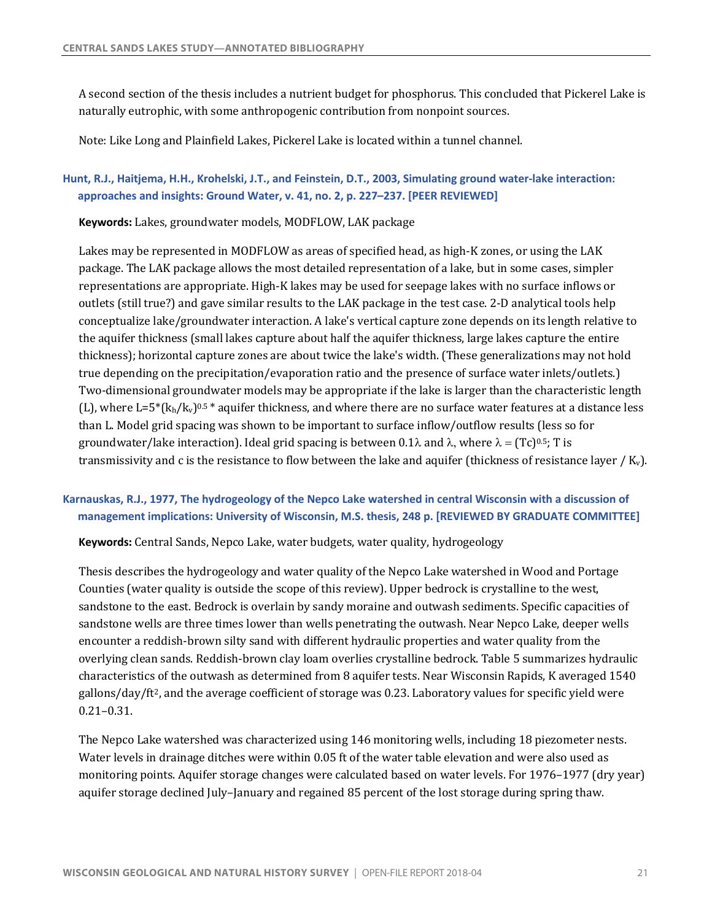A second section of the thesis includes a nutrient budget for phosphorus. This concluded that Pickerel Lake is naturally eutrophic, with some anthropogenic contribution from nonpoint sources.

Note: Like Long and Plainfield Lakes, Pickerel Lake is located within a tunnel channel.

### Hunt, R.J., Haitjema, H.H., Krohelski, J.T., and Feinstein, D.T., 2003, Simulating ground water-lake interaction: approaches and insights: Ground Water, v. 41, no. 2, p. 227–237. [PEER REVIEWED]

**Keywords:** Lakes, groundwater models, MODFLOW, LAK package

Lakes may be represented in MODFLOW as areas of specified head, as high-K zones, or using the LAK package. The LAK package allows the most detailed representation of a lake, but in some cases, simpler representations are appropriate. High-K lakes may be used for seepage lakes with no surface inflows or outlets (still true?) and gave similar results to the LAK package in the test case. 2-D analytical tools help conceptualize lake/groundwater interaction. A lake's vertical capture zone depends on its length relative to the aquifer thickness (small lakes capture about half the aquifer thickness, large lakes capture the entire thickness); horizontal capture zones are about twice the lake's width. (These generalizations may not hold true depending on the precipitation/evaporation ratio and the presence of surface water inlets/outlets.) Two-dimensional groundwater models may be appropriate if the lake is larger than the characteristic length (L), where $L=5*(k_h/k_v)^{0.5}$ * aquifer thickness, and where there are no surface water features at a distance less than L. Model grid spacing was shown to be important to surface inflow/outflow results (less so for groundwater/lake interaction). Ideal grid spacing is between $0.1\lambda$ and $\lambda$, where $\lambda = (Tc)^{0.5}$; T is transmissivity and c is the resistance to flow between the lake and aquifer (thickness of resistance layer / $K_v$).

### Karnauskas, R.J., 1977, The hydrogeology of the Nepco Lake watershed in central Wisconsin with a discussion of management implications: University of Wisconsin, M.S. thesis, 248 p. [REVIEWED BY GRADUATE COMMITTEE]

**Keywords:** Central Sands, Nepco Lake, water budgets, water quality, hydrogeology

Thesis describes the hydrogeology and water quality of the Nepco Lake watershed in Wood and Portage Counties (water quality is outside the scope of this review). Upper bedrock is crystalline to the west, sandstone to the east. Bedrock is overlain by sandy moraine and outwash sediments. Specific capacities of sandstone wells are three times lower than wells penetrating the outwash. Near Nepco Lake, deeper wells encounter a reddish-brown silty sand with different hydraulic properties and water quality from the overlying clean sands. Reddish-brown clay loam overlies crystalline bedrock. Table 5 summarizes hydraulic characteristics of the outwash as determined from 8 aquifer tests. Near Wisconsin Rapids, K averaged 1540 gallons/day/ft$^2$, and the average coefficient of storage was 0.23. Laboratory values for specific yield were 0.21–0.31.

The Nepco Lake watershed was characterized using 146 monitoring wells, including 18 piezometer nests. Water levels in drainage ditches were within 0.05 ft of the water table elevation and were also used as monitoring points. Aquifer storage changes were calculated based on water levels. For 1976–1977 (dry year) aquifer storage declined July–January and regained 85 percent of the lost storage during spring thaw.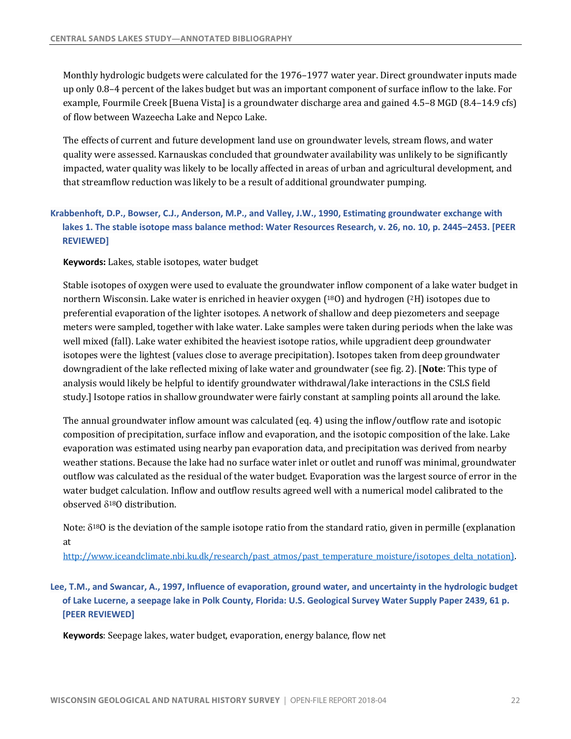Monthly hydrologic budgets were calculated for the 1976–1977 water year. Direct groundwater inputs made up only 0.8–4 percent of the lakes budget but was an important component of surface inflow to the lake. For example, Fourmile Creek [Buena Vista] is a groundwater discharge area and gained 4.5–8 MGD (8.4–14.9 cfs) of flow between Wazeecha Lake and Nepco Lake.

The effects of current and future development land use on groundwater levels, stream flows, and water quality were assessed. Karnauskas concluded that groundwater availability was unlikely to be significantly impacted, water quality was likely to be locally affected in areas of urban and agricultural development, and that streamflow reduction was likely to be a result of additional groundwater pumping.

### Krabbenhoft, D.P., Bowser, C.J., Anderson, M.P., and Valley, J.W., 1990, Estimating groundwater exchange with lakes 1. The stable isotope mass balance method: Water Resources Research, v. 26, no. 10, p. 2445–2453. [PEER REVIEWED]

**Keywords:** Lakes, stable isotopes, water budget

Stable isotopes of oxygen were used to evaluate the groundwater inflow component of a lake water budget in northern Wisconsin. Lake water is enriched in heavier oxygen ($^{18}O$) and hydrogen ($^{2}H$) isotopes due to preferential evaporation of the lighter isotopes. A network of shallow and deep piezometers and seepage meters were sampled, together with lake water. Lake samples were taken during periods when the lake was well mixed (fall). Lake water exhibited the heaviest isotope ratios, while upgradient deep groundwater isotopes were the lightest (values close to average precipitation). Isotopes taken from deep groundwater downgradient of the lake reflected mixing of lake water and groundwater (see fig. 2). [**Note**: This type of analysis would likely be helpful to identify groundwater withdrawal/lake interactions in the CSLS field study.] Isotope ratios in shallow groundwater were fairly constant at sampling points all around the lake.

The annual groundwater inflow amount was calculated (eq. 4) using the inflow/outflow rate and isotopic composition of precipitation, surface inflow and evaporation, and the isotopic composition of the lake. Lake evaporation was estimated using nearby pan evaporation data, and precipitation was derived from nearby weather stations. Because the lake had no surface water inlet or outlet and runoff was minimal, groundwater outflow was calculated as the residual of the water budget. Evaporation was the largest source of error in the water budget calculation. Inflow and outflow results agreed well with a numerical model calibrated to the observed $\delta^{18}O$ distribution.

Note: $\delta^{18}O$ is the deviation of the sample isotope ratio from the standard ratio, given in permille (explanation at http://www.iceandclimate.nbi.ku.dk/research/past_atmos/past_temperature_moisture/isotopes_delta_notation).

### Lee, T.M., and Swancar, A., 1997, Influence of evaporation, ground water, and uncertainty in the hydrologic budget of Lake Lucerne, a seepage lake in Polk County, Florida: U.S. Geological Survey Water Supply Paper 2439, 61 p. [PEER REVIEWED]

**Keywords**: Seepage lakes, water budget, evaporation, energy balance, flow net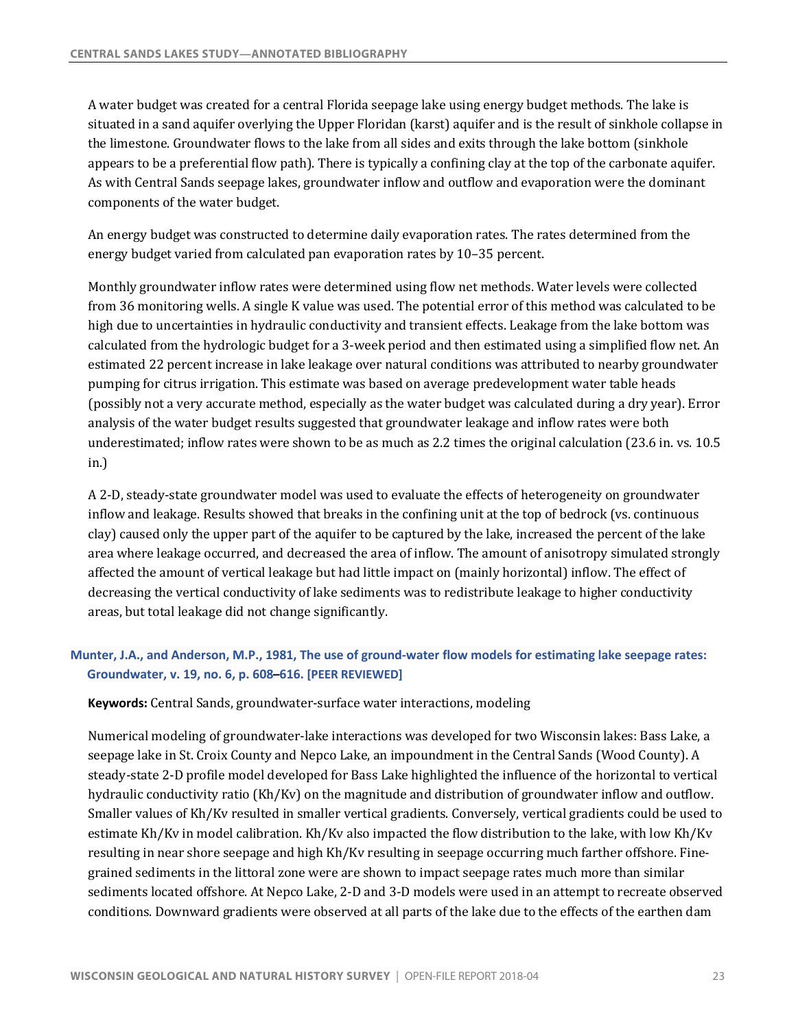A water budget was created for a central Florida seepage lake using energy budget methods. The lake is situated in a sand aquifer overlying the Upper Floridan (karst) aquifer and is the result of sinkhole collapse in the limestone. Groundwater flows to the lake from all sides and exits through the lake bottom (sinkhole appears to be a preferential flow path). There is typically a confining clay at the top of the carbonate aquifer. As with Central Sands seepage lakes, groundwater inflow and outflow and evaporation were the dominant components of the water budget.

An energy budget was constructed to determine daily evaporation rates. The rates determined from the energy budget varied from calculated pan evaporation rates by 10–35 percent.

Monthly groundwater inflow rates were determined using flow net methods. Water levels were collected from 36 monitoring wells. A single K value was used. The potential error of this method was calculated to be high due to uncertainties in hydraulic conductivity and transient effects. Leakage from the lake bottom was calculated from the hydrologic budget for a 3-week period and then estimated using a simplified flow net. An estimated 22 percent increase in lake leakage over natural conditions was attributed to nearby groundwater pumping for citrus irrigation. This estimate was based on average predevelopment water table heads (possibly not a very accurate method, especially as the water budget was calculated during a dry year). Error analysis of the water budget results suggested that groundwater leakage and inflow rates were both underestimated; inflow rates were shown to be as much as 2.2 times the original calculation (23.6 in. vs. 10.5 in.)

A 2-D, steady-state groundwater model was used to evaluate the effects of heterogeneity on groundwater inflow and leakage. Results showed that breaks in the confining unit at the top of bedrock (vs. continuous clay) caused only the upper part of the aquifer to be captured by the lake, increased the percent of the lake area where leakage occurred, and decreased the area of inflow. The amount of anisotropy simulated strongly affected the amount of vertical leakage but had little impact on (mainly horizontal) inflow. The effect of decreasing the vertical conductivity of lake sediments was to redistribute leakage to higher conductivity areas, but total leakage did not change significantly.

### Munter, J.A., and Anderson, M.P., 1981, The use of ground-water flow models for estimating lake seepage rates: Groundwater, v. 19, no. 6, p. 608–616. [PEER REVIEWED]

**Keywords:** Central Sands, groundwater-surface water interactions, modeling

Numerical modeling of groundwater-lake interactions was developed for two Wisconsin lakes: Bass Lake, a seepage lake in St. Croix County and Nepco Lake, an impoundment in the Central Sands (Wood County). A steady-state 2-D profile model developed for Bass Lake highlighted the influence of the horizontal to vertical hydraulic conductivity ratio (Kh/Kv) on the magnitude and distribution of groundwater inflow and outflow. Smaller values of Kh/Kv resulted in smaller vertical gradients. Conversely, vertical gradients could be used to estimate Kh/Kv in model calibration. Kh/Kv also impacted the flow distribution to the lake, with low Kh/Kv resulting in near shore seepage and high Kh/Kv resulting in seepage occurring much farther offshore. Fine-grained sediments in the littoral zone were are shown to impact seepage rates much more than similar sediments located offshore. At Nepco Lake, 2-D and 3-D models were used in an attempt to recreate observed conditions. Downward gradients were observed at all parts of the lake due to the effects of the earthen dam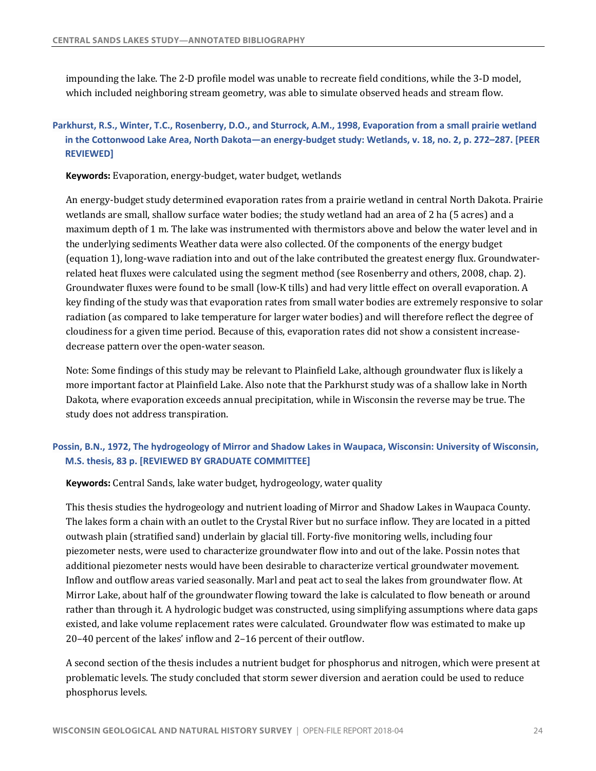impounding the lake. The 2-D profile model was unable to recreate field conditions, while the 3-D model, which included neighboring stream geometry, was able to simulate observed heads and stream flow.

### Parkhurst, R.S., Winter, T.C., Rosenberry, D.O., and Sturrock, A.M., 1998, Evaporation from a small prairie wetland in the Cottonwood Lake Area, North Dakota—an energy-budget study: Wetlands, v. 18, no. 2, p. 272–287. [PEER REVIEWED]

**Keywords:** Evaporation, energy-budget, water budget, wetlands

An energy-budget study determined evaporation rates from a prairie wetland in central North Dakota. Prairie wetlands are small, shallow surface water bodies; the study wetland had an area of 2 ha (5 acres) and a maximum depth of 1 m. The lake was instrumented with thermistors above and below the water level and in the underlying sediments Weather data were also collected. Of the components of the energy budget (equation 1), long-wave radiation into and out of the lake contributed the greatest energy flux. Groundwater-related heat fluxes were calculated using the segment method (see Rosenberry and others, 2008, chap. 2). Groundwater fluxes were found to be small (low-K tills) and had very little effect on overall evaporation. A key finding of the study was that evaporation rates from small water bodies are extremely responsive to solar radiation (as compared to lake temperature for larger water bodies) and will therefore reflect the degree of cloudiness for a given time period. Because of this, evaporation rates did not show a consistent increase-decrease pattern over the open-water season.

Note: Some findings of this study may be relevant to Plainfield Lake, although groundwater flux is likely a more important factor at Plainfield Lake. Also note that the Parkhurst study was of a shallow lake in North Dakota, where evaporation exceeds annual precipitation, while in Wisconsin the reverse may be true. The study does not address transpiration.

### Possin, B.N., 1972, The hydrogeology of Mirror and Shadow Lakes in Waupaca, Wisconsin: University of Wisconsin, M.S. thesis, 83 p. [REVIEWED BY GRADUATE COMMITTEE]

**Keywords:** Central Sands, lake water budget, hydrogeology, water quality

This thesis studies the hydrogeology and nutrient loading of Mirror and Shadow Lakes in Waupaca County. The lakes form a chain with an outlet to the Crystal River but no surface inflow. They are located in a pitted outwash plain (stratified sand) underlain by glacial till. Forty-five monitoring wells, including four piezometer nests, were used to characterize groundwater flow into and out of the lake. Possin notes that additional piezometer nests would have been desirable to characterize vertical groundwater movement. Inflow and outflow areas varied seasonally. Marl and peat act to seal the lakes from groundwater flow. At Mirror Lake, about half of the groundwater flowing toward the lake is calculated to flow beneath or around rather than through it. A hydrologic budget was constructed, using simplifying assumptions where data gaps existed, and lake volume replacement rates were calculated. Groundwater flow was estimated to make up 20–40 percent of the lakes' inflow and 2–16 percent of their outflow.

A second section of the thesis includes a nutrient budget for phosphorus and nitrogen, which were present at problematic levels. The study concluded that storm sewer diversion and aeration could be used to reduce phosphorus levels.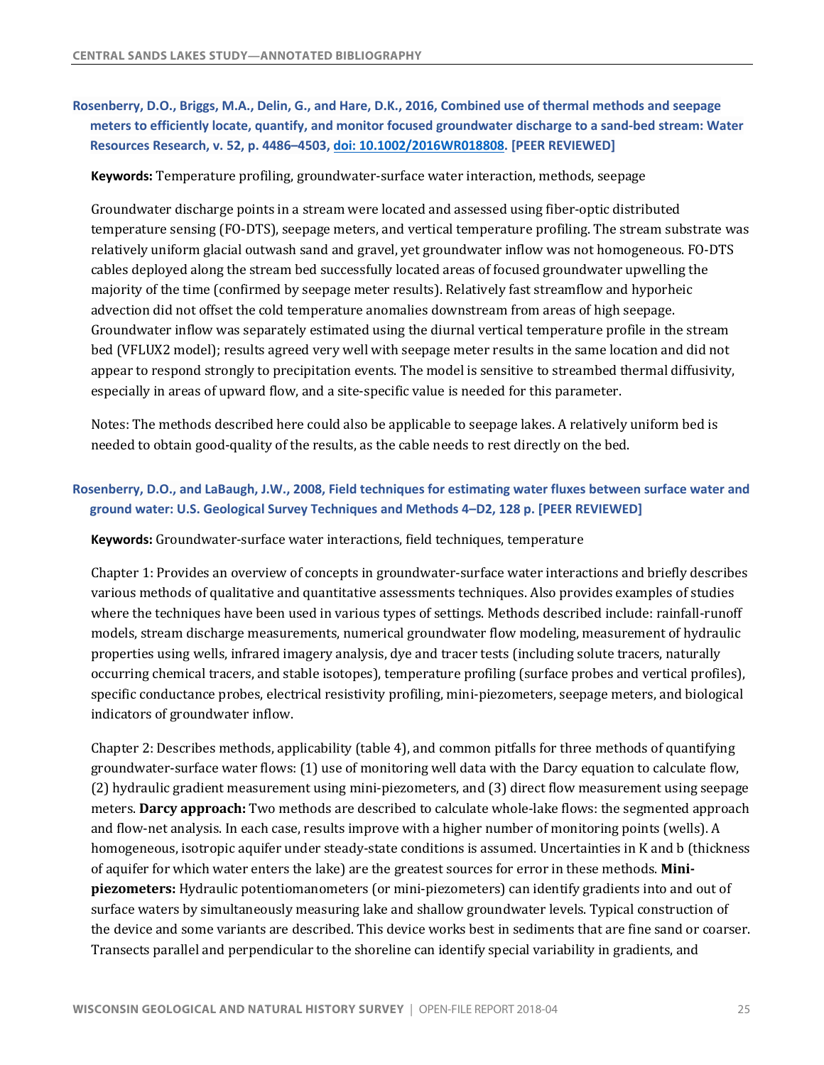**Rosenberry, D.O., Briggs, M.A., Delin, G., and Hare, D.K., 2016, Combined use of thermal methods and seepage meters to efficiently locate, quantify, and monitor focused groundwater discharge to a sand-bed stream: Water Resources Research, v. 52, p. 4486–4503, [doi: 10.1002/2016WR018808](https://doi.org/10.1002/2016WR018808). [PEER REVIEWED]**

**Keywords:** Temperature profiling, groundwater-surface water interaction, methods, seepage

Groundwater discharge points in a stream were located and assessed using fiber-optic distributed temperature sensing (FO-DTS), seepage meters, and vertical temperature profiling. The stream substrate was relatively uniform glacial outwash sand and gravel, yet groundwater inflow was not homogeneous. FO-DTS cables deployed along the stream bed successfully located areas of focused groundwater upwelling the majority of the time (confirmed by seepage meter results). Relatively fast streamflow and hyporheic advection did not offset the cold temperature anomalies downstream from areas of high seepage. Groundwater inflow was separately estimated using the diurnal vertical temperature profile in the stream bed (VFLUX2 model); results agreed very well with seepage meter results in the same location and did not appear to respond strongly to precipitation events. The model is sensitive to streambed thermal diffusivity, especially in areas of upward flow, and a site-specific value is needed for this parameter.

Notes: The methods described here could also be applicable to seepage lakes. A relatively uniform bed is needed to obtain good-quality of the results, as the cable needs to rest directly on the bed.

**Rosenberry, D.O., and LaBaugh, J.W., 2008, Field techniques for estimating water fluxes between surface water and ground water: U.S. Geological Survey Techniques and Methods 4–D2, 128 p. [PEER REVIEWED]**

**Keywords:** Groundwater-surface water interactions, field techniques, temperature

Chapter 1: Provides an overview of concepts in groundwater-surface water interactions and briefly describes various methods of qualitative and quantitative assessments techniques. Also provides examples of studies where the techniques have been used in various types of settings. Methods described include: rainfall-runoff models, stream discharge measurements, numerical groundwater flow modeling, measurement of hydraulic properties using wells, infrared imagery analysis, dye and tracer tests (including solute tracers, naturally occurring chemical tracers, and stable isotopes), temperature profiling (surface probes and vertical profiles), specific conductance probes, electrical resistivity profiling, mini-piezometers, seepage meters, and biological indicators of groundwater inflow.

Chapter 2: Describes methods, applicability (table 4), and common pitfalls for three methods of quantifying groundwater-surface water flows: (1) use of monitoring well data with the Darcy equation to calculate flow, (2) hydraulic gradient measurement using mini-piezometers, and (3) direct flow measurement using seepage meters. **Darcy approach:** Two methods are described to calculate whole-lake flows: the segmented approach and flow-net analysis. In each case, results improve with a higher number of monitoring points (wells). A homogeneous, isotropic aquifer under steady-state conditions is assumed. Uncertainties in K and b (thickness of aquifer for which water enters the lake) are the greatest sources for error in these methods. **Mini-piezometers:** Hydraulic potentiomanometers (or mini-piezometers) can identify gradients into and out of surface waters by simultaneously measuring lake and shallow groundwater levels. Typical construction of the device and some variants are described. This device works best in sediments that are fine sand or coarser. Transects parallel and perpendicular to the shoreline can identify special variability in gradients, and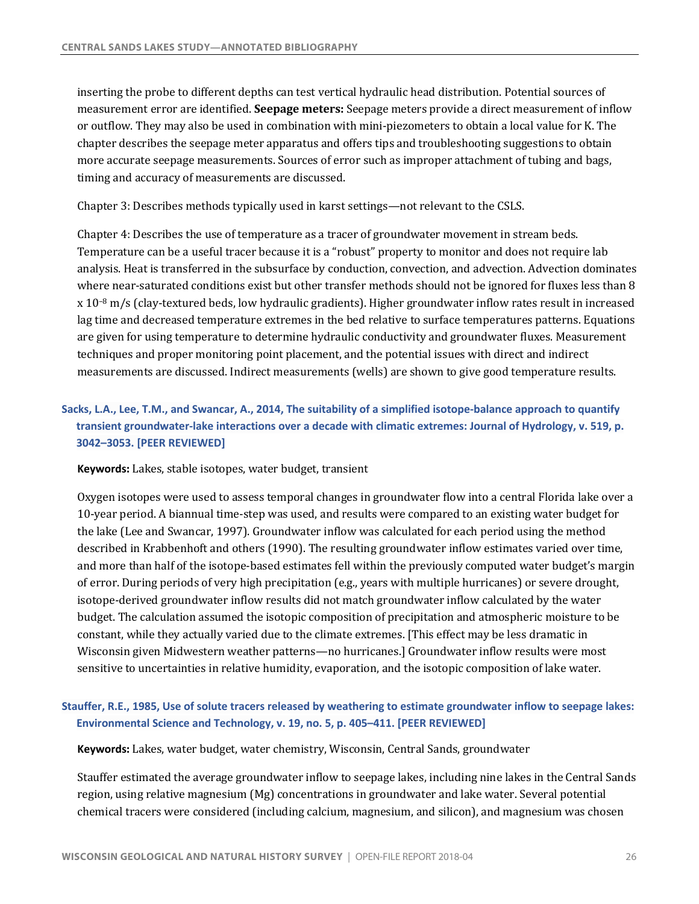inserting the probe to different depths can test vertical hydraulic head distribution. Potential sources of measurement error are identified. **Seepage meters:** Seepage meters provide a direct measurement of inflow or outflow. They may also be used in combination with mini-piezometers to obtain a local value for K. The chapter describes the seepage meter apparatus and offers tips and troubleshooting suggestions to obtain more accurate seepage measurements. Sources of error such as improper attachment of tubing and bags, timing and accuracy of measurements are discussed.

Chapter 3: Describes methods typically used in karst settings—not relevant to the CSLS.

Chapter 4: Describes the use of temperature as a tracer of groundwater movement in stream beds. Temperature can be a useful tracer because it is a "robust" property to monitor and does not require lab analysis. Heat is transferred in the subsurface by conduction, convection, and advection. Advection dominates where near-saturated conditions exist but other transfer methods should not be ignored for fluxes less than $8 \times 10^{-8}$ m/s (clay-textured beds, low hydraulic gradients). Higher groundwater inflow rates result in increased lag time and decreased temperature extremes in the bed relative to surface temperatures patterns. Equations are given for using temperature to determine hydraulic conductivity and groundwater fluxes. Measurement techniques and proper monitoring point placement, and the potential issues with direct and indirect measurements are discussed. Indirect measurements (wells) are shown to give good temperature results.

### Sacks, L.A., Lee, T.M., and Swancar, A., 2014, The suitability of a simplified isotope-balance approach to quantify transient groundwater-lake interactions over a decade with climatic extremes: Journal of Hydrology, v. 519, p. 3042–3053. [PEER REVIEWED]

**Keywords:** Lakes, stable isotopes, water budget, transient

Oxygen isotopes were used to assess temporal changes in groundwater flow into a central Florida lake over a 10-year period. A biannual time-step was used, and results were compared to an existing water budget for the lake (Lee and Swancar, 1997). Groundwater inflow was calculated for each period using the method described in Krabbenhoft and others (1990). The resulting groundwater inflow estimates varied over time, and more than half of the isotope-based estimates fell within the previously computed water budget's margin of error. During periods of very high precipitation (e.g., years with multiple hurricanes) or severe drought, isotope-derived groundwater inflow results did not match groundwater inflow calculated by the water budget. The calculation assumed the isotopic composition of precipitation and atmospheric moisture to be constant, while they actually varied due to the climate extremes. [This effect may be less dramatic in Wisconsin given Midwestern weather patterns—no hurricanes.] Groundwater inflow results were most sensitive to uncertainties in relative humidity, evaporation, and the isotopic composition of lake water.

### Stauffer, R.E., 1985, Use of solute tracers released by weathering to estimate groundwater inflow to seepage lakes: Environmental Science and Technology, v. 19, no. 5, p. 405–411. [PEER REVIEWED]

**Keywords:** Lakes, water budget, water chemistry, Wisconsin, Central Sands, groundwater

Stauffer estimated the average groundwater inflow to seepage lakes, including nine lakes in the Central Sands region, using relative magnesium (Mg) concentrations in groundwater and lake water. Several potential chemical tracers were considered (including calcium, magnesium, and silicon), and magnesium was chosen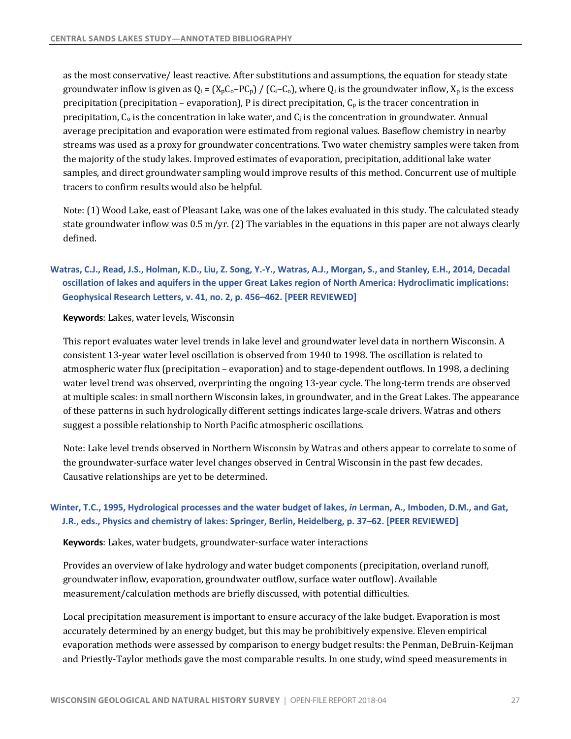as the most conservative/ least reactive. After substitutions and assumptions, the equation for steady state groundwater inflow is given as $Q_i = (X_pC_o - PC_p) / (C_i - C_o)$, where $Q_i$ is the groundwater inflow, $X_p$ is the excess precipitation (precipitation – evaporation), P is direct precipitation, $C_p$ is the tracer concentration in precipitation, $C_o$ is the concentration in lake water, and $C_i$ is the concentration in groundwater. Annual average precipitation and evaporation were estimated from regional values. Baseflow chemistry in nearby streams was used as a proxy for groundwater concentrations. Two water chemistry samples were taken from the majority of the study lakes. Improved estimates of evaporation, precipitation, additional lake water samples, and direct groundwater sampling would improve results of this method. Concurrent use of multiple tracers to confirm results would also be helpful.

Note: (1) Wood Lake, east of Pleasant Lake, was one of the lakes evaluated in this study. The calculated steady state groundwater inflow was 0.5 m/yr. (2) The variables in the equations in this paper are not always clearly defined.

### Watras, C.J., Read, J.S., Holman, K.D., Liu, Z. Song, Y.-Y., Watras, A.J., Morgan, S., and Stanley, E.H., 2014, Decadal oscillation of lakes and aquifers in the upper Great Lakes region of North America: Hydroclimatic implications: Geophysical Research Letters, v. 41, no. 2, p. 456–462. [PEER REVIEWED]

**Keywords**: Lakes, water levels, Wisconsin

This report evaluates water level trends in lake level and groundwater level data in northern Wisconsin. A consistent 13-year water level oscillation is observed from 1940 to 1998. The oscillation is related to atmospheric water flux (precipitation – evaporation) and to stage-dependent outflows. In 1998, a declining water level trend was observed, overprinting the ongoing 13-year cycle. The long-term trends are observed at multiple scales: in small northern Wisconsin lakes, in groundwater, and in the Great Lakes. The appearance of these patterns in such hydrologically different settings indicates large-scale drivers. Watras and others suggest a possible relationship to North Pacific atmospheric oscillations.

Note: Lake level trends observed in Northern Wisconsin by Watras and others appear to correlate to some of the groundwater-surface water level changes observed in Central Wisconsin in the past few decades. Causative relationships are yet to be determined.

### Winter, T.C., 1995, Hydrological processes and the water budget of lakes, *in* Lerman, A., Imboden, D.M., and Gat, J.R., eds., Physics and chemistry of lakes: Springer, Berlin, Heidelberg, p. 37–62. [PEER REVIEWED]

**Keywords**: Lakes, water budgets, groundwater-surface water interactions

Provides an overview of lake hydrology and water budget components (precipitation, overland runoff, groundwater inflow, evaporation, groundwater outflow, surface water outflow). Available measurement/calculation methods are briefly discussed, with potential difficulties.

Local precipitation measurement is important to ensure accuracy of the lake budget. Evaporation is most accurately determined by an energy budget, but this may be prohibitively expensive. Eleven empirical evaporation methods were assessed by comparison to energy budget results: the Penman, DeBruin-Keijman and Priestly-Taylor methods gave the most comparable results. In one study, wind speed measurements in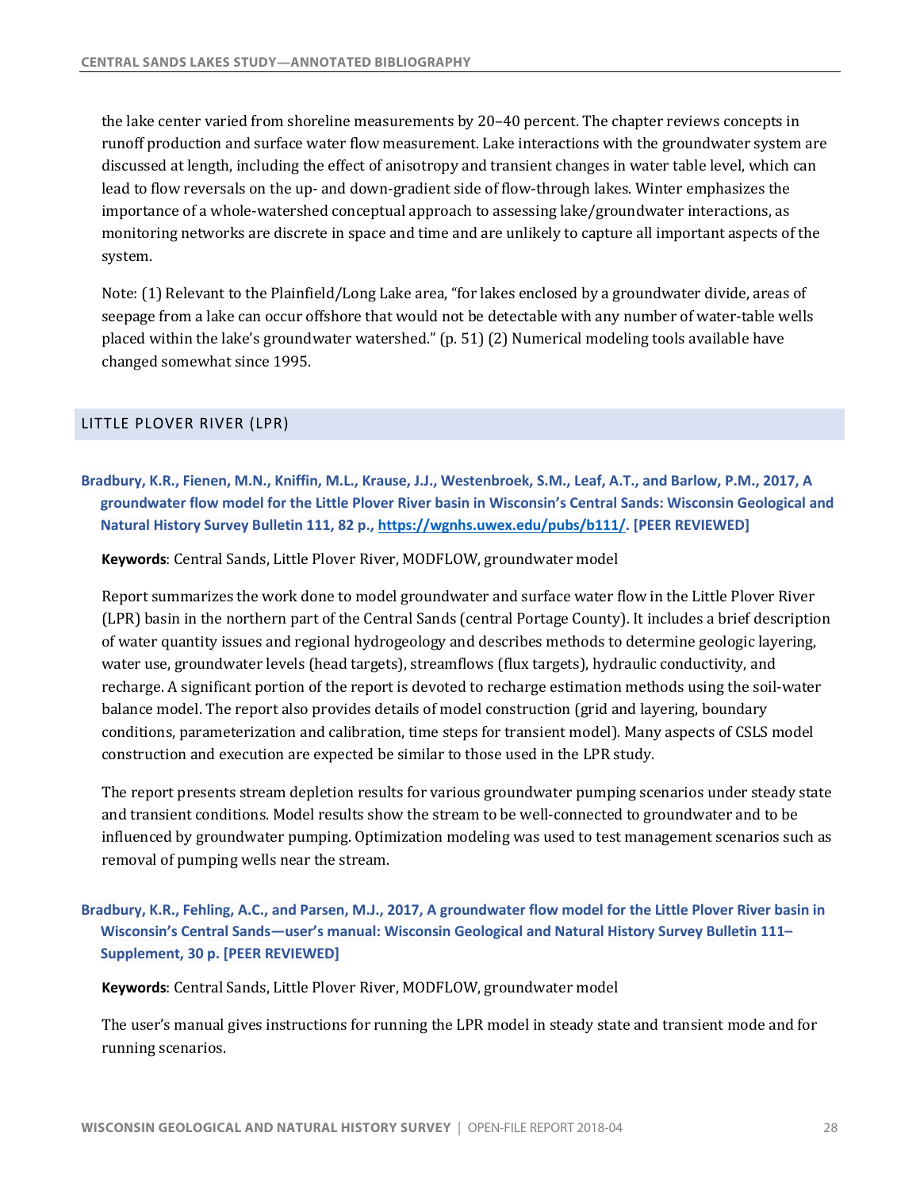the lake center varied from shoreline measurements by 20–40 percent. The chapter reviews concepts in runoff production and surface water flow measurement. Lake interactions with the groundwater system are discussed at length, including the effect of anisotropy and transient changes in water table level, which can lead to flow reversals on the up- and down-gradient side of flow-through lakes. Winter emphasizes the importance of a whole-watershed conceptual approach to assessing lake/groundwater interactions, as monitoring networks are discrete in space and time and are unlikely to capture all important aspects of the system.

Note: (1) Relevant to the Plainfield/Long Lake area, "for lakes enclosed by a groundwater divide, areas of seepage from a lake can occur offshore that would not be detectable with any number of water-table wells placed within the lake's groundwater watershed." (p. 51) (2) Numerical modeling tools available have changed somewhat since 1995.

## LITTLE PLOVER RIVER (LPR)

**Bradbury, K.R., Fienen, M.N., Kniffin, M.L., Krause, J.J., Westenbroek, S.M., Leaf, A.T., and Barlow, P.M., 2017, A groundwater flow model for the Little Plover River basin in Wisconsin's Central Sands: Wisconsin Geological and Natural History Survey Bulletin 111, 82 p., https://wgnhs.uwex.edu/pubs/b111/. [PEER REVIEWED]**

**Keywords**: Central Sands, Little Plover River, MODFLOW, groundwater model

Report summarizes the work done to model groundwater and surface water flow in the Little Plover River (LPR) basin in the northern part of the Central Sands (central Portage County). It includes a brief description of water quantity issues and regional hydrogeology and describes methods to determine geologic layering, water use, groundwater levels (head targets), streamflows (flux targets), hydraulic conductivity, and recharge. A significant portion of the report is devoted to recharge estimation methods using the soil-water balance model. The report also provides details of model construction (grid and layering, boundary conditions, parameterization and calibration, time steps for transient model). Many aspects of CSLS model construction and execution are expected be similar to those used in the LPR study.

The report presents stream depletion results for various groundwater pumping scenarios under steady state and transient conditions. Model results show the stream to be well-connected to groundwater and to be influenced by groundwater pumping. Optimization modeling was used to test management scenarios such as removal of pumping wells near the stream.

**Bradbury, K.R., Fehling, A.C., and Parsen, M.J., 2017, A groundwater flow model for the Little Plover River basin in Wisconsin's Central Sands—user's manual: Wisconsin Geological and Natural History Survey Bulletin 111–Supplement, 30 p. [PEER REVIEWED]**

**Keywords**: Central Sands, Little Plover River, MODFLOW, groundwater model

The user's manual gives instructions for running the LPR model in steady state and transient mode and for running scenarios.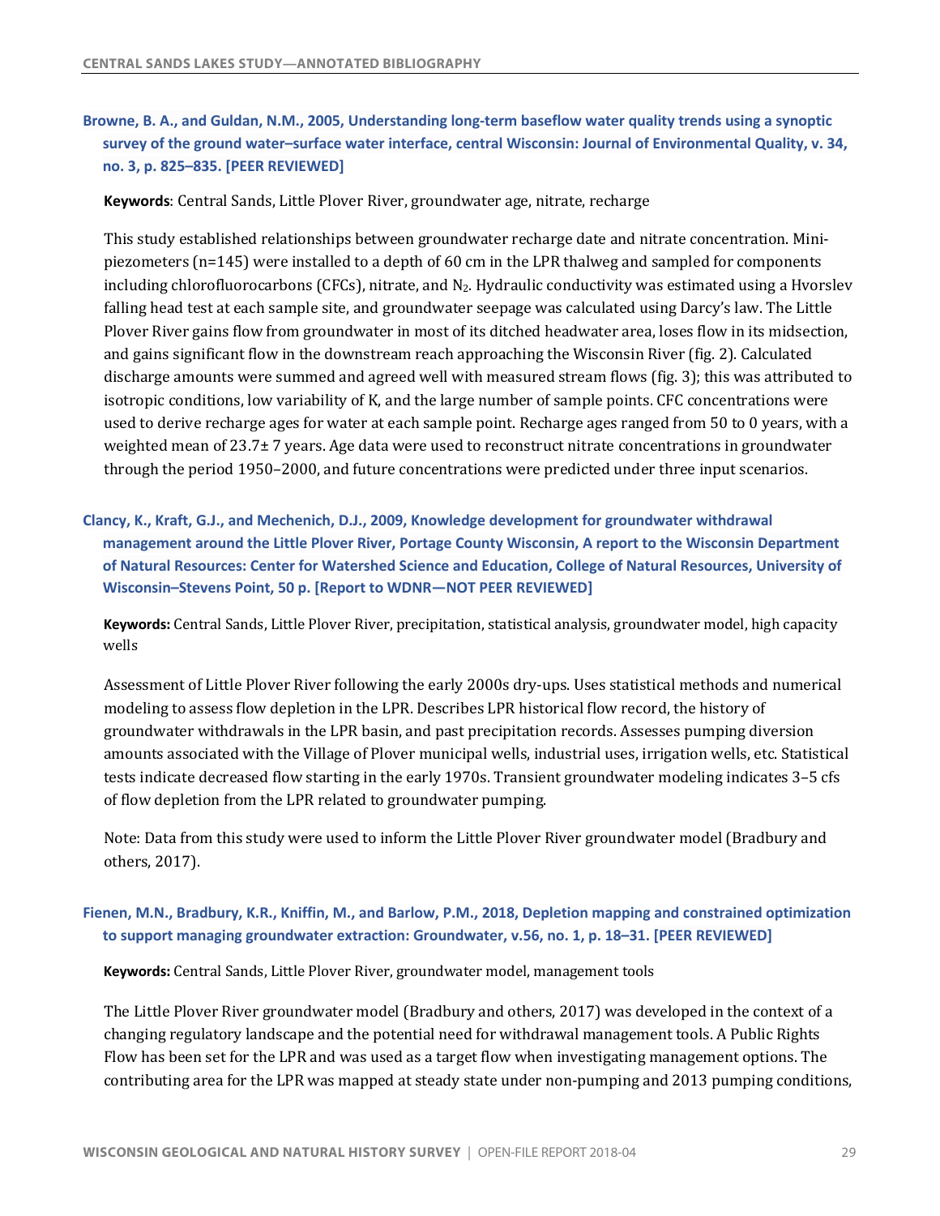**Browne, B. A., and Guldan, N.M., 2005, Understanding long-term baseflow water quality trends using a synoptic survey of the ground water–surface water interface, central Wisconsin: Journal of Environmental Quality, v. 34, no. 3, p. 825–835. [PEER REVIEWED]**

**Keywords**: Central Sands, Little Plover River, groundwater age, nitrate, recharge

This study established relationships between groundwater recharge date and nitrate concentration. Mini-piezometers (n=145) were installed to a depth of 60 cm in the LPR thalweg and sampled for components including chlorofluorocarbons (CFCs), nitrate, and $N_2$. Hydraulic conductivity was estimated using a Hvorslev falling head test at each sample site, and groundwater seepage was calculated using Darcy's law. The Little Plover River gains flow from groundwater in most of its ditched headwater area, loses flow in its midsection, and gains significant flow in the downstream reach approaching the Wisconsin River (fig. 2). Calculated discharge amounts were summed and agreed well with measured stream flows (fig. 3); this was attributed to isotropic conditions, low variability of K, and the large number of sample points. CFC concentrations were used to derive recharge ages for water at each sample point. Recharge ages ranged from 50 to 0 years, with a weighted mean of 23.7± 7 years. Age data were used to reconstruct nitrate concentrations in groundwater through the period 1950–2000, and future concentrations were predicted under three input scenarios.

**Clancy, K., Kraft, G.J., and Mechenich, D.J., 2009, Knowledge development for groundwater withdrawal management around the Little Plover River, Portage County Wisconsin, A report to the Wisconsin Department of Natural Resources: Center for Watershed Science and Education, College of Natural Resources, University of Wisconsin–Stevens Point, 50 p. [Report to WDNR—NOT PEER REVIEWED]**

**Keywords:** Central Sands, Little Plover River, precipitation, statistical analysis, groundwater model, high capacity wells

Assessment of Little Plover River following the early 2000s dry-ups. Uses statistical methods and numerical modeling to assess flow depletion in the LPR. Describes LPR historical flow record, the history of groundwater withdrawals in the LPR basin, and past precipitation records. Assesses pumping diversion amounts associated with the Village of Plover municipal wells, industrial uses, irrigation wells, etc. Statistical tests indicate decreased flow starting in the early 1970s. Transient groundwater modeling indicates 3–5 cfs of flow depletion from the LPR related to groundwater pumping.

Note: Data from this study were used to inform the Little Plover River groundwater model (Bradbury and others, 2017).

**Fienen, M.N., Bradbury, K.R., Kniffin, M., and Barlow, P.M., 2018, Depletion mapping and constrained optimization to support managing groundwater extraction: Groundwater, v.56, no. 1, p. 18–31. [PEER REVIEWED]**

**Keywords:** Central Sands, Little Plover River, groundwater model, management tools

The Little Plover River groundwater model (Bradbury and others, 2017) was developed in the context of a changing regulatory landscape and the potential need for withdrawal management tools. A Public Rights Flow has been set for the LPR and was used as a target flow when investigating management options. The contributing area for the LPR was mapped at steady state under non-pumping and 2013 pumping conditions,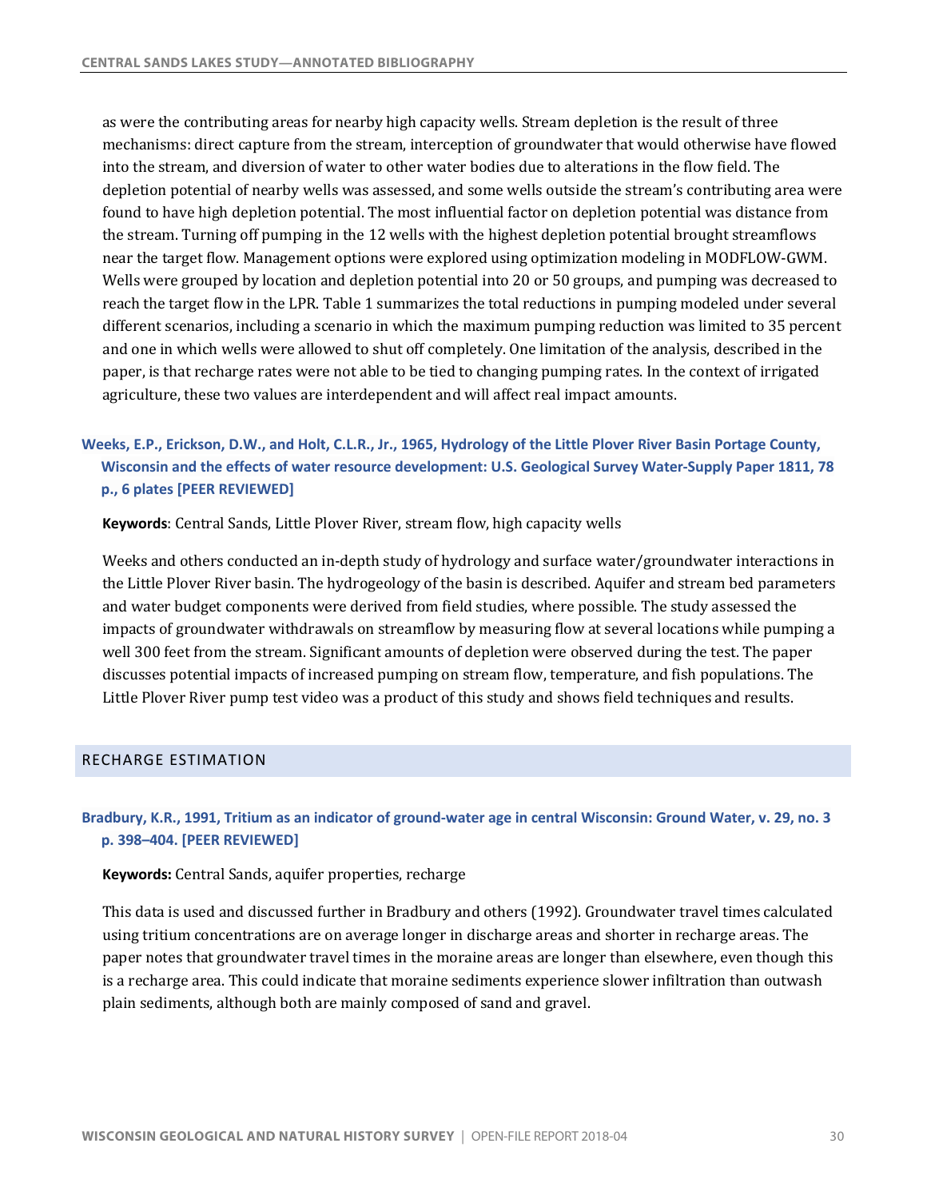as were the contributing areas for nearby high capacity wells. Stream depletion is the result of three mechanisms: direct capture from the stream, interception of groundwater that would otherwise have flowed into the stream, and diversion of water to other water bodies due to alterations in the flow field. The depletion potential of nearby wells was assessed, and some wells outside the stream's contributing area were found to have high depletion potential. The most influential factor on depletion potential was distance from the stream. Turning off pumping in the 12 wells with the highest depletion potential brought streamflows near the target flow. Management options were explored using optimization modeling in MODFLOW-GWM. Wells were grouped by location and depletion potential into 20 or 50 groups, and pumping was decreased to reach the target flow in the LPR. Table 1 summarizes the total reductions in pumping modeled under several different scenarios, including a scenario in which the maximum pumping reduction was limited to 35 percent and one in which wells were allowed to shut off completely. One limitation of the analysis, described in the paper, is that recharge rates were not able to be tied to changing pumping rates. In the context of irrigated agriculture, these two values are interdependent and will affect real impact amounts.

### Weeks, E.P., Erickson, D.W., and Holt, C.L.R., Jr., 1965, Hydrology of the Little Plover River Basin Portage County, Wisconsin and the effects of water resource development: U.S. Geological Survey Water-Supply Paper 1811, 78 p., 6 plates [PEER REVIEWED]

**Keywords**: Central Sands, Little Plover River, stream flow, high capacity wells

Weeks and others conducted an in-depth study of hydrology and surface water/groundwater interactions in the Little Plover River basin. The hydrogeology of the basin is described. Aquifer and stream bed parameters and water budget components were derived from field studies, where possible. The study assessed the impacts of groundwater withdrawals on streamflow by measuring flow at several locations while pumping a well 300 feet from the stream. Significant amounts of depletion were observed during the test. The paper discusses potential impacts of increased pumping on stream flow, temperature, and fish populations. The Little Plover River pump test video was a product of this study and shows field techniques and results.

## RECHARGE ESTIMATION

### Bradbury, K.R., 1991, Tritium as an indicator of ground-water age in central Wisconsin: Ground Water, v. 29, no. 3 p. 398–404. [PEER REVIEWED]

**Keywords:** Central Sands, aquifer properties, recharge

This data is used and discussed further in Bradbury and others (1992). Groundwater travel times calculated using tritium concentrations are on average longer in discharge areas and shorter in recharge areas. The paper notes that groundwater travel times in the moraine areas are longer than elsewhere, even though this is a recharge area. This could indicate that moraine sediments experience slower infiltration than outwash plain sediments, although both are mainly composed of sand and gravel.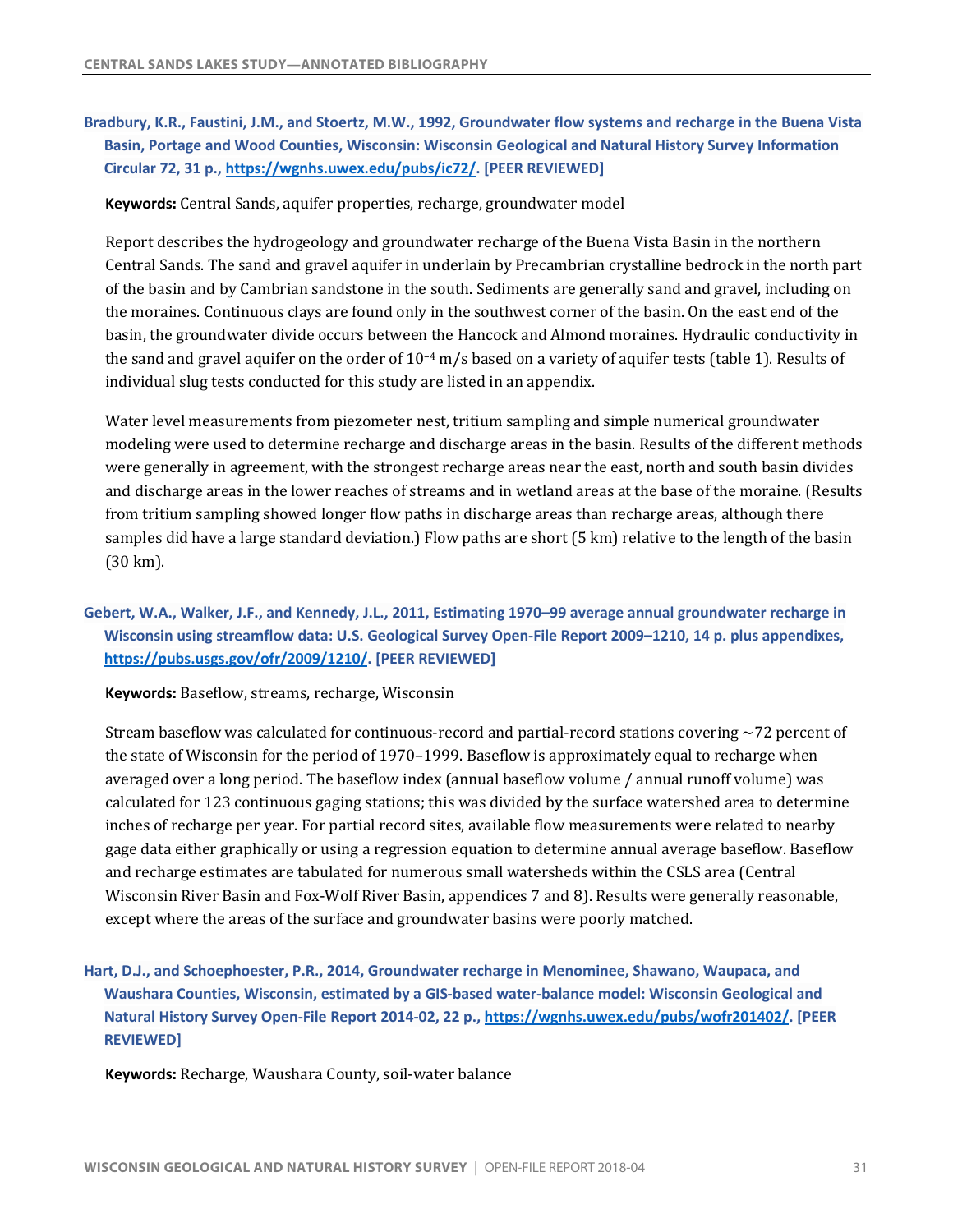**Bradbury, K.R., Faustini, J.M., and Stoertz, M.W., 1992, Groundwater flow systems and recharge in the Buena Vista Basin, Portage and Wood Counties, Wisconsin: Wisconsin Geological and Natural History Survey Information Circular 72, 31 p., https://wgnhs.uwex.edu/pubs/ic72/. [PEER REVIEWED]**

**Keywords:** Central Sands, aquifer properties, recharge, groundwater model

Report describes the hydrogeology and groundwater recharge of the Buena Vista Basin in the northern Central Sands. The sand and gravel aquifer in underlain by Precambrian crystalline bedrock in the north part of the basin and by Cambrian sandstone in the south. Sediments are generally sand and gravel, including on the moraines. Continuous clays are found only in the southwest corner of the basin. On the east end of the basin, the groundwater divide occurs between the Hancock and Almond moraines. Hydraulic conductivity in the sand and gravel aquifer on the order of $10^{-4}$ m/s based on a variety of aquifer tests (table 1). Results of individual slug tests conducted for this study are listed in an appendix.

Water level measurements from piezometer nest, tritium sampling and simple numerical groundwater modeling were used to determine recharge and discharge areas in the basin. Results of the different methods were generally in agreement, with the strongest recharge areas near the east, north and south basin divides and discharge areas in the lower reaches of streams and in wetland areas at the base of the moraine. (Results from tritium sampling showed longer flow paths in discharge areas than recharge areas, although there samples did have a large standard deviation.) Flow paths are short (5 km) relative to the length of the basin (30 km).

**Gebert, W.A., Walker, J.F., and Kennedy, J.L., 2011, Estimating 1970–99 average annual groundwater recharge in Wisconsin using streamflow data: U.S. Geological Survey Open-File Report 2009–1210, 14 p. plus appendixes, https://pubs.usgs.gov/ofr/2009/1210/. [PEER REVIEWED]**

**Keywords:** Baseflow, streams, recharge, Wisconsin

Stream baseflow was calculated for continuous-record and partial-record stations covering ~72 percent of the state of Wisconsin for the period of 1970–1999. Baseflow is approximately equal to recharge when averaged over a long period. The baseflow index (annual baseflow volume / annual runoff volume) was calculated for 123 continuous gaging stations; this was divided by the surface watershed area to determine inches of recharge per year. For partial record sites, available flow measurements were related to nearby gage data either graphically or using a regression equation to determine annual average baseflow. Baseflow and recharge estimates are tabulated for numerous small watersheds within the CSLS area (Central Wisconsin River Basin and Fox-Wolf River Basin, appendices 7 and 8). Results were generally reasonable, except where the areas of the surface and groundwater basins were poorly matched.

**Hart, D.J., and Schoephoester, P.R., 2014, Groundwater recharge in Menominee, Shawano, Waupaca, and Waushara Counties, Wisconsin, estimated by a GIS-based water-balance model: Wisconsin Geological and Natural History Survey Open-File Report 2014-02, 22 p., https://wgnhs.uwex.edu/pubs/wofr201402/. [PEER REVIEWED]**

**Keywords:** Recharge, Waushara County, soil-water balance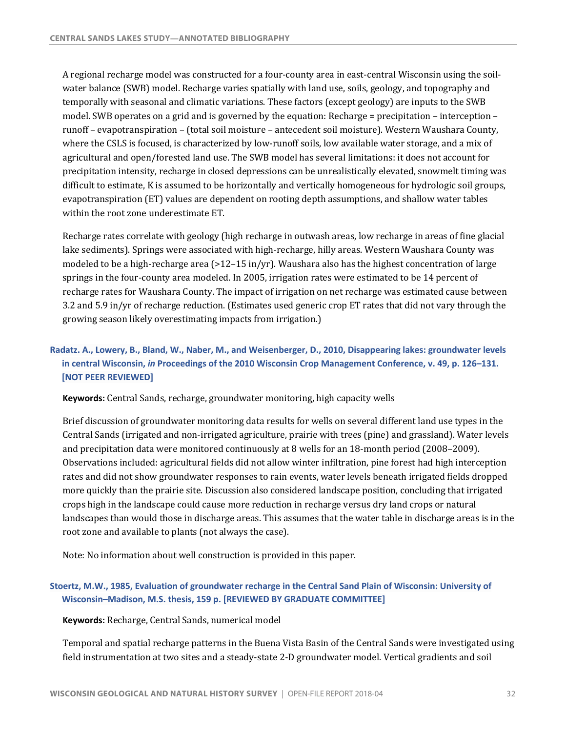A regional recharge model was constructed for a four-county area in east-central Wisconsin using the soil-water balance (SWB) model. Recharge varies spatially with land use, soils, geology, and topography and temporally with seasonal and climatic variations. These factors (except geology) are inputs to the SWB model. SWB operates on a grid and is governed by the equation: Recharge = precipitation – interception – runoff – evapotranspiration – (total soil moisture – antecedent soil moisture). Western Waushara County, where the CSLS is focused, is characterized by low-runoff soils, low available water storage, and a mix of agricultural and open/forested land use. The SWB model has several limitations: it does not account for precipitation intensity, recharge in closed depressions can be unrealistically elevated, snowmelt timing was difficult to estimate, K is assumed to be horizontally and vertically homogeneous for hydrologic soil groups, evapotranspiration (ET) values are dependent on rooting depth assumptions, and shallow water tables within the root zone underestimate ET.

Recharge rates correlate with geology (high recharge in outwash areas, low recharge in areas of fine glacial lake sediments). Springs were associated with high-recharge, hilly areas. Western Waushara County was modeled to be a high-recharge area (>12–15 in/yr). Waushara also has the highest concentration of large springs in the four-county area modeled. In 2005, irrigation rates were estimated to be 14 percent of recharge rates for Waushara County. The impact of irrigation on net recharge was estimated cause between 3.2 and 5.9 in/yr of recharge reduction. (Estimates used generic crop ET rates that did not vary through the growing season likely overestimating impacts from irrigation.)

### Radatz. A., Lowery, B., Bland, W., Naber, M., and Weisenberger, D., 2010, Disappearing lakes: groundwater levels in central Wisconsin, *in* Proceedings of the 2010 Wisconsin Crop Management Conference, v. 49, p. 126–131. [NOT PEER REVIEWED]

**Keywords:** Central Sands, recharge, groundwater monitoring, high capacity wells

Brief discussion of groundwater monitoring data results for wells on several different land use types in the Central Sands (irrigated and non-irrigated agriculture, prairie with trees (pine) and grassland). Water levels and precipitation data were monitored continuously at 8 wells for an 18-month period (2008–2009). Observations included: agricultural fields did not allow winter infiltration, pine forest had high interception rates and did not show groundwater responses to rain events, water levels beneath irrigated fields dropped more quickly than the prairie site. Discussion also considered landscape position, concluding that irrigated crops high in the landscape could cause more reduction in recharge versus dry land crops or natural landscapes than would those in discharge areas. This assumes that the water table in discharge areas is in the root zone and available to plants (not always the case).

Note: No information about well construction is provided in this paper.

### Stoertz, M.W., 1985, Evaluation of groundwater recharge in the Central Sand Plain of Wisconsin: University of Wisconsin–Madison, M.S. thesis, 159 p. [REVIEWED BY GRADUATE COMMITTEE]

**Keywords:** Recharge, Central Sands, numerical model

Temporal and spatial recharge patterns in the Buena Vista Basin of the Central Sands were investigated using field instrumentation at two sites and a steady-state 2-D groundwater model. Vertical gradients and soil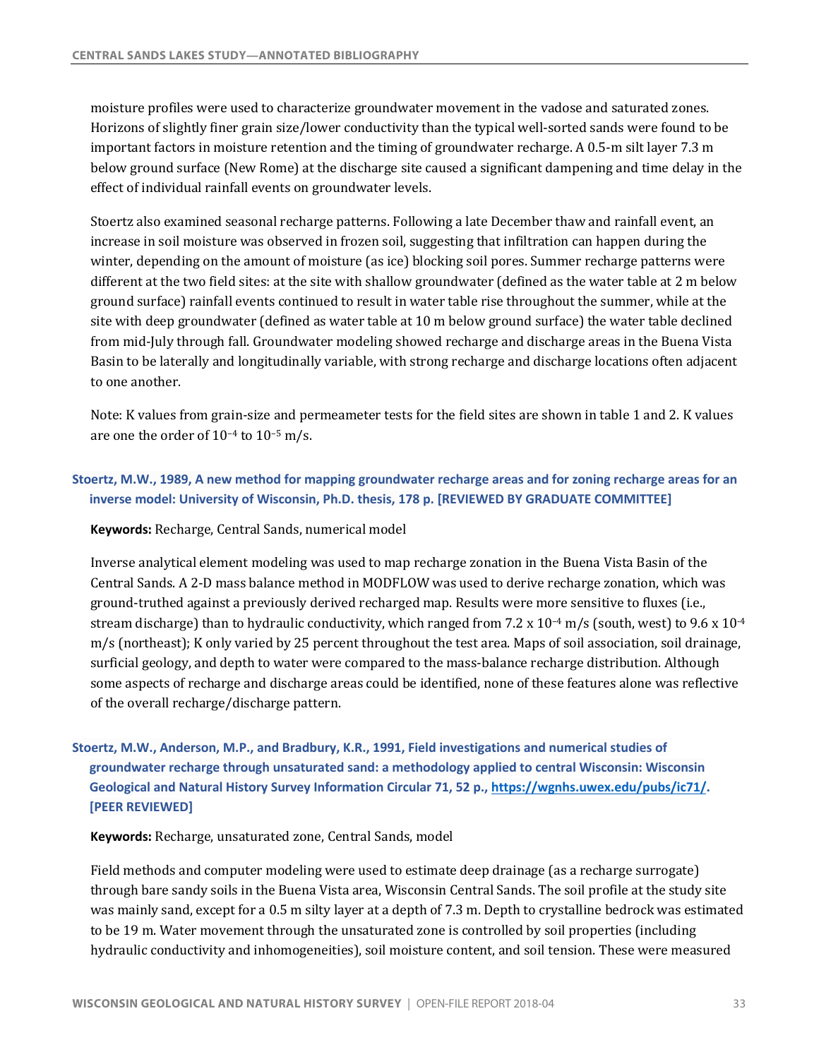moisture profiles were used to characterize groundwater movement in the vadose and saturated zones. Horizons of slightly finer grain size/lower conductivity than the typical well-sorted sands were found to be important factors in moisture retention and the timing of groundwater recharge. A 0.5-m silt layer 7.3 m below ground surface (New Rome) at the discharge site caused a significant dampening and time delay in the effect of individual rainfall events on groundwater levels.

Stoertz also examined seasonal recharge patterns. Following a late December thaw and rainfall event, an increase in soil moisture was observed in frozen soil, suggesting that infiltration can happen during the winter, depending on the amount of moisture (as ice) blocking soil pores. Summer recharge patterns were different at the two field sites: at the site with shallow groundwater (defined as the water table at 2 m below ground surface) rainfall events continued to result in water table rise throughout the summer, while at the site with deep groundwater (defined as water table at 10 m below ground surface) the water table declined from mid-July through fall. Groundwater modeling showed recharge and discharge areas in the Buena Vista Basin to be laterally and longitudinally variable, with strong recharge and discharge locations often adjacent to one another.

Note: K values from grain-size and permeameter tests for the field sites are shown in table 1 and 2. K values are one the order of $10^{-4}$ to $10^{-5}$ m/s.

### Stoertz, M.W., 1989, A new method for mapping groundwater recharge areas and for zoning recharge areas for an inverse model: University of Wisconsin, Ph.D. thesis, 178 p. [REVIEWED BY GRADUATE COMMITTEE]

**Keywords:** Recharge, Central Sands, numerical model

Inverse analytical element modeling was used to map recharge zonation in the Buena Vista Basin of the Central Sands. A 2-D mass balance method in MODFLOW was used to derive recharge zonation, which was ground-truthed against a previously derived recharged map. Results were more sensitive to fluxes (i.e., stream discharge) than to hydraulic conductivity, which ranged from $7.2 \times 10^{-4}$ m/s (south, west) to $9.6 \times 10^{-4}$ m/s (northeast); K only varied by 25 percent throughout the test area. Maps of soil association, soil drainage, surficial geology, and depth to water were compared to the mass-balance recharge distribution. Although some aspects of recharge and discharge areas could be identified, none of these features alone was reflective of the overall recharge/discharge pattern.

### Stoertz, M.W., Anderson, M.P., and Bradbury, K.R., 1991, Field investigations and numerical studies of groundwater recharge through unsaturated sand: a methodology applied to central Wisconsin: Wisconsin Geological and Natural History Survey Information Circular 71, 52 p., https://wgnhs.uwex.edu/pubs/ic71/. [PEER REVIEWED]

**Keywords:** Recharge, unsaturated zone, Central Sands, model

Field methods and computer modeling were used to estimate deep drainage (as a recharge surrogate) through bare sandy soils in the Buena Vista area, Wisconsin Central Sands. The soil profile at the study site was mainly sand, except for a 0.5 m silty layer at a depth of 7.3 m. Depth to crystalline bedrock was estimated to be 19 m. Water movement through the unsaturated zone is controlled by soil properties (including hydraulic conductivity and inhomogeneities), soil moisture content, and soil tension. These were measured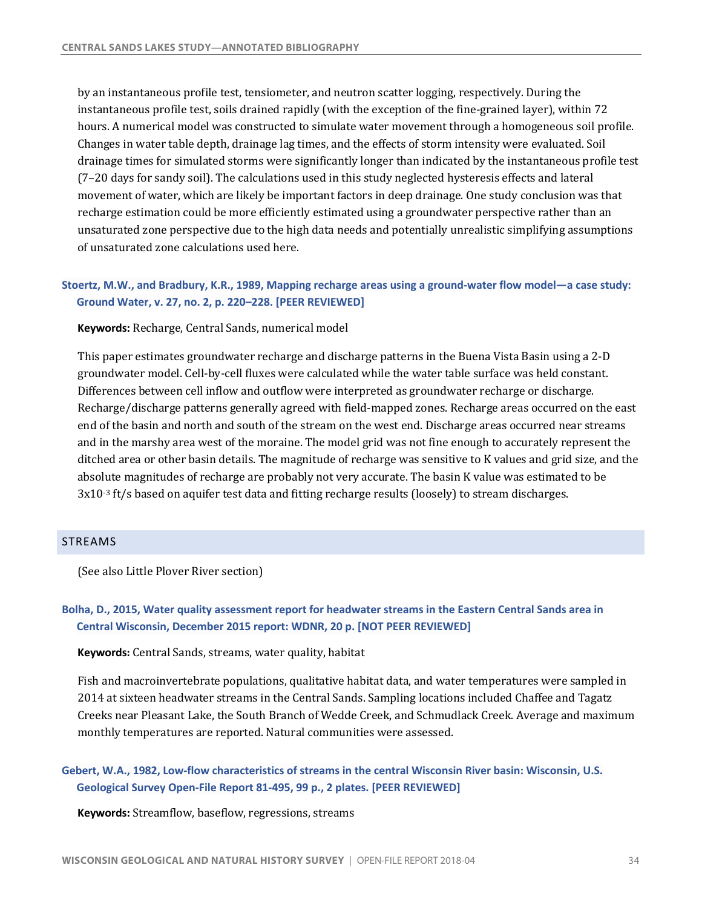by an instantaneous profile test, tensiometer, and neutron scatter logging, respectively. During the instantaneous profile test, soils drained rapidly (with the exception of the fine-grained layer), within 72 hours. A numerical model was constructed to simulate water movement through a homogeneous soil profile. Changes in water table depth, drainage lag times, and the effects of storm intensity were evaluated. Soil drainage times for simulated storms were significantly longer than indicated by the instantaneous profile test (7–20 days for sandy soil). The calculations used in this study neglected hysteresis effects and lateral movement of water, which are likely be important factors in deep drainage. One study conclusion was that recharge estimation could be more efficiently estimated using a groundwater perspective rather than an unsaturated zone perspective due to the high data needs and potentially unrealistic simplifying assumptions of unsaturated zone calculations used here.

**Stoertz, M.W., and Bradbury, K.R., 1989, Mapping recharge areas using a ground-water flow model—a case study: Ground Water, v. 27, no. 2, p. 220–228. [PEER REVIEWED]**

**Keywords:** Recharge, Central Sands, numerical model

This paper estimates groundwater recharge and discharge patterns in the Buena Vista Basin using a 2-D groundwater model. Cell-by-cell fluxes were calculated while the water table surface was held constant. Differences between cell inflow and outflow were interpreted as groundwater recharge or discharge. Recharge/discharge patterns generally agreed with field-mapped zones. Recharge areas occurred on the east end of the basin and north and south of the stream on the west end. Discharge areas occurred near streams and in the marshy area west of the moraine. The model grid was not fine enough to accurately represent the ditched area or other basin details. The magnitude of recharge was sensitive to K values and grid size, and the absolute magnitudes of recharge are probably not very accurate. The basin K value was estimated to be $3x10^{-3}$ ft/s based on aquifer test data and fitting recharge results (loosely) to stream discharges.

## STREAMS

(See also Little Plover River section)

**Bolha, D., 2015, Water quality assessment report for headwater streams in the Eastern Central Sands area in Central Wisconsin, December 2015 report: WDNR, 20 p. [NOT PEER REVIEWED]**

**Keywords:** Central Sands, streams, water quality, habitat

Fish and macroinvertebrate populations, qualitative habitat data, and water temperatures were sampled in 2014 at sixteen headwater streams in the Central Sands. Sampling locations included Chaffee and Tagatz Creeks near Pleasant Lake, the South Branch of Wedde Creek, and Schmudlack Creek. Average and maximum monthly temperatures are reported. Natural communities were assessed.

**Gebert, W.A., 1982, Low-flow characteristics of streams in the central Wisconsin River basin: Wisconsin, U.S. Geological Survey Open-File Report 81-495, 99 p., 2 plates. [PEER REVIEWED]**

**Keywords:** Streamflow, baseflow, regressions, streams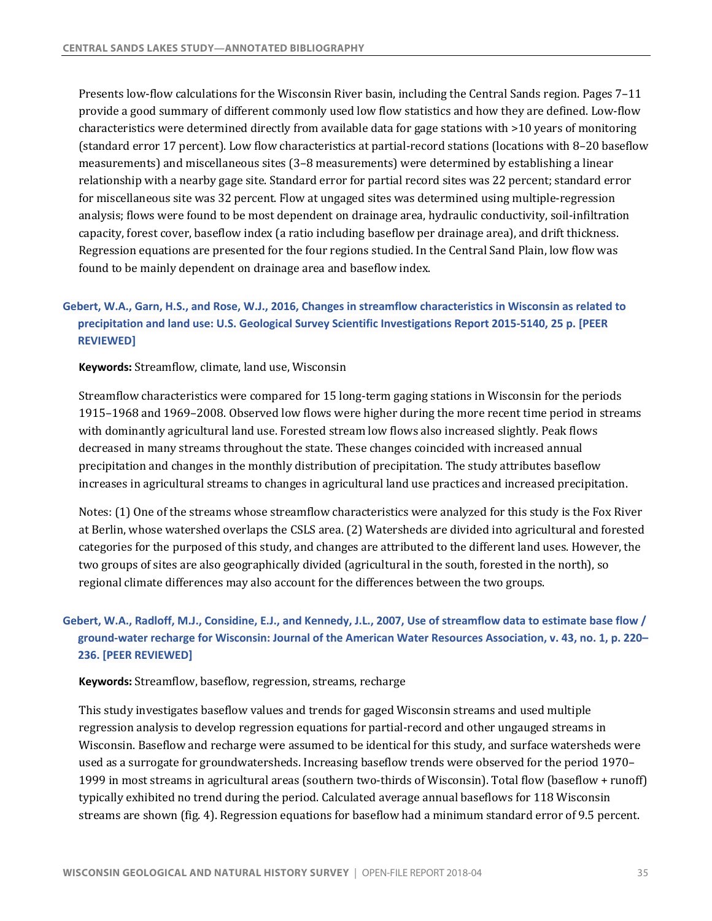Presents low-flow calculations for the Wisconsin River basin, including the Central Sands region. Pages 7–11 provide a good summary of different commonly used low flow statistics and how they are defined. Low-flow characteristics were determined directly from available data for gage stations with >10 years of monitoring (standard error 17 percent). Low flow characteristics at partial-record stations (locations with 8–20 baseflow measurements) and miscellaneous sites (3–8 measurements) were determined by establishing a linear relationship with a nearby gage site. Standard error for partial record sites was 22 percent; standard error for miscellaneous site was 32 percent. Flow at ungaged sites was determined using multiple-regression analysis; flows were found to be most dependent on drainage area, hydraulic conductivity, soil-infiltration capacity, forest cover, baseflow index (a ratio including baseflow per drainage area), and drift thickness. Regression equations are presented for the four regions studied. In the Central Sand Plain, low flow was found to be mainly dependent on drainage area and baseflow index.

### Gebert, W.A., Garn, H.S., and Rose, W.J., 2016, Changes in streamflow characteristics in Wisconsin as related to precipitation and land use: U.S. Geological Survey Scientific Investigations Report 2015-5140, 25 p. [PEER REVIEWED]

**Keywords:** Streamflow, climate, land use, Wisconsin

Streamflow characteristics were compared for 15 long-term gaging stations in Wisconsin for the periods 1915–1968 and 1969–2008. Observed low flows were higher during the more recent time period in streams with dominantly agricultural land use. Forested stream low flows also increased slightly. Peak flows decreased in many streams throughout the state. These changes coincided with increased annual precipitation and changes in the monthly distribution of precipitation. The study attributes baseflow increases in agricultural streams to changes in agricultural land use practices and increased precipitation.

Notes: (1) One of the streams whose streamflow characteristics were analyzed for this study is the Fox River at Berlin, whose watershed overlaps the CSLS area. (2) Watersheds are divided into agricultural and forested categories for the purposed of this study, and changes are attributed to the different land uses. However, the two groups of sites are also geographically divided (agricultural in the south, forested in the north), so regional climate differences may also account for the differences between the two groups.

### Gebert, W.A., Radloff, M.J., Considine, E.J., and Kennedy, J.L., 2007, Use of streamflow data to estimate base flow / ground-water recharge for Wisconsin: Journal of the American Water Resources Association, v. 43, no. 1, p. 220–236. [PEER REVIEWED]

**Keywords:** Streamflow, baseflow, regression, streams, recharge

This study investigates baseflow values and trends for gaged Wisconsin streams and used multiple regression analysis to develop regression equations for partial-record and other ungauged streams in Wisconsin. Baseflow and recharge were assumed to be identical for this study, and surface watersheds were used as a surrogate for groundwatersheds. Increasing baseflow trends were observed for the period 1970–1999 in most streams in agricultural areas (southern two-thirds of Wisconsin). Total flow (baseflow + runoff) typically exhibited no trend during the period. Calculated average annual baseflows for 118 Wisconsin streams are shown (fig. 4). Regression equations for baseflow had a minimum standard error of 9.5 percent.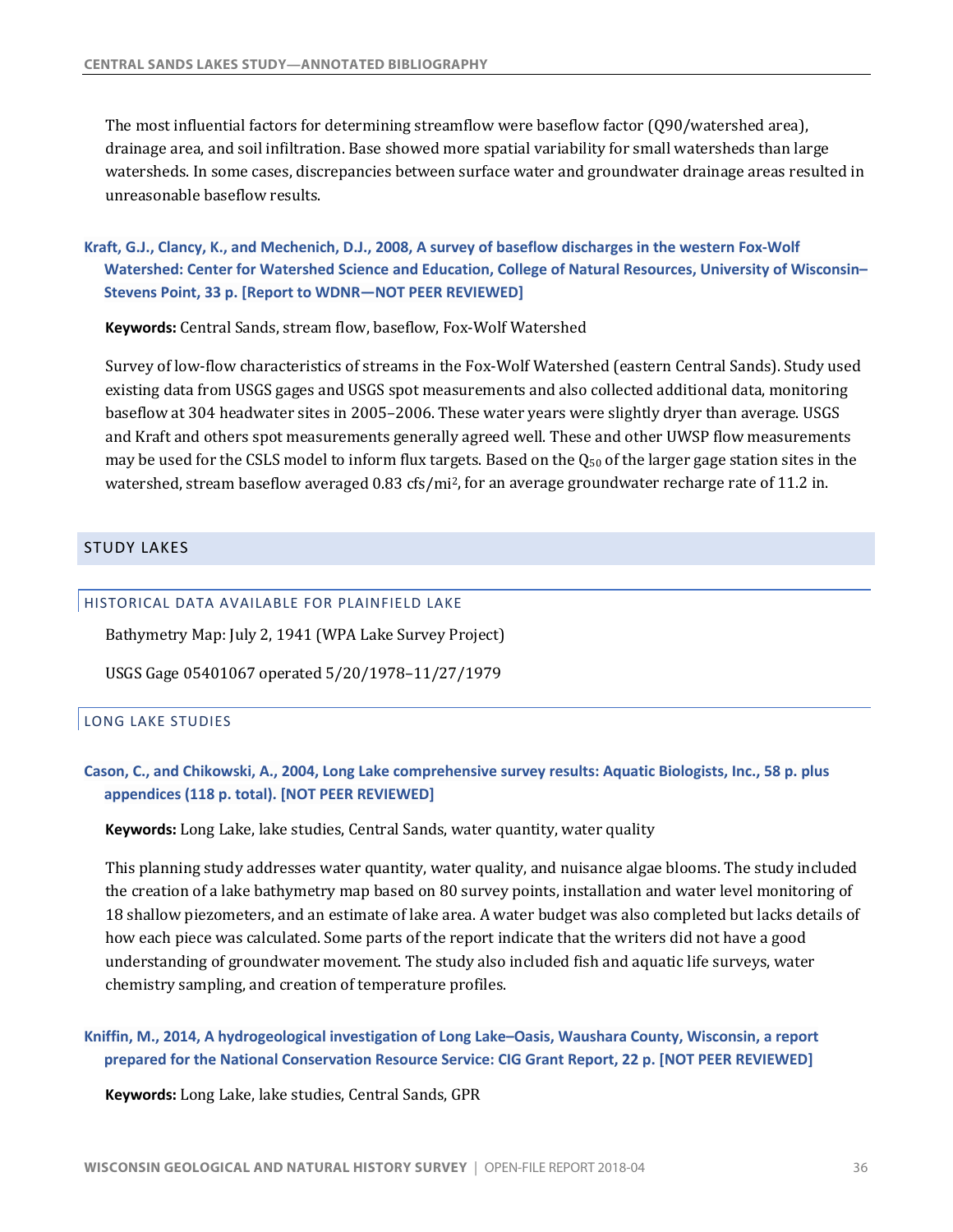The most influential factors for determining streamflow were baseflow factor (Q90/watershed area), drainage area, and soil infiltration. Base showed more spatial variability for small watersheds than large watersheds. In some cases, discrepancies between surface water and groundwater drainage areas resulted in unreasonable baseflow results.

**Kraft, G.J., Clancy, K., and Mechenich, D.J., 2008, A survey of baseflow discharges in the western Fox-Wolf Watershed: Center for Watershed Science and Education, College of Natural Resources, University of Wisconsin–Stevens Point, 33 p. [Report to WDNR—NOT PEER REVIEWED]**

**Keywords:** Central Sands, stream flow, baseflow, Fox-Wolf Watershed

Survey of low-flow characteristics of streams in the Fox-Wolf Watershed (eastern Central Sands). Study used existing data from USGS gages and USGS spot measurements and also collected additional data, monitoring baseflow at 304 headwater sites in 2005–2006. These water years were slightly dryer than average. USGS and Kraft and others spot measurements generally agreed well. These and other UWSP flow measurements may be used for the CSLS model to inform flux targets. Based on the $Q_{50}$ of the larger gage station sites in the watershed, stream baseflow averaged 0.83 cfs/mi$^2$, for an average groundwater recharge rate of 11.2 in.

## STUDY LAKES

### HISTORICAL DATA AVAILABLE FOR PLAINFIELD LAKE

Bathymetry Map: July 2, 1941 (WPA Lake Survey Project)

USGS Gage 05401067 operated 5/20/1978–11/27/1979

### LONG LAKE STUDIES

**Cason, C., and Chikowski, A., 2004, Long Lake comprehensive survey results: Aquatic Biologists, Inc., 58 p. plus appendices (118 p. total). [NOT PEER REVIEWED]**

**Keywords:** Long Lake, lake studies, Central Sands, water quantity, water quality

This planning study addresses water quantity, water quality, and nuisance algae blooms. The study included the creation of a lake bathymetry map based on 80 survey points, installation and water level monitoring of 18 shallow piezometers, and an estimate of lake area. A water budget was also completed but lacks details of how each piece was calculated. Some parts of the report indicate that the writers did not have a good understanding of groundwater movement. The study also included fish and aquatic life surveys, water chemistry sampling, and creation of temperature profiles.

**Kniffin, M., 2014, A hydrogeological investigation of Long Lake–Oasis, Waushara County, Wisconsin, a report prepared for the National Conservation Resource Service: CIG Grant Report, 22 p. [NOT PEER REVIEWED]**

**Keywords:** Long Lake, lake studies, Central Sands, GPR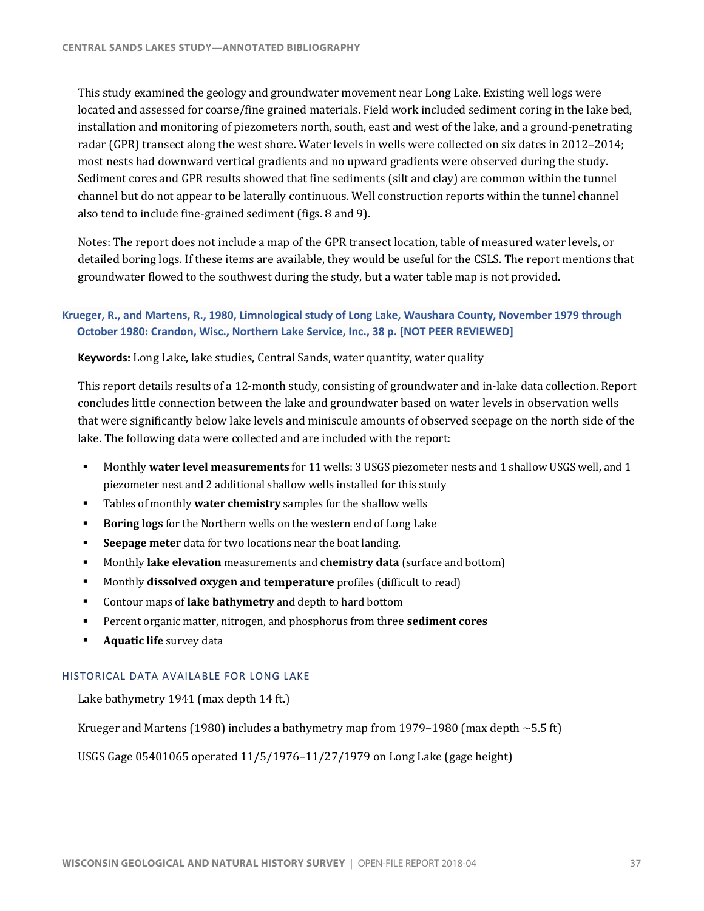This study examined the geology and groundwater movement near Long Lake. Existing well logs were located and assessed for coarse/fine grained materials. Field work included sediment coring in the lake bed, installation and monitoring of piezometers north, south, east and west of the lake, and a ground-penetrating radar (GPR) transect along the west shore. Water levels in wells were collected on six dates in 2012–2014; most nests had downward vertical gradients and no upward gradients were observed during the study. Sediment cores and GPR results showed that fine sediments (silt and clay) are common within the tunnel channel but do not appear to be laterally continuous. Well construction reports within the tunnel channel also tend to include fine-grained sediment (figs. 8 and 9).

Notes: The report does not include a map of the GPR transect location, table of measured water levels, or detailed boring logs. If these items are available, they would be useful for the CSLS. The report mentions that groundwater flowed to the southwest during the study, but a water table map is not provided.

### Krueger, R., and Martens, R., 1980, Limnological study of Long Lake, Waushara County, November 1979 through October 1980: Crandon, Wisc., Northern Lake Service, Inc., 38 p. [NOT PEER REVIEWED]

**Keywords:** Long Lake, lake studies, Central Sands, water quantity, water quality

This report details results of a 12-month study, consisting of groundwater and in-lake data collection. Report concludes little connection between the lake and groundwater based on water levels in observation wells that were significantly below lake levels and miniscule amounts of observed seepage on the north side of the lake. The following data were collected and are included with the report:

- Monthly **water level measurements** for 11 wells: 3 USGS piezometer nests and 1 shallow USGS well, and 1 piezometer nest and 2 additional shallow wells installed for this study
- Tables of monthly **water chemistry** samples for the shallow wells
- **Boring logs** for the Northern wells on the western end of Long Lake
- **Seepage meter** data for two locations near the boat landing.
- Monthly **lake elevation** measurements and **chemistry data** (surface and bottom)
- Monthly **dissolved oxygen and temperature** profiles (difficult to read)
- Contour maps of **lake bathymetry** and depth to hard bottom
- Percent organic matter, nitrogen, and phosphorus from three **sediment cores**
- **Aquatic life** survey data

## HISTORICAL DATA AVAILABLE FOR LONG LAKE

Lake bathymetry 1941 (max depth 14 ft.)

Krueger and Martens (1980) includes a bathymetry map from 1979–1980 (max depth ~5.5 ft)

USGS Gage 05401065 operated 11/5/1976–11/27/1979 on Long Lake (gage height)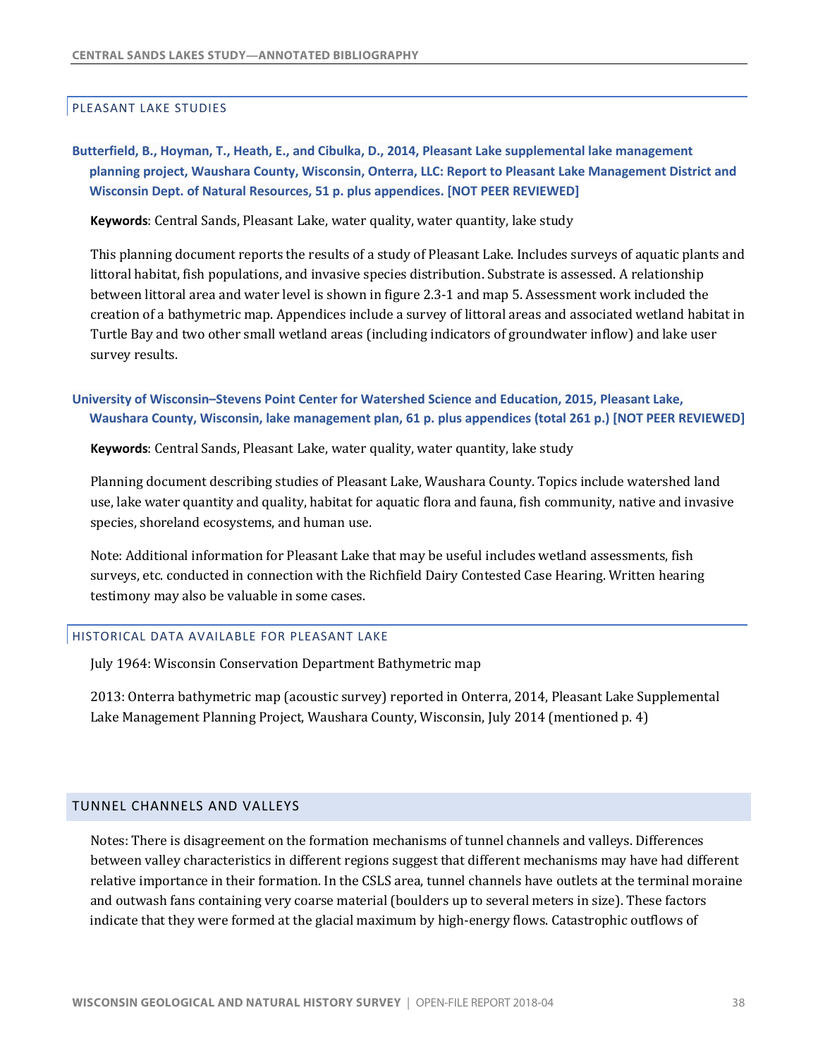## PLEASANT LAKE STUDIES

**Butterfield, B., Hoyman, T., Heath, E., and Cibulka, D., 2014, Pleasant Lake supplemental lake management planning project, Waushara County, Wisconsin, Onterra, LLC: Report to Pleasant Lake Management District and Wisconsin Dept. of Natural Resources, 51 p. plus appendices. [NOT PEER REVIEWED]**

**Keywords**: Central Sands, Pleasant Lake, water quality, water quantity, lake study

This planning document reports the results of a study of Pleasant Lake. Includes surveys of aquatic plants and littoral habitat, fish populations, and invasive species distribution. Substrate is assessed. A relationship between littoral area and water level is shown in figure 2.3-1 and map 5. Assessment work included the creation of a bathymetric map. Appendices include a survey of littoral areas and associated wetland habitat in Turtle Bay and two other small wetland areas (including indicators of groundwater inflow) and lake user survey results.

**University of Wisconsin–Stevens Point Center for Watershed Science and Education, 2015, Pleasant Lake, Waushara County, Wisconsin, lake management plan, 61 p. plus appendices (total 261 p.) [NOT PEER REVIEWED]**

**Keywords**: Central Sands, Pleasant Lake, water quality, water quantity, lake study

Planning document describing studies of Pleasant Lake, Waushara County. Topics include watershed land use, lake water quantity and quality, habitat for aquatic flora and fauna, fish community, native and invasive species, shoreland ecosystems, and human use.

Note: Additional information for Pleasant Lake that may be useful includes wetland assessments, fish surveys, etc. conducted in connection with the Richfield Dairy Contested Case Hearing. Written hearing testimony may also be valuable in some cases.

## HISTORICAL DATA AVAILABLE FOR PLEASANT LAKE

July 1964: Wisconsin Conservation Department Bathymetric map

2013: Onterra bathymetric map (acoustic survey) reported in Onterra, 2014, Pleasant Lake Supplemental Lake Management Planning Project, Waushara County, Wisconsin, July 2014 (mentioned p. 4)

# TUNNEL CHANNELS AND VALLEYS

Notes: There is disagreement on the formation mechanisms of tunnel channels and valleys. Differences between valley characteristics in different regions suggest that different mechanisms may have had different relative importance in their formation. In the CSLS area, tunnel channels have outlets at the terminal moraine and outwash fans containing very coarse material (boulders up to several meters in size). These factors indicate that they were formed at the glacial maximum by high-energy flows. Catastrophic outflows of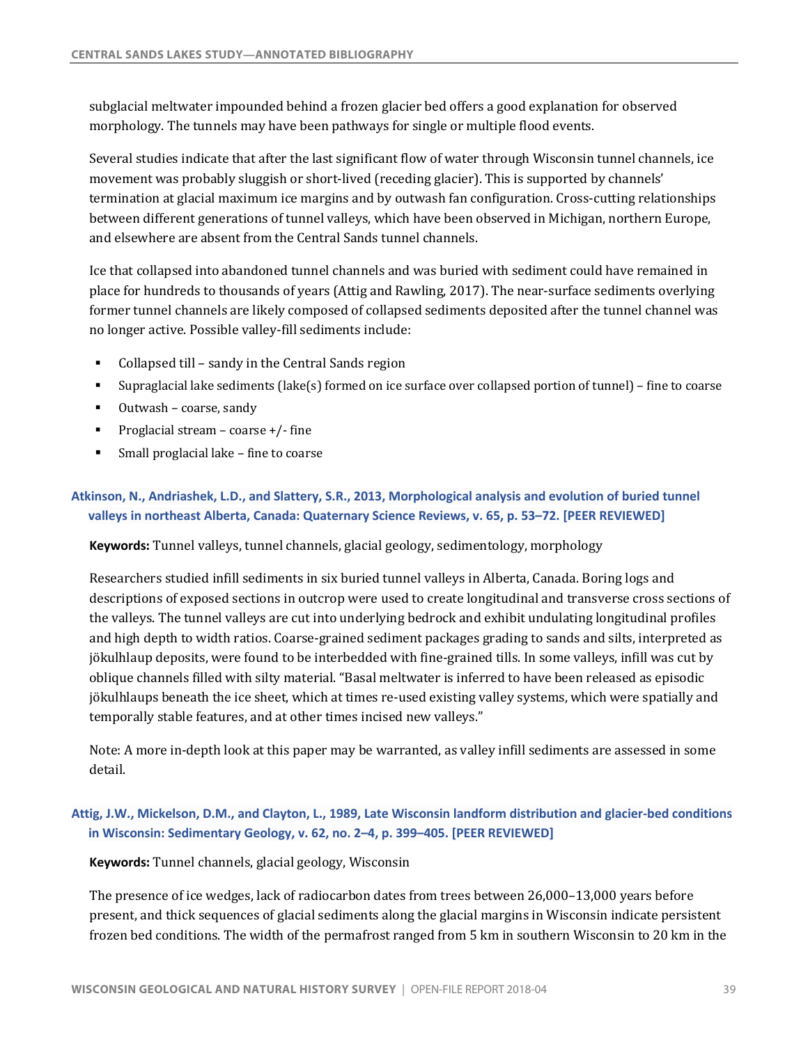subglacial meltwater impounded behind a frozen glacier bed offers a good explanation for observed morphology. The tunnels may have been pathways for single or multiple flood events.

Several studies indicate that after the last significant flow of water through Wisconsin tunnel channels, ice movement was probably sluggish or short-lived (receding glacier). This is supported by channels' termination at glacial maximum ice margins and by outwash fan configuration. Cross-cutting relationships between different generations of tunnel valleys, which have been observed in Michigan, northern Europe, and elsewhere are absent from the Central Sands tunnel channels.

Ice that collapsed into abandoned tunnel channels and was buried with sediment could have remained in place for hundreds to thousands of years (Attig and Rawling, 2017). The near-surface sediments overlying former tunnel channels are likely composed of collapsed sediments deposited after the tunnel channel was no longer active. Possible valley-fill sediments include:

- Collapsed till – sandy in the Central Sands region
- Supraglacial lake sediments (lake(s) formed on ice surface over collapsed portion of tunnel) – fine to coarse
- Outwash – coarse, sandy
- Proglacial stream – coarse +/- fine
- Small proglacial lake – fine to coarse

### Atkinson, N., Andriashek, L.D., and Slattery, S.R., 2013, Morphological analysis and evolution of buried tunnel valleys in northeast Alberta, Canada: Quaternary Science Reviews, v. 65, p. 53–72. [PEER REVIEWED]

**Keywords:** Tunnel valleys, tunnel channels, glacial geology, sedimentology, morphology

Researchers studied infill sediments in six buried tunnel valleys in Alberta, Canada. Boring logs and descriptions of exposed sections in outcrop were used to create longitudinal and transverse cross sections of the valleys. The tunnel valleys are cut into underlying bedrock and exhibit undulating longitudinal profiles and high depth to width ratios. Coarse-grained sediment packages grading to sands and silts, interpreted as jökulhlaup deposits, were found to be interbedded with fine-grained tills. In some valleys, infill was cut by oblique channels filled with silty material. "Basal meltwater is inferred to have been released as episodic jökulhlaups beneath the ice sheet, which at times re-used existing valley systems, which were spatially and temporally stable features, and at other times incised new valleys."

Note: A more in-depth look at this paper may be warranted, as valley infill sediments are assessed in some detail.

### Attig, J.W., Mickelson, D.M., and Clayton, L., 1989, Late Wisconsin landform distribution and glacier-bed conditions in Wisconsin: Sedimentary Geology, v. 62, no. 2–4, p. 399–405. [PEER REVIEWED]

**Keywords:** Tunnel channels, glacial geology, Wisconsin

The presence of ice wedges, lack of radiocarbon dates from trees between 26,000–13,000 years before present, and thick sequences of glacial sediments along the glacial margins in Wisconsin indicate persistent frozen bed conditions. The width of the permafrost ranged from 5 km in southern Wisconsin to 20 km in the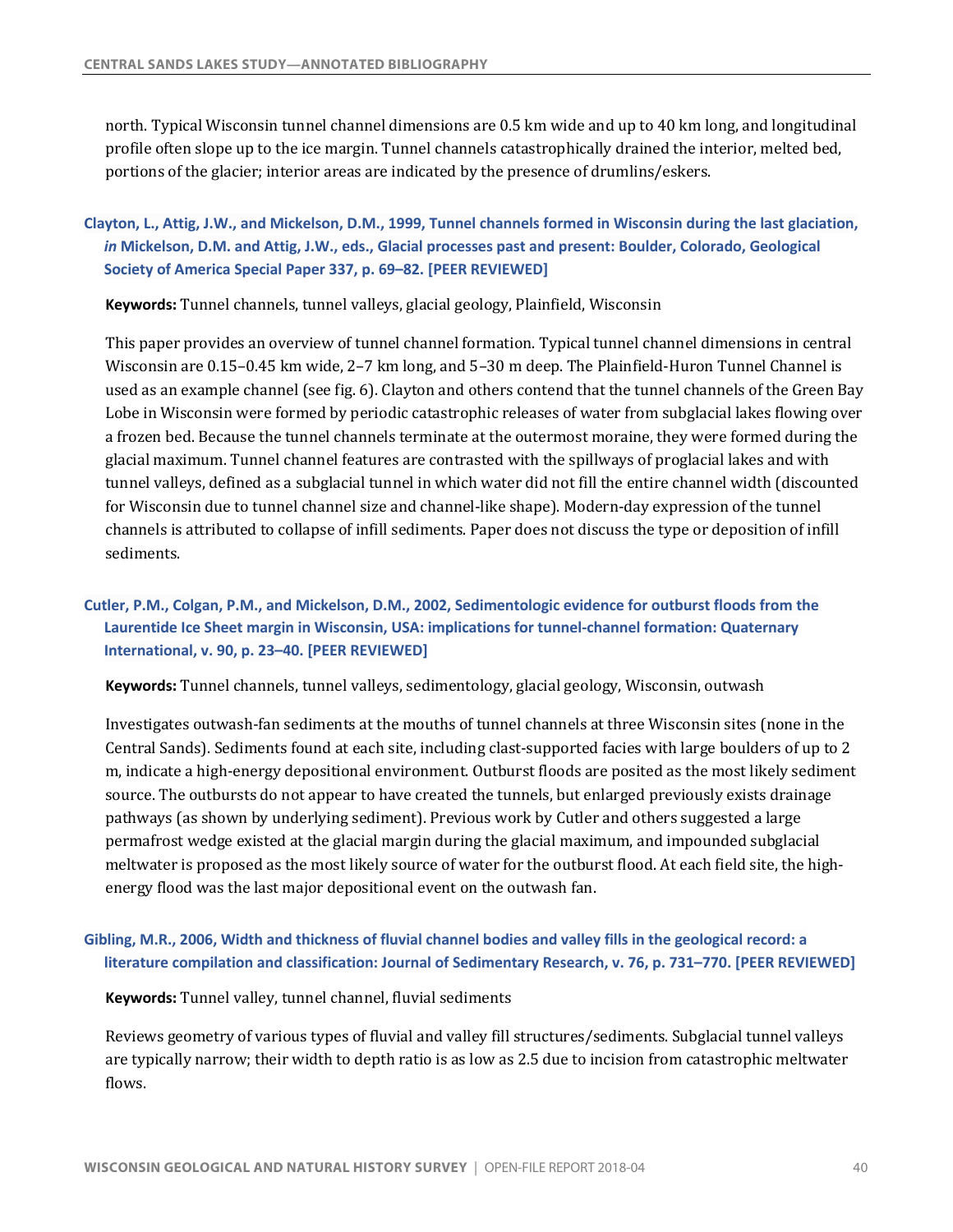north. Typical Wisconsin tunnel channel dimensions are 0.5 km wide and up to 40 km long, and longitudinal profile often slope up to the ice margin. Tunnel channels catastrophically drained the interior, melted bed, portions of the glacier; interior areas are indicated by the presence of drumlins/eskers.

**Clayton, L., Attig, J.W., and Mickelson, D.M., 1999, Tunnel channels formed in Wisconsin during the last glaciation, *in* Mickelson, D.M. and Attig, J.W., eds., Glacial processes past and present: Boulder, Colorado, Geological Society of America Special Paper 337, p. 69–82. [PEER REVIEWED]**

**Keywords:** Tunnel channels, tunnel valleys, glacial geology, Plainfield, Wisconsin

This paper provides an overview of tunnel channel formation. Typical tunnel channel dimensions in central Wisconsin are 0.15–0.45 km wide, 2–7 km long, and 5–30 m deep. The Plainfield-Huron Tunnel Channel is used as an example channel (see fig. 6). Clayton and others contend that the tunnel channels of the Green Bay Lobe in Wisconsin were formed by periodic catastrophic releases of water from subglacial lakes flowing over a frozen bed. Because the tunnel channels terminate at the outermost moraine, they were formed during the glacial maximum. Tunnel channel features are contrasted with the spillways of proglacial lakes and with tunnel valleys, defined as a subglacial tunnel in which water did not fill the entire channel width (discounted for Wisconsin due to tunnel channel size and channel-like shape). Modern-day expression of the tunnel channels is attributed to collapse of infill sediments. Paper does not discuss the type or deposition of infill sediments.

**Cutler, P.M., Colgan, P.M., and Mickelson, D.M., 2002, Sedimentologic evidence for outburst floods from the Laurentide Ice Sheet margin in Wisconsin, USA: implications for tunnel-channel formation: Quaternary International, v. 90, p. 23–40. [PEER REVIEWED]**

**Keywords:** Tunnel channels, tunnel valleys, sedimentology, glacial geology, Wisconsin, outwash

Investigates outwash-fan sediments at the mouths of tunnel channels at three Wisconsin sites (none in the Central Sands). Sediments found at each site, including clast-supported facies with large boulders of up to 2 m, indicate a high-energy depositional environment. Outburst floods are posited as the most likely sediment source. The outbursts do not appear to have created the tunnels, but enlarged previously exists drainage pathways (as shown by underlying sediment). Previous work by Cutler and others suggested a large permafrost wedge existed at the glacial margin during the glacial maximum, and impounded subglacial meltwater is proposed as the most likely source of water for the outburst flood. At each field site, the high-energy flood was the last major depositional event on the outwash fan.

**Gibling, M.R., 2006, Width and thickness of fluvial channel bodies and valley fills in the geological record: a literature compilation and classification: Journal of Sedimentary Research, v. 76, p. 731–770. [PEER REVIEWED]**

**Keywords:** Tunnel valley, tunnel channel, fluvial sediments

Reviews geometry of various types of fluvial and valley fill structures/sediments. Subglacial tunnel valleys are typically narrow; their width to depth ratio is as low as 2.5 due to incision from catastrophic meltwater flows.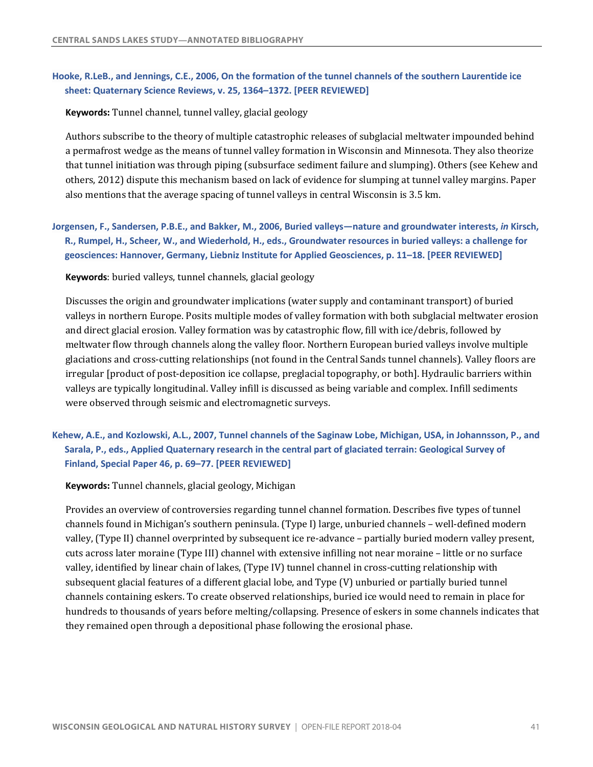**Hooke, R.LeB., and Jennings, C.E., 2006, On the formation of the tunnel channels of the southern Laurentide ice sheet: Quaternary Science Reviews, v. 25, 1364–1372. [PEER REVIEWED]**

**Keywords:** Tunnel channel, tunnel valley, glacial geology

Authors subscribe to the theory of multiple catastrophic releases of subglacial meltwater impounded behind a permafrost wedge as the means of tunnel valley formation in Wisconsin and Minnesota. They also theorize that tunnel initiation was through piping (subsurface sediment failure and slumping). Others (see Kehew and others, 2012) dispute this mechanism based on lack of evidence for slumping at tunnel valley margins. Paper also mentions that the average spacing of tunnel valleys in central Wisconsin is 3.5 km.

**Jorgensen, F., Sandersen, P.B.E., and Bakker, M., 2006, Buried valleys—nature and groundwater interests, *in* Kirsch, R., Rumpel, H., Scheer, W., and Wiederhold, H., eds., Groundwater resources in buried valleys: a challenge for geosciences: Hannover, Germany, Liebniz Institute for Applied Geosciences, p. 11–18. [PEER REVIEWED]**

**Keywords**: buried valleys, tunnel channels, glacial geology

Discusses the origin and groundwater implications (water supply and contaminant transport) of buried valleys in northern Europe. Posits multiple modes of valley formation with both subglacial meltwater erosion and direct glacial erosion. Valley formation was by catastrophic flow, fill with ice/debris, followed by meltwater flow through channels along the valley floor. Northern European buried valleys involve multiple glaciations and cross-cutting relationships (not found in the Central Sands tunnel channels). Valley floors are irregular [product of post-deposition ice collapse, preglacial topography, or both]. Hydraulic barriers within valleys are typically longitudinal. Valley infill is discussed as being variable and complex. Infill sediments were observed through seismic and electromagnetic surveys.

**Kehew, A.E., and Kozlowski, A.L., 2007, Tunnel channels of the Saginaw Lobe, Michigan, USA, in Johannsson, P., and Sarala, P., eds., Applied Quaternary research in the central part of glaciated terrain: Geological Survey of Finland, Special Paper 46, p. 69–77. [PEER REVIEWED]**

**Keywords:** Tunnel channels, glacial geology, Michigan

Provides an overview of controversies regarding tunnel channel formation. Describes five types of tunnel channels found in Michigan's southern peninsula. (Type I) large, unburied channels – well-defined modern valley, (Type II) channel overprinted by subsequent ice re-advance – partially buried modern valley present, cuts across later moraine (Type III) channel with extensive infilling not near moraine – little or no surface valley, identified by linear chain of lakes, (Type IV) tunnel channel in cross-cutting relationship with subsequent glacial features of a different glacial lobe, and Type (V) unburied or partially buried tunnel channels containing eskers. To create observed relationships, buried ice would need to remain in place for hundreds to thousands of years before melting/collapsing. Presence of eskers in some channels indicates that they remained open through a depositional phase following the erosional phase.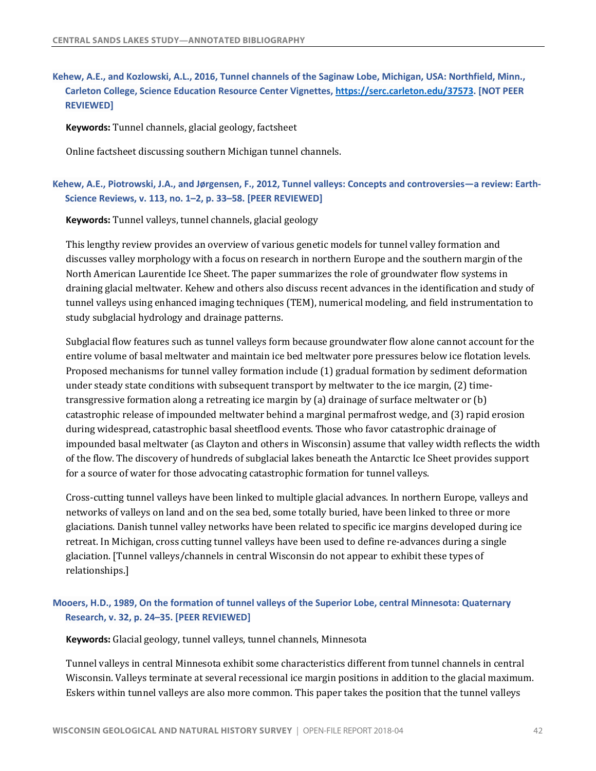**Kehew, A.E., and Kozlowski, A.L., 2016, Tunnel channels of the Saginaw Lobe, Michigan, USA: Northfield, Minn., Carleton College, Science Education Resource Center Vignettes, https://serc.carleton.edu/37573. [NOT PEER REVIEWED]**

**Keywords:** Tunnel channels, glacial geology, factsheet

Online factsheet discussing southern Michigan tunnel channels.

**Kehew, A.E., Piotrowski, J.A., and Jørgensen, F., 2012, Tunnel valleys: Concepts and controversies—a review: Earth-Science Reviews, v. 113, no. 1–2, p. 33–58. [PEER REVIEWED]**

**Keywords:** Tunnel valleys, tunnel channels, glacial geology

This lengthy review provides an overview of various genetic models for tunnel valley formation and discusses valley morphology with a focus on research in northern Europe and the southern margin of the North American Laurentide Ice Sheet. The paper summarizes the role of groundwater flow systems in draining glacial meltwater. Kehew and others also discuss recent advances in the identification and study of tunnel valleys using enhanced imaging techniques (TEM), numerical modeling, and field instrumentation to study subglacial hydrology and drainage patterns.

Subglacial flow features such as tunnel valleys form because groundwater flow alone cannot account for the entire volume of basal meltwater and maintain ice bed meltwater pore pressures below ice flotation levels. Proposed mechanisms for tunnel valley formation include (1) gradual formation by sediment deformation under steady state conditions with subsequent transport by meltwater to the ice margin, (2) time-transgressive formation along a retreating ice margin by (a) drainage of surface meltwater or (b) catastrophic release of impounded meltwater behind a marginal permafrost wedge, and (3) rapid erosion during widespread, catastrophic basal sheetflood events. Those who favor catastrophic drainage of impounded basal meltwater (as Clayton and others in Wisconsin) assume that valley width reflects the width of the flow. The discovery of hundreds of subglacial lakes beneath the Antarctic Ice Sheet provides support for a source of water for those advocating catastrophic formation for tunnel valleys.

Cross-cutting tunnel valleys have been linked to multiple glacial advances. In northern Europe, valleys and networks of valleys on land and on the sea bed, some totally buried, have been linked to three or more glaciations. Danish tunnel valley networks have been related to specific ice margins developed during ice retreat. In Michigan, cross cutting tunnel valleys have been used to define re-advances during a single glaciation. [Tunnel valleys/channels in central Wisconsin do not appear to exhibit these types of relationships.]

**Mooers, H.D., 1989, On the formation of tunnel valleys of the Superior Lobe, central Minnesota: Quaternary Research, v. 32, p. 24–35. [PEER REVIEWED]**

**Keywords:** Glacial geology, tunnel valleys, tunnel channels, Minnesota

Tunnel valleys in central Minnesota exhibit some characteristics different from tunnel channels in central Wisconsin. Valleys terminate at several recessional ice margin positions in addition to the glacial maximum. Eskers within tunnel valleys are also more common. This paper takes the position that the tunnel valleys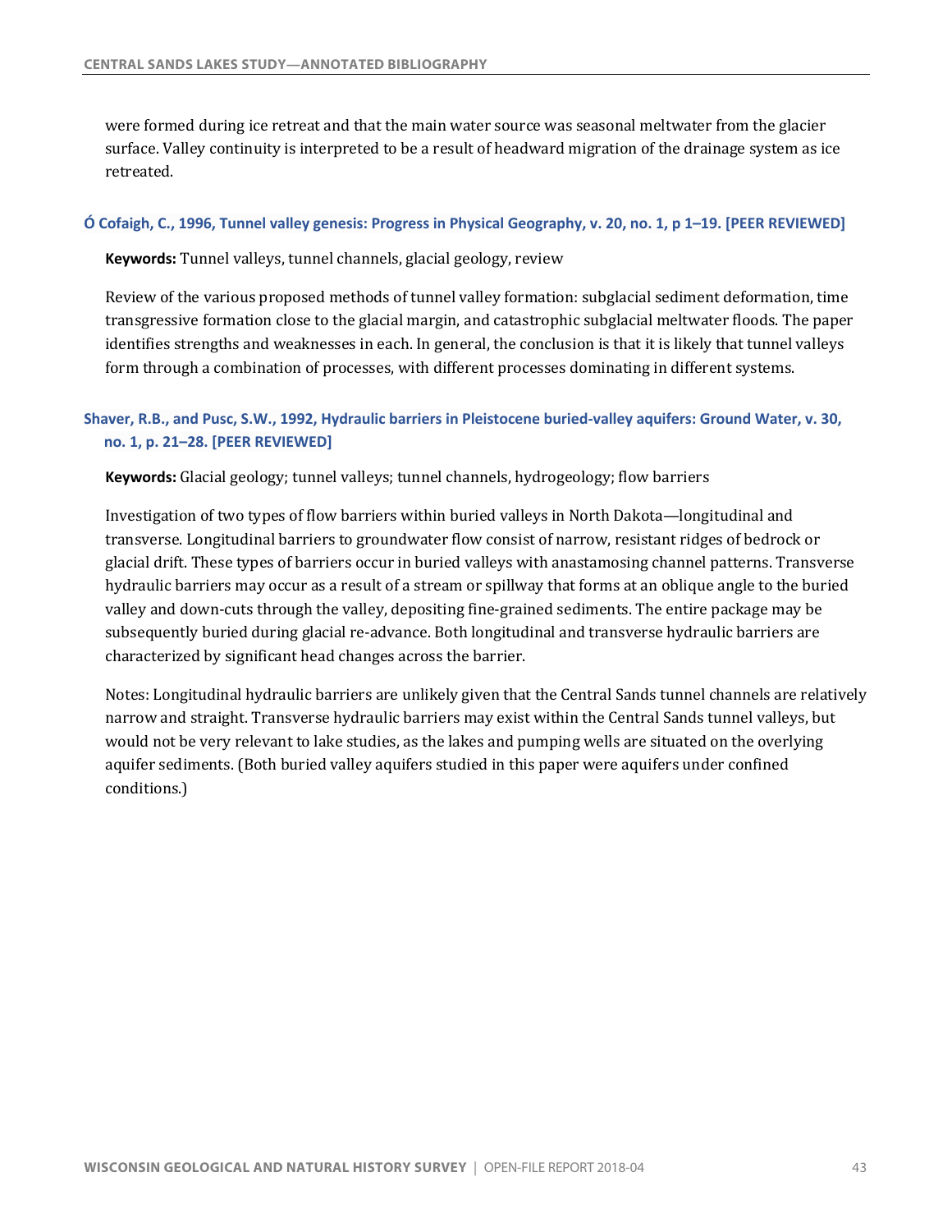were formed during ice retreat and that the main water source was seasonal meltwater from the glacier surface. Valley continuity is interpreted to be a result of headward migration of the drainage system as ice retreated.

### Ó Cofaigh, C., 1996, Tunnel valley genesis: Progress in Physical Geography, v. 20, no. 1, p 1–19. [PEER REVIEWED]

**Keywords:** Tunnel valleys, tunnel channels, glacial geology, review

Review of the various proposed methods of tunnel valley formation: subglacial sediment deformation, time transgressive formation close to the glacial margin, and catastrophic subglacial meltwater floods. The paper identifies strengths and weaknesses in each. In general, the conclusion is that it is likely that tunnel valleys form through a combination of processes, with different processes dominating in different systems.

### Shaver, R.B., and Pusc, S.W., 1992, Hydraulic barriers in Pleistocene buried-valley aquifers: Ground Water, v. 30, no. 1, p. 21–28. [PEER REVIEWED]

**Keywords:** Glacial geology; tunnel valleys; tunnel channels, hydrogeology; flow barriers

Investigation of two types of flow barriers within buried valleys in North Dakota—longitudinal and transverse. Longitudinal barriers to groundwater flow consist of narrow, resistant ridges of bedrock or glacial drift. These types of barriers occur in buried valleys with anastamosing channel patterns. Transverse hydraulic barriers may occur as a result of a stream or spillway that forms at an oblique angle to the buried valley and down-cuts through the valley, depositing fine-grained sediments. The entire package may be subsequently buried during glacial re-advance. Both longitudinal and transverse hydraulic barriers are characterized by significant head changes across the barrier.

Notes: Longitudinal hydraulic barriers are unlikely given that the Central Sands tunnel channels are relatively narrow and straight. Transverse hydraulic barriers may exist within the Central Sands tunnel valleys, but would not be very relevant to lake studies, as the lakes and pumping wells are situated on the overlying aquifer sediments. (Both buried valley aquifers studied in this paper were aquifers under confined conditions.)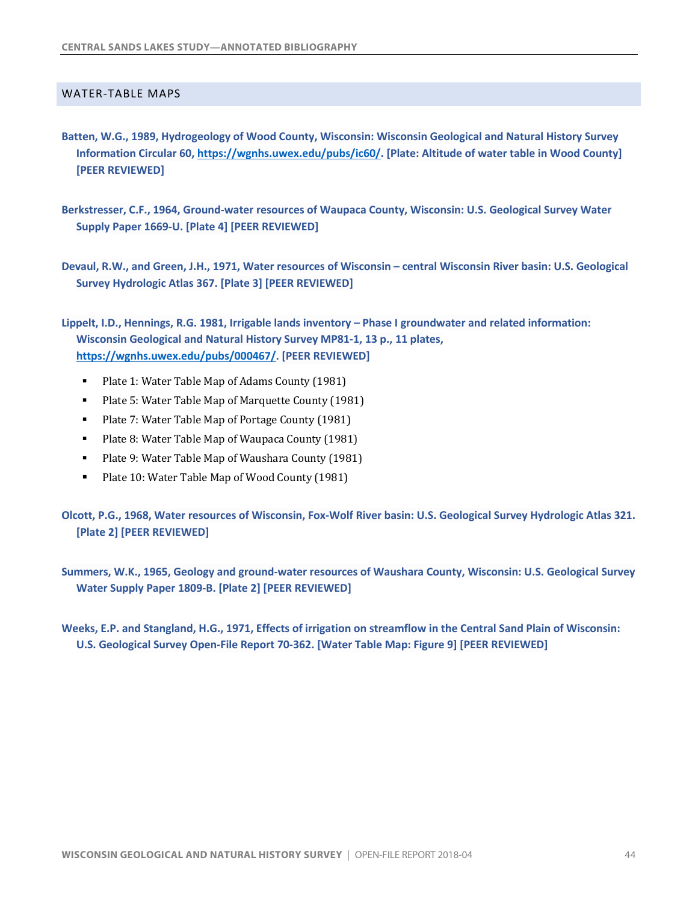## WATER-TABLE MAPS

**Batten, W.G., 1989, Hydrogeology of Wood County, Wisconsin: Wisconsin Geological and Natural History Survey Information Circular 60, [https://wgnhs.uwex.edu/pubs/ic60/](https://wgnhs.uwex.edu/pubs/ic60/). [Plate: Altitude of water table in Wood County] [PEER REVIEWED]**

**Berkstresser, C.F., 1964, Ground-water resources of Waupaca County, Wisconsin: U.S. Geological Survey Water Supply Paper 1669-U. [Plate 4] [PEER REVIEWED]**

**Devaul, R.W., and Green, J.H., 1971, Water resources of Wisconsin – central Wisconsin River basin: U.S. Geological Survey Hydrologic Atlas 367. [Plate 3] [PEER REVIEWED]**

**Lippelt, I.D., Hennings, R.G. 1981, Irrigable lands inventory – Phase I groundwater and related information: Wisconsin Geological and Natural History Survey MP81-1, 13 p., 11 plates, [https://wgnhs.uwex.edu/pubs/000467/](https://wgnhs.uwex.edu/pubs/000467/). [PEER REVIEWED]**

- Plate 1: Water Table Map of Adams County (1981)
- Plate 5: Water Table Map of Marquette County (1981)
- Plate 7: Water Table Map of Portage County (1981)
- Plate 8: Water Table Map of Waupaca County (1981)
- Plate 9: Water Table Map of Waushara County (1981)
- Plate 10: Water Table Map of Wood County (1981)

**Olcott, P.G., 1968, Water resources of Wisconsin, Fox-Wolf River basin: U.S. Geological Survey Hydrologic Atlas 321. [Plate 2] [PEER REVIEWED]**

**Summers, W.K., 1965, Geology and ground-water resources of Waushara County, Wisconsin: U.S. Geological Survey Water Supply Paper 1809-B. [Plate 2] [PEER REVIEWED]**

**Weeks, E.P. and Stangland, H.G., 1971, Effects of irrigation on streamflow in the Central Sand Plain of Wisconsin: U.S. Geological Survey Open-File Report 70-362. [Water Table Map: Figure 9] [PEER REVIEWED]**